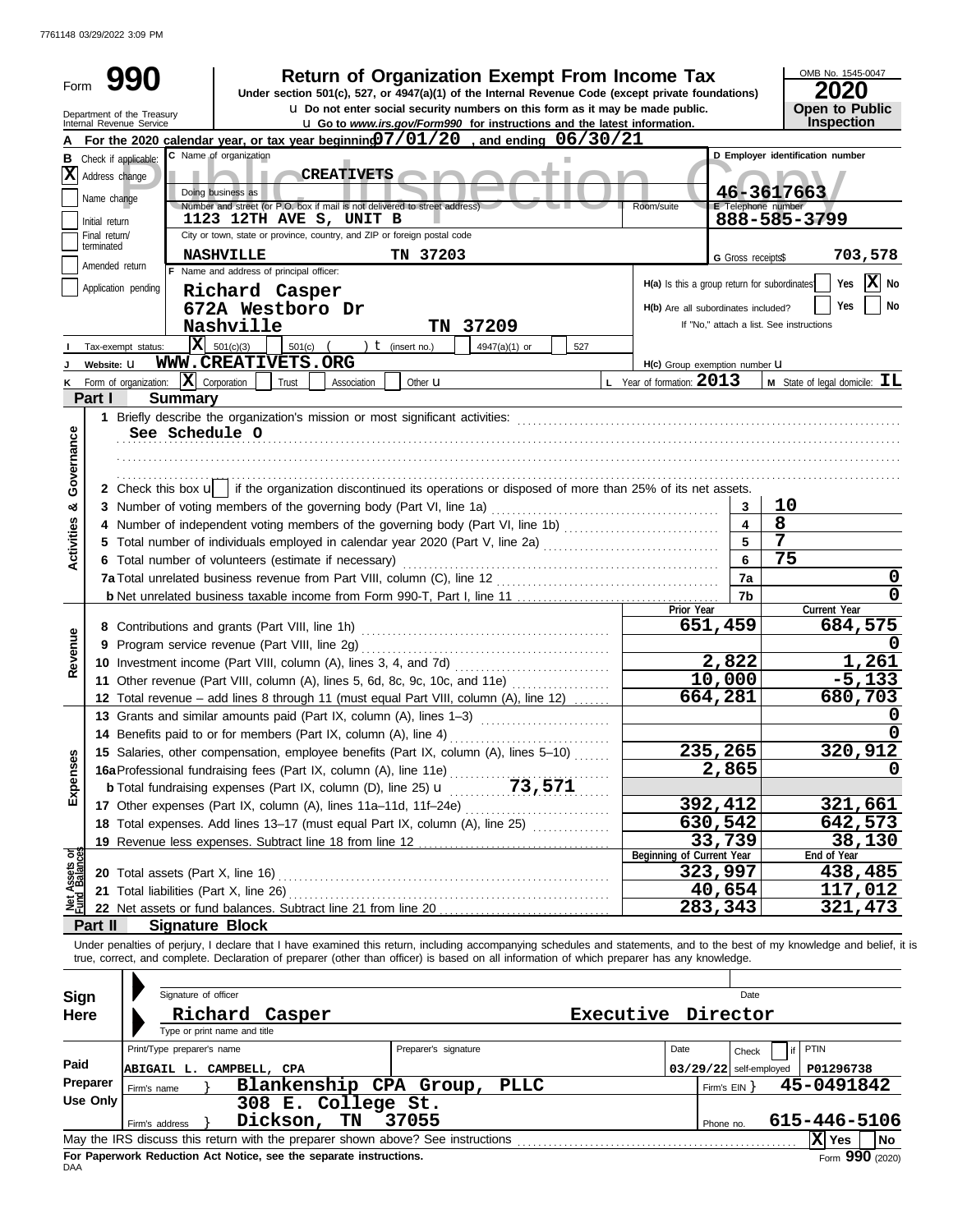7761148 03/29/2022 3:09 PM

# Form 990 — Return of Organization Exempt From Income Tax (2020)

Under section 501(c), 527, or 4947(a)(1) of the Internal Revenue Code (except private foundations)

u Do not enter social security numbers on this form as it may be made public.

u Go to *www.irs.gov/Form990* for instructions and the latest information.

Department of the Treasury, Internal Revenue Service

OMB No. 1545-0047 — **2020** — **Open to Public Inspection**

Public Inspection Copy

**A** For the 2020 calendar year, or tax year beginning **07/01/20**, and ending **06/30/21**

**B** Check if applicable:
- [X] Address change
- [ ] Name change
- [ ] Initial return
- [ ] Final return/terminated
- [ ] Amended return
- [ ] Application pending

**C** Name of organization: **CREATIVETS**

Doing business as:

Number and street (or P.O. box if mail is not delivered to street address): **1123 12TH AVE S, UNIT B** — Room/suite:

City or town, state or province, country, and ZIP or foreign postal code: **NASHVILLE TN 37203**

**D** Employer identification number: **46-3617663**

**E** Telephone number: **888-585-3799**

**G** Gross receipts$ **703,578**

**F** Name and address of principal officer:
**Richard Casper**
**672A Westboro Dr**
**Nashville TN 37209**

H(a) Is this a group return for subordinates? [ ] Yes [X] No

H(b) Are all subordinates included? [ ] Yes [ ] No — If "No," attach a list. See instructions

**I** Tax-exempt status: [X] 501(c)(3) [ ] 501(c) ( ) t (insert no.) [ ] 4947(a)(1) or [ ] 527

**J** Website: u **WWW.CREATIVETS.ORG**

H(c) Group exemption number u

**K** Form of organization: [X] Corporation [ ] Trust [ ] Association [ ] Other u

**L** Year of formation: **2013**

**M** State of legal domicile: **IL**

## Part I Summary

**Activities & Governance**

1 Briefly describe the organization's mission or most significant activities:
**See Schedule O**

2 Check this box u [ ] if the organization discontinued its operations or disposed of more than 25% of its net assets.

| | | | |
|---|---|---|---|
| 3 | Number of voting members of the governing body (Part VI, line 1a) | 3 | 10 |
| 4 | Number of independent voting members of the governing body (Part VI, line 1b) | 4 | 8 |
| 5 | Total number of individuals employed in calendar year 2020 (Part V, line 2a) | 5 | 7 |
| 6 | Total number of volunteers (estimate if necessary) | 6 | 75 |
| 7a | Total unrelated business revenue from Part VIII, column (C), line 12 | 7a | 0 |
| 7b | Net unrelated business taxable income from Form 990-T, Part I, line 11 | 7b | 0 |

**Revenue**

| | | Prior Year | Current Year |
|---|---|---|---|
| 8 | Contributions and grants (Part VIII, line 1h) | 651,459 | 684,575 |
| 9 | Program service revenue (Part VIII, line 2g) | | 0 |
| 10 | Investment income (Part VIII, column (A), lines 3, 4, and 7d) | 2,822 | 1,261 |
| 11 | Other revenue (Part VIII, column (A), lines 5, 6d, 8c, 9c, 10c, and 11e) | 10,000 | -5,133 |
| 12 | Total revenue – add lines 8 through 11 (must equal Part VIII, column (A), line 12) | 664,281 | 680,703 |

**Expenses**

| | | Prior Year | Current Year |
|---|---|---|---|
| 13 | Grants and similar amounts paid (Part IX, column (A), lines 1–3) | | 0 |
| 14 | Benefits paid to or for members (Part IX, column (A), line 4) | | 0 |
| 15 | Salaries, other compensation, employee benefits (Part IX, column (A), lines 5–10) | 235,265 | 320,912 |
| 16a | Professional fundraising fees (Part IX, column (A), line 11e) | 2,865 | 0 |
| b | Total fundraising expenses (Part IX, column (D), line 25) u 73,571 | | |
| 17 | Other expenses (Part IX, column (A), lines 11a–11d, 11f–24e) | 392,412 | 321,661 |
| 18 | Total expenses. Add lines 13–17 (must equal Part IX, column (A), line 25) | 630,542 | 642,573 |
| 19 | Revenue less expenses. Subtract line 18 from line 12 | 33,739 | 38,130 |

**Net Assets or Fund Balances**

| | | Beginning of Current Year | End of Year |
|---|---|---|---|
| 20 | Total assets (Part X, line 16) | 323,997 | 438,485 |
| 21 | Total liabilities (Part X, line 26) | 40,654 | 117,012 |
| 22 | Net assets or fund balances. Subtract line 21 from line 20 | 283,343 | 321,473 |

## Part II Signature Block

Under penalties of perjury, I declare that I have examined this return, including accompanying schedules and statements, and to the best of my knowledge and belief, it is true, correct, and complete. Declaration of preparer (other than officer) is based on all information of which preparer has any knowledge.

**Sign Here**

Signature of officer — Date

**Richard Casper — Executive Director**

Type or print name and title

**Paid Preparer Use Only**

| Print/Type preparer's name | Preparer's signature | Date | Check [ ] if self-employed | PTIN |
|---|---|---|---|---|
| ABIGAIL L. CAMPBELL, CPA | | 03/29/22 | | P01296738 |

Firm's name } **Blankenship CPA Group, PLLC** — Firm's EIN } **45-0491842**

Firm's address } **308 E. College St. Dickson, TN 37055** — Phone no. **615-446-5106**

May the IRS discuss this return with the preparer shown above? See instructions [X] Yes [ ] No

For Paperwork Reduction Act Notice, see the separate instructions.

DAA — Form **990** (2020)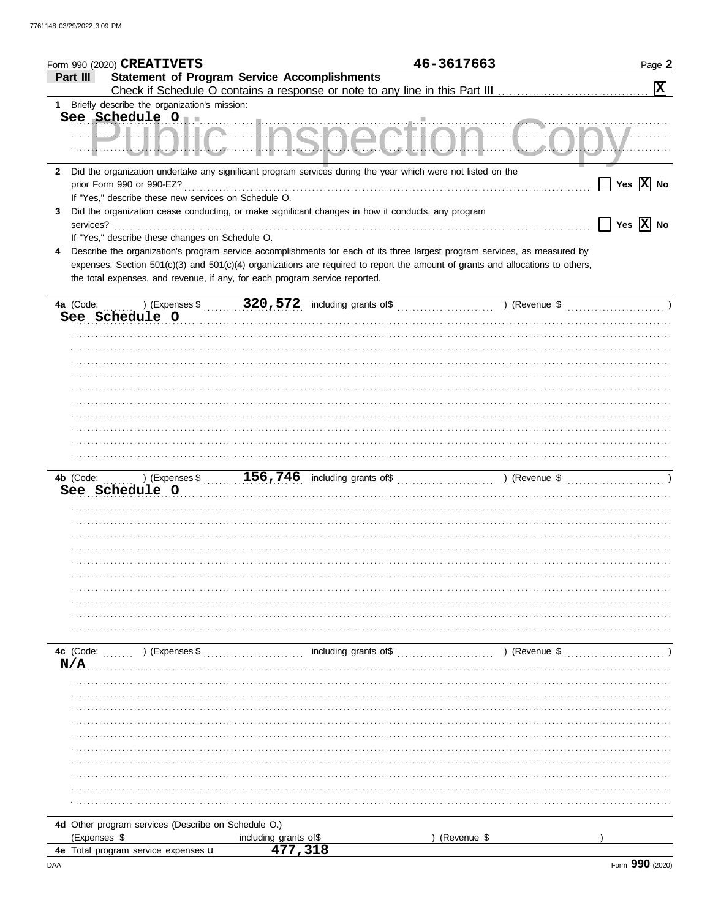Form 990 (2020) **CREATIVETS** 46-3617663

## Part III Statement of Program Service Accomplishments

Check if Schedule O contains a response or note to any line in this Part III [X]

**1** Briefly describe the organization's mission:

See Schedule O

**2** Did the organization undertake any significant program services during the year which were not listed on the prior Form 990 or 990-EZ? [ ] Yes [X] No

If "Yes," describe these new services on Schedule O.

**3** Did the organization cease conducting, or make significant changes in how it conducts, any program services? [ ] Yes [X] No

If "Yes," describe these changes on Schedule O.

**4** Describe the organization's program service accomplishments for each of its three largest program services, as measured by expenses. Section 501(c)(3) and 501(c)(4) organizations are required to report the amount of grants and allocations to others, the total expenses, and revenue, if any, for each program service reported.

**4a** (Code: ) (Expenses $ 320,572 including grants of$ ) (Revenue $ )

See Schedule O

**4b** (Code: ) (Expenses $ 156,746 including grants of$ ) (Revenue $ )

See Schedule O

**4c** (Code: ) (Expenses $ including grants of$ ) (Revenue $ )

N/A

**4d** Other program services (Describe on Schedule O.)

(Expenses $ including grants of$ ) (Revenue $ )

**4e** Total program service expenses 477,318

Form **990** (2020)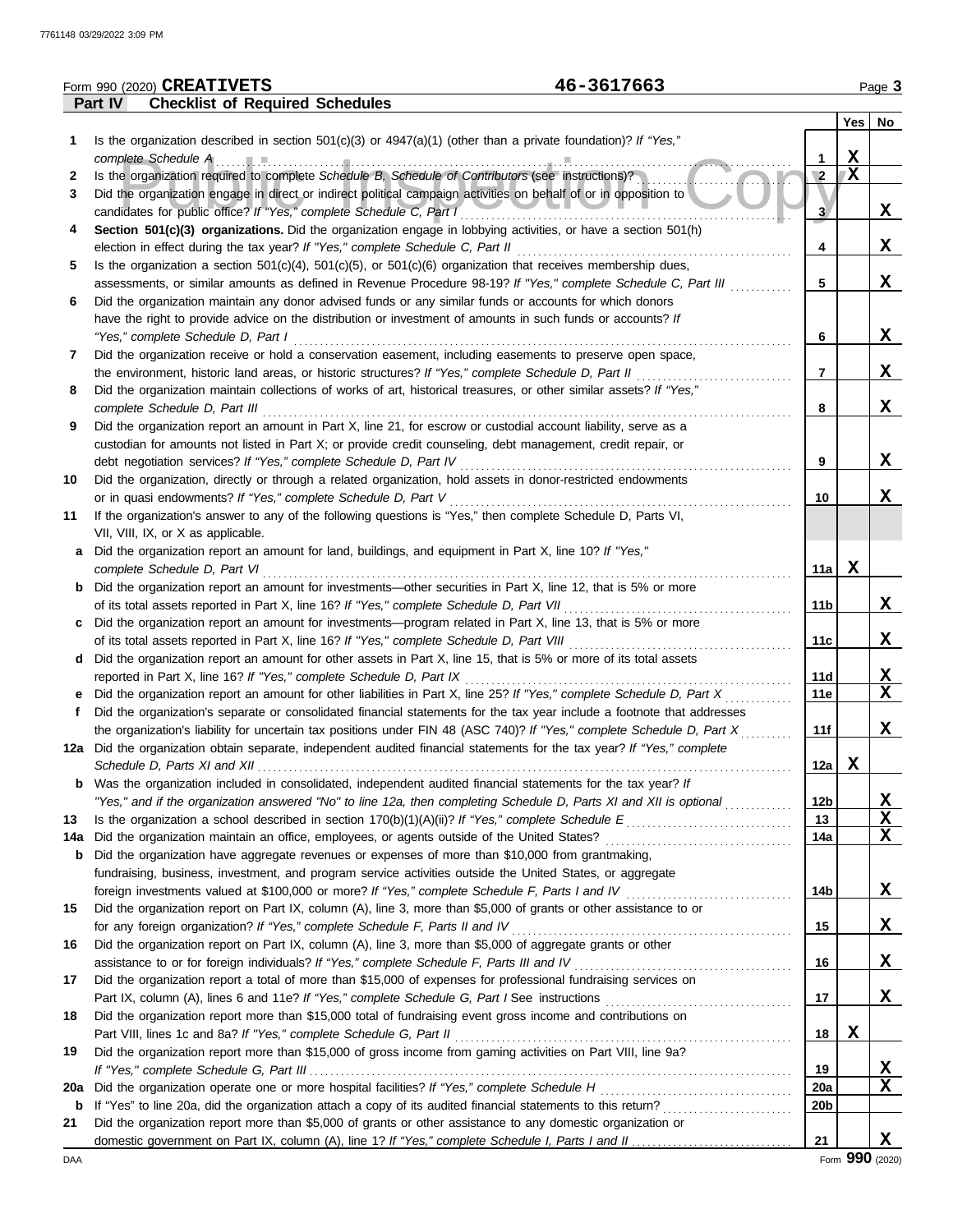Form 990 (2020) **CREATIVETS** **46-3617663** Page **3**

**Part IV Checklist of Required Schedules**

| | | | Yes | No |
|---|---|---|---|---|
| **1** | Is the organization described in section 501(c)(3) or 4947(a)(1) (other than a private foundation)? *If "Yes," complete Schedule A* | 1 | X | |
| **2** | Is the organization required to complete *Schedule B, Schedule of Contributors* (see instructions)? | 2 | X | |
| **3** | Did the organization engage in direct or indirect political campaign activities on behalf of or in opposition to candidates for public office? *If "Yes," complete Schedule C, Part I* | 3 | | X |
| **4** | **Section 501(c)(3) organizations.** Did the organization engage in lobbying activities, or have a section 501(h) election in effect during the tax year? *If "Yes," complete Schedule C, Part II* | 4 | | X |
| **5** | Is the organization a section 501(c)(4), 501(c)(5), or 501(c)(6) organization that receives membership dues, assessments, or similar amounts as defined in Revenue Procedure 98-19? *If "Yes," complete Schedule C, Part III* | 5 | | X |
| **6** | Did the organization maintain any donor advised funds or any similar funds or accounts for which donors have the right to provide advice on the distribution or investment of amounts in such funds or accounts? *If "Yes," complete Schedule D, Part I* | 6 | | X |
| **7** | Did the organization receive or hold a conservation easement, including easements to preserve open space, the environment, historic land areas, or historic structures? *If "Yes," complete Schedule D, Part II* | 7 | | X |
| **8** | Did the organization maintain collections of works of art, historical treasures, or other similar assets? *If "Yes," complete Schedule D, Part III* | 8 | | X |
| **9** | Did the organization report an amount in Part X, line 21, for escrow or custodial account liability, serve as a custodian for amounts not listed in Part X; or provide credit counseling, debt management, credit repair, or debt negotiation services? *If "Yes," complete Schedule D, Part IV* | 9 | | X |
| **10** | Did the organization, directly or through a related organization, hold assets in donor-restricted endowments or in quasi endowments? *If "Yes," complete Schedule D, Part V* | 10 | | X |
| **11** | If the organization's answer to any of the following questions is "Yes," then complete Schedule D, Parts VI, VII, VIII, IX, or X as applicable. | | | |
| **a** | Did the organization report an amount for land, buildings, and equipment in Part X, line 10? *If "Yes," complete Schedule D, Part VI* | 11a | X | |
| **b** | Did the organization report an amount for investments—other securities in Part X, line 12, that is 5% or more of its total assets reported in Part X, line 16? *If "Yes," complete Schedule D, Part VII* | 11b | | X |
| **c** | Did the organization report an amount for investments—program related in Part X, line 13, that is 5% or more of its total assets reported in Part X, line 16? *If "Yes," complete Schedule D, Part VIII* | 11c | | X |
| **d** | Did the organization report an amount for other assets in Part X, line 15, that is 5% or more of its total assets reported in Part X, line 16? *If "Yes," complete Schedule D, Part IX* | 11d | | X |
| **e** | Did the organization report an amount for other liabilities in Part X, line 25? *If "Yes," complete Schedule D, Part X* | 11e | | X |
| **f** | Did the organization's separate or consolidated financial statements for the tax year include a footnote that addresses the organization's liability for uncertain tax positions under FIN 48 (ASC 740)? *If "Yes," complete Schedule D, Part X* | 11f | | X |
| **12a** | Did the organization obtain separate, independent audited financial statements for the tax year? *If "Yes," complete Schedule D, Parts XI and XII* | 12a | X | |
| **b** | Was the organization included in consolidated, independent audited financial statements for the tax year? *If "Yes," and if the organization answered "No" to line 12a, then completing Schedule D, Parts XI and XII is optional* | 12b | | X |
| **13** | Is the organization a school described in section 170(b)(1)(A)(ii)? *If "Yes," complete Schedule E* | 13 | | X |
| **14a** | Did the organization maintain an office, employees, or agents outside of the United States? | 14a | | X |
| **b** | Did the organization have aggregate revenues or expenses of more than $10,000 from grantmaking, fundraising, business, investment, and program service activities outside the United States, or aggregate foreign investments valued at $100,000 or more? *If "Yes," complete Schedule F, Parts I and IV* | 14b | | X |
| **15** | Did the organization report on Part IX, column (A), line 3, more than $5,000 of grants or other assistance to or for any foreign organization? *If "Yes," complete Schedule F, Parts II and IV* | 15 | | X |
| **16** | Did the organization report on Part IX, column (A), line 3, more than $5,000 of aggregate grants or other assistance to or for foreign individuals? *If "Yes," complete Schedule F, Parts III and IV* | 16 | | X |
| **17** | Did the organization report a total of more than $15,000 of expenses for professional fundraising services on Part IX, column (A), lines 6 and 11e? *If "Yes," complete Schedule G, Part I* See instructions | 17 | | X |
| **18** | Did the organization report more than $15,000 total of fundraising event gross income and contributions on Part VIII, lines 1c and 8a? *If "Yes," complete Schedule G, Part II* | 18 | X | |
| **19** | Did the organization report more than $15,000 of gross income from gaming activities on Part VIII, line 9a? *If "Yes," complete Schedule G, Part III* | 19 | | X |
| **20a** | Did the organization operate one or more hospital facilities? *If "Yes," complete Schedule H* | 20a | | X |
| **b** | If "Yes" to line 20a, did the organization attach a copy of its audited financial statements to this return? | 20b | | |
| **21** | Did the organization report more than $5,000 of grants or other assistance to any domestic organization or domestic government on Part IX, column (A), line 1? *If "Yes," complete Schedule I, Parts I and II* | 21 | | X |

DAA Form **990** (2020)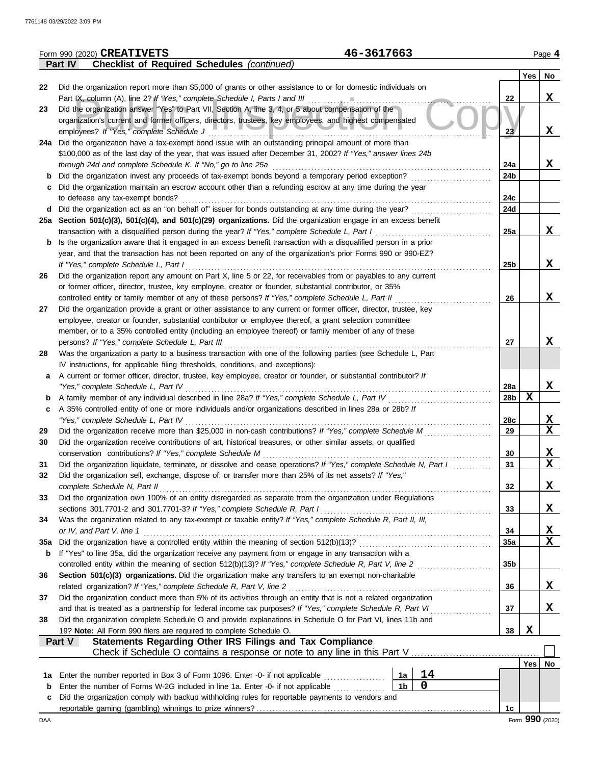Form 990 (2020) **CREATIVETS** **46-3617663** Page 4

**Part IV Checklist of Required Schedules** *(continued)*

| | | | Yes | No |
|---|---|---|---|---|
| 22 | Did the organization report more than $5,000 of grants or other assistance to or for domestic individuals on Part IX, column (A), line 2? *If "Yes," complete Schedule I, Parts I and III* | 22 | | X |
| 23 | Did the organization answer "Yes" to Part VII, Section A, line 3, 4, or 5 about compensation of the organization's current and former officers, directors, trustees, key employees, and highest compensated employees? *If "Yes," complete Schedule J* | 23 | | X |
| 24a | Did the organization have a tax-exempt bond issue with an outstanding principal amount of more than $100,000 as of the last day of the year, that was issued after December 31, 2002? *If "Yes," answer lines 24b through 24d and complete Schedule K. If "No," go to line 25a* | 24a | | X |
| b | Did the organization invest any proceeds of tax-exempt bonds beyond a temporary period exception? | 24b | | |
| c | Did the organization maintain an escrow account other than a refunding escrow at any time during the year to defease any tax-exempt bonds? | 24c | | |
| d | Did the organization act as an "on behalf of" issuer for bonds outstanding at any time during the year? | 24d | | |
| 25a | **Section 501(c)(3), 501(c)(4), and 501(c)(29) organizations.** Did the organization engage in an excess benefit transaction with a disqualified person during the year? *If "Yes," complete Schedule L, Part I* | 25a | | X |
| b | Is the organization aware that it engaged in an excess benefit transaction with a disqualified person in a prior year, and that the transaction has not been reported on any of the organization's prior Forms 990 or 990-EZ? *If "Yes," complete Schedule L, Part I* | 25b | | X |
| 26 | Did the organization report any amount on Part X, line 5 or 22, for receivables from or payables to any current or former officer, director, trustee, key employee, creator or founder, substantial contributor, or 35% controlled entity or family member of any of these persons? *If "Yes," complete Schedule L, Part II* | 26 | | X |
| 27 | Did the organization provide a grant or other assistance to any current or former officer, director, trustee, key employee, creator or founder, substantial contributor or employee thereof, a grant selection committee member, or to a 35% controlled entity (including an employee thereof) or family member of any of these persons? *If "Yes," complete Schedule L, Part III* | 27 | | X |
| 28 | Was the organization a party to a business transaction with one of the following parties (see Schedule L, Part IV instructions, for applicable filing thresholds, conditions, and exceptions): | | | |
| a | A current or former officer, director, trustee, key employee, creator or founder, or substantial contributor? *If "Yes," complete Schedule L, Part IV* | 28a | | X |
| b | A family member of any individual described in line 28a? *If "Yes," complete Schedule L, Part IV* | 28b | X | |
| c | A 35% controlled entity of one or more individuals and/or organizations described in lines 28a or 28b? *If "Yes," complete Schedule L, Part IV* | 28c | | X |
| 29 | Did the organization receive more than $25,000 in non-cash contributions? *If "Yes," complete Schedule M* | 29 | | X |
| 30 | Did the organization receive contributions of art, historical treasures, or other similar assets, or qualified conservation contributions? *If "Yes," complete Schedule M* | 30 | | X |
| 31 | Did the organization liquidate, terminate, or dissolve and cease operations? *If "Yes," complete Schedule N, Part I* | 31 | | X |
| 32 | Did the organization sell, exchange, dispose of, or transfer more than 25% of its net assets? *If "Yes," complete Schedule N, Part II* | 32 | | X |
| 33 | Did the organization own 100% of an entity disregarded as separate from the organization under Regulations sections 301.7701-2 and 301.7701-3? *If "Yes," complete Schedule R, Part I* | 33 | | X |
| 34 | Was the organization related to any tax-exempt or taxable entity? *If "Yes," complete Schedule R, Part II, III, or IV, and Part V, line 1* | 34 | | X |
| 35a | Did the organization have a controlled entity within the meaning of section 512(b)(13)? | 35a | | X |
| b | If "Yes" to line 35a, did the organization receive any payment from or engage in any transaction with a controlled entity within the meaning of section 512(b)(13)? *If "Yes," complete Schedule R, Part V, line 2* | 35b | | |
| 36 | **Section 501(c)(3) organizations.** Did the organization make any transfers to an exempt non-charitable related organization? *If "Yes," complete Schedule R, Part V, line 2* | 36 | | X |
| 37 | Did the organization conduct more than 5% of its activities through an entity that is not a related organization and that is treated as a partnership for federal income tax purposes? *If "Yes," complete Schedule R, Part VI* | 37 | | X |
| 38 | Did the organization complete Schedule O and provide explanations in Schedule O for Part VI, lines 11b and 19? **Note:** All Form 990 filers are required to complete Schedule O. | 38 | X | |

**Part V Statements Regarding Other IRS Filings and Tax Compliance**

Check if Schedule O contains a response or note to any line in this Part V ☐

| | | | | | Yes | No |
|---|---|---|---|---|---|---|
| 1a | Enter the number reported in Box 3 of Form 1096. Enter -0- if not applicable | 1a | 14 | | | |
| b | Enter the number of Forms W-2G included in line 1a. Enter -0- if not applicable | 1b | 0 | | | |
| c | Did the organization comply with backup withholding rules for reportable payments to vendors and reportable gaming (gambling) winnings to prize winners? | | | 1c | | |

Form **990** (2020)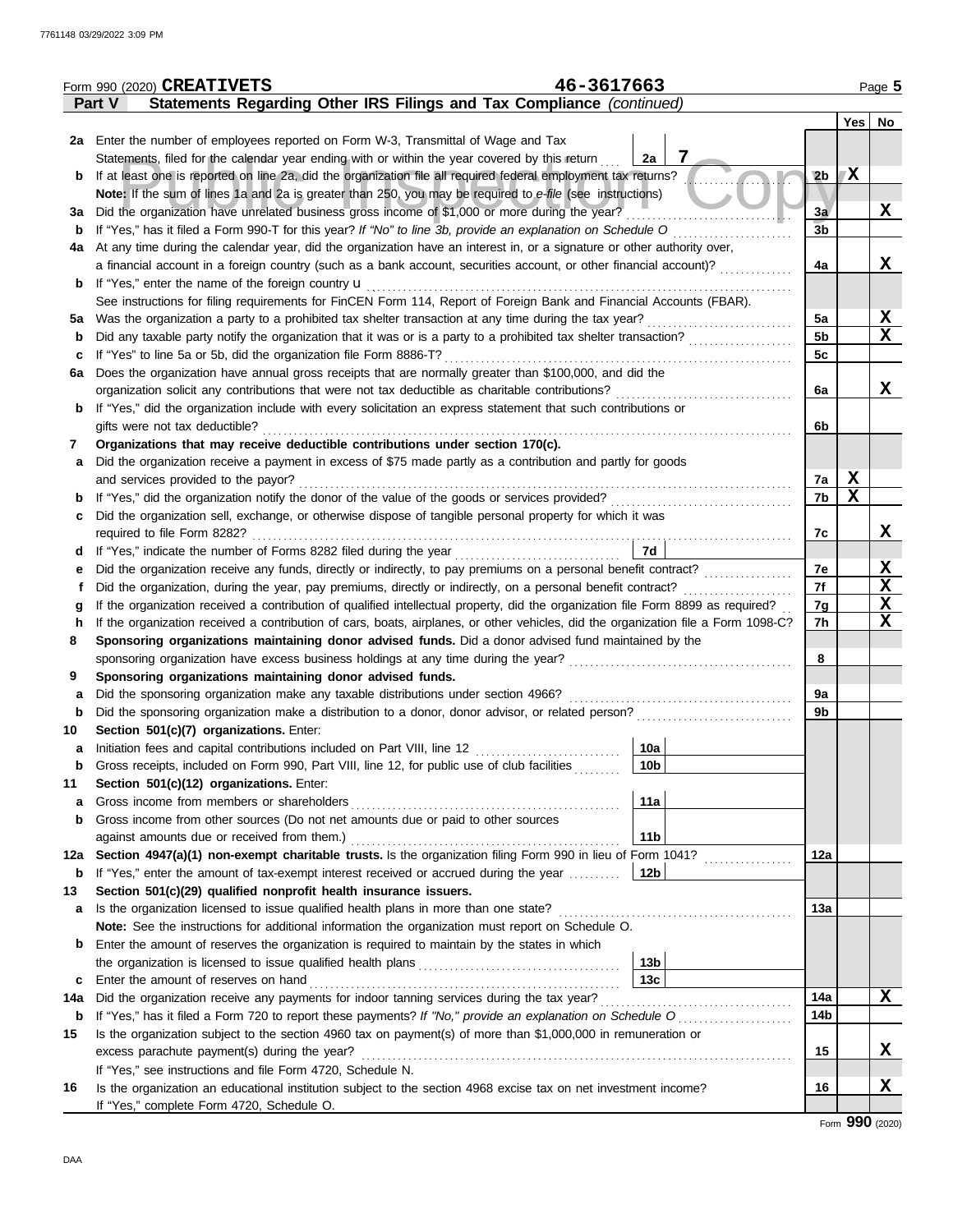Form 990 (2020) **CREATIVETS** **46-3617663** Page 5

**Part V Statements Regarding Other IRS Filings and Tax Compliance** *(continued)*

| | | | | | Yes | No |
|---|---|---|---|---|---|---|
| **2a** | Enter the number of employees reported on Form W-3, Transmittal of Wage and Tax Statements, filed for the calendar year ending with or within the year covered by this return | 2a | 7 | | | |
| **b** | If at least one is reported on line 2a, did the organization file all required federal employment tax returns? | | | 2b | X | |
| | **Note:** If the sum of lines 1a and 2a is greater than 250, you may be required to *e-file* (see instructions) | | | | | |
| **3a** | Did the organization have unrelated business gross income of $1,000 or more during the year? | | | 3a | | X |
| **b** | If "Yes," has it filed a Form 990-T for this year? *If "No" to line 3b, provide an explanation on Schedule O* | | | 3b | | |
| **4a** | At any time during the calendar year, did the organization have an interest in, or a signature or other authority over, a financial account in a foreign country (such as a bank account, securities account, or other financial account)? | | | 4a | | X |
| **b** | If "Yes," enter the name of the foreign country u | | | | | |
| | See instructions for filing requirements for FinCEN Form 114, Report of Foreign Bank and Financial Accounts (FBAR). | | | | | |
| **5a** | Was the organization a party to a prohibited tax shelter transaction at any time during the tax year? | | | 5a | | X |
| **b** | Did any taxable party notify the organization that it was or is a party to a prohibited tax shelter transaction? | | | 5b | | X |
| **c** | If "Yes" to line 5a or 5b, did the organization file Form 8886-T? | | | 5c | | |
| **6a** | Does the organization have annual gross receipts that are normally greater than $100,000, and did the organization solicit any contributions that were not tax deductible as charitable contributions? | | | 6a | | X |
| **b** | If "Yes," did the organization include with every solicitation an express statement that such contributions or gifts were not tax deductible? | | | 6b | | |
| **7** | **Organizations that may receive deductible contributions under section 170(c).** | | | | | |
| **a** | Did the organization receive a payment in excess of $75 made partly as a contribution and partly for goods and services provided to the payor? | | | 7a | X | |
| **b** | If "Yes," did the organization notify the donor of the value of the goods or services provided? | | | 7b | X | |
| **c** | Did the organization sell, exchange, or otherwise dispose of tangible personal property for which it was required to file Form 8282? | | | 7c | | X |
| **d** | If "Yes," indicate the number of Forms 8282 filed during the year | 7d | | | | |
| **e** | Did the organization receive any funds, directly or indirectly, to pay premiums on a personal benefit contract? | | | 7e | | X |
| **f** | Did the organization, during the year, pay premiums, directly or indirectly, on a personal benefit contract? | | | 7f | | X |
| **g** | If the organization received a contribution of qualified intellectual property, did the organization file Form 8899 as required? | | | 7g | | X |
| **h** | If the organization received a contribution of cars, boats, airplanes, or other vehicles, did the organization file a Form 1098-C? | | | 7h | | X |
| **8** | **Sponsoring organizations maintaining donor advised funds.** Did a donor advised fund maintained by the sponsoring organization have excess business holdings at any time during the year? | | | 8 | | |
| **9** | **Sponsoring organizations maintaining donor advised funds.** | | | | | |
| **a** | Did the sponsoring organization make any taxable distributions under section 4966? | | | 9a | | |
| **b** | Did the sponsoring organization make a distribution to a donor, donor advisor, or related person? | | | 9b | | |
| **10** | **Section 501(c)(7) organizations.** Enter: | | | | | |
| **a** | Initiation fees and capital contributions included on Part VIII, line 12 | 10a | | | | |
| **b** | Gross receipts, included on Form 990, Part VIII, line 12, for public use of club facilities | 10b | | | | |
| **11** | **Section 501(c)(12) organizations.** Enter: | | | | | |
| **a** | Gross income from members or shareholders | 11a | | | | |
| **b** | Gross income from other sources (Do not net amounts due or paid to other sources against amounts due or received from them.) | 11b | | | | |
| **12a** | **Section 4947(a)(1) non-exempt charitable trusts.** Is the organization filing Form 990 in lieu of Form 1041? | | | 12a | | |
| **b** | If "Yes," enter the amount of tax-exempt interest received or accrued during the year | 12b | | | | |
| **13** | **Section 501(c)(29) qualified nonprofit health insurance issuers.** | | | | | |
| **a** | Is the organization licensed to issue qualified health plans in more than one state? | | | 13a | | |
| | **Note:** See the instructions for additional information the organization must report on Schedule O. | | | | | |
| **b** | Enter the amount of reserves the organization is required to maintain by the states in which the organization is licensed to issue qualified health plans | 13b | | | | |
| **c** | Enter the amount of reserves on hand | 13c | | | | |
| **14a** | Did the organization receive any payments for indoor tanning services during the tax year? | | | 14a | | X |
| **b** | If "Yes," has it filed a Form 720 to report these payments? *If "No," provide an explanation on Schedule O* | | | 14b | | |
| **15** | Is the organization subject to the section 4960 tax on payment(s) of more than $1,000,000 in remuneration or excess parachute payment(s) during the year? | | | 15 | | X |
| | If "Yes," see instructions and file Form 4720, Schedule N. | | | | | |
| **16** | Is the organization an educational institution subject to the section 4968 excise tax on net investment income? | | | 16 | | X |
| | If "Yes," complete Form 4720, Schedule O. | | | | | |

Form **990** (2020)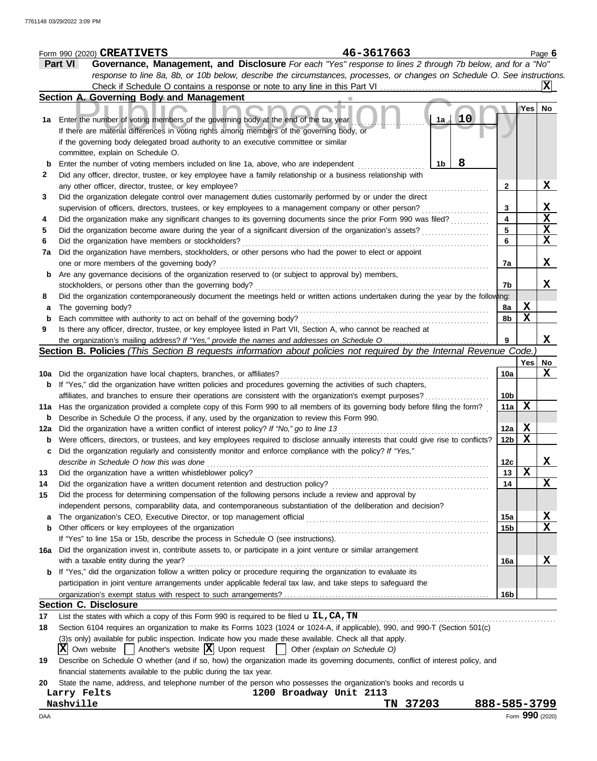Form 990 (2020) **CREATIVETS** 46-3617663

## Part VI Governance, Management, and Disclosure

*For each "Yes" response to lines 2 through 7b below, and for a "No" response to line 8a, 8b, or 10b below, describe the circumstances, processes, or changes on Schedule O. See instructions.*

Check if Schedule O contains a response or note to any line in this Part VI .......... [X]

### Section A. Governing Body and Management

| | | | Yes | No |
|---|---|---|---|---|
| 1a | Enter the number of voting members of the governing body at the end of the tax year ... 1a: **10**<br>If there are material differences in voting rights among members of the governing body, or if the governing body delegated broad authority to an executive committee or similar committee, explain on Schedule O. | | | |
| b | Enter the number of voting members included on line 1a, above, who are independent ... 1b: **8** | | | |
| 2 | Did any officer, director, trustee, or key employee have a family relationship or a business relationship with any other officer, director, trustee, or key employee? | 2 | | X |
| 3 | Did the organization delegate control over management duties customarily performed by or under the direct supervision of officers, directors, trustees, or key employees to a management company or other person? | 3 | | X |
| 4 | Did the organization make any significant changes to its governing documents since the prior Form 990 was filed? | 4 | | X |
| 5 | Did the organization become aware during the year of a significant diversion of the organization's assets? | 5 | | X |
| 6 | Did the organization have members or stockholders? | 6 | | X |
| 7a | Did the organization have members, stockholders, or other persons who had the power to elect or appoint one or more members of the governing body? | 7a | | X |
| b | Are any governance decisions of the organization reserved to (or subject to approval by) members, stockholders, or persons other than the governing body? | 7b | | X |
| 8 | Did the organization contemporaneously document the meetings held or written actions undertaken during the year by the following: | | | |
| a | The governing body? | 8a | X | |
| b | Each committee with authority to act on behalf of the governing body? | 8b | X | |
| 9 | Is there any officer, director, trustee, or key employee listed in Part VII, Section A, who cannot be reached at the organization's mailing address? *If "Yes," provide the names and addresses on Schedule O* | 9 | | X |

### Section B. Policies *(This Section B requests information about policies not required by the Internal Revenue Code.)*

| | | | Yes | No |
|---|---|---|---|---|
| 10a | Did the organization have local chapters, branches, or affiliates? | 10a | | X |
| b | If "Yes," did the organization have written policies and procedures governing the activities of such chapters, affiliates, and branches to ensure their operations are consistent with the organization's exempt purposes? | 10b | | |
| 11a | Has the organization provided a complete copy of this Form 990 to all members of its governing body before filing the form? | 11a | X | |
| b | Describe in Schedule O the process, if any, used by the organization to review this Form 990. | | | |
| 12a | Did the organization have a written conflict of interest policy? *If "No," go to line 13* | 12a | X | |
| b | Were officers, directors, or trustees, and key employees required to disclose annually interests that could give rise to conflicts? | 12b | X | |
| c | Did the organization regularly and consistently monitor and enforce compliance with the policy? *If "Yes," describe in Schedule O how this was done* | 12c | | X |
| 13 | Did the organization have a written whistleblower policy? | 13 | X | |
| 14 | Did the organization have a written document retention and destruction policy? | 14 | | X |
| 15 | Did the process for determining compensation of the following persons include a review and approval by independent persons, comparability data, and contemporaneous substantiation of the deliberation and decision? | | | |
| a | The organization's CEO, Executive Director, or top management official | 15a | | X |
| b | Other officers or key employees of the organization | 15b | | X |
| | If "Yes" to line 15a or 15b, describe the process in Schedule O (see instructions). | | | |
| 16a | Did the organization invest in, contribute assets to, or participate in a joint venture or similar arrangement with a taxable entity during the year? | 16a | | X |
| b | If "Yes," did the organization follow a written policy or procedure requiring the organization to evaluate its participation in joint venture arrangements under applicable federal tax law, and take steps to safeguard the organization's exempt status with respect to such arrangements? | 16b | | |

### Section C. Disclosure

17 List the states with which a copy of this Form 990 is required to be filed **IL,CA,TN**

18 Section 6104 requires an organization to make its Forms 1023 (1024 or 1024-A, if applicable), 990, and 990-T (Section 501(c)(3)s only) available for public inspection. Indicate how you made these available. Check all that apply.

[X] Own website [ ] Another's website [X] Upon request [ ] Other *(explain on Schedule O)*

19 Describe on Schedule O whether (and if so, how) the organization made its governing documents, conflict of interest policy, and financial statements available to the public during the tax year.

20 State the name, address, and telephone number of the person who possesses the organization's books and records

**Larry Felts** **1200 Broadway Unit 2113**
**Nashville** **TN 37203** **888-585-3799**

Form **990** (2020)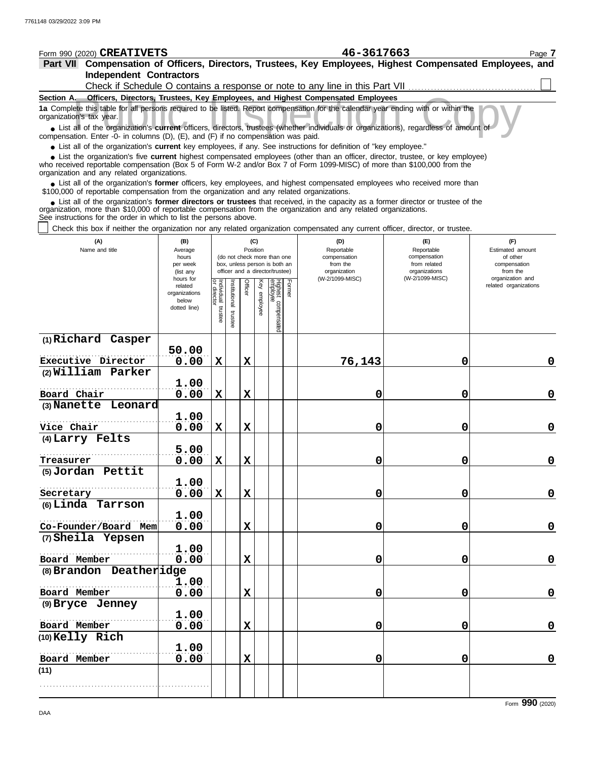Form 990 (2020) **CREATIVETS** **46-3617663** Page **7**

## Part VII Compensation of Officers, Directors, Trustees, Key Employees, Highest Compensated Employees, and Independent Contractors

Check if Schedule O contains a response or note to any line in this Part VII .......................................... ☐

### Section A. Officers, Directors, Trustees, Key Employees, and Highest Compensated Employees

**1a** Complete this table for all persons required to be listed. Report compensation for the calendar year ending with or within the organization's tax year.

- List all of the organization's **current** officers, directors, trustees (whether individuals or organizations), regardless of amount of compensation. Enter -0- in columns (D), (E), and (F) if no compensation was paid.
- List all of the organization's **current** key employees, if any. See instructions for definition of "key employee."
- List the organization's five **current** highest compensated employees (other than an officer, director, trustee, or key employee) who received reportable compensation (Box 5 of Form W-2 and/or Box 7 of Form 1099-MISC) of more than $100,000 from the organization and any related organizations.
- List all of the organization's **former** officers, key employees, and highest compensated employees who received more than $100,000 of reportable compensation from the organization and any related organizations.
- List all of the organization's **former directors or trustees** that received, in the capacity as a former director or trustee of the organization, more than $10,000 of reportable compensation from the organization and any related organizations.

See instructions for the order in which to list the persons above.

☐ Check this box if neither the organization nor any related organization compensated any current officer, director, or trustee.

| (A) Name and title | (B) Average hours per week (list any hours for related organizations below dotted line) | (C) Position (do not check more than one box, unless person is both an officer and a director/trustee) | | | | | | (D) Reportable compensation from the organization (W-2/1099-MISC) | (E) Reportable compensation from related organizations (W-2/1099-MISC) | (F) Estimated amount of other compensation from the organization and related organizations |
|---|---|---|---|---|---|---|---|---|---|---|
| | | Individual trustee or director | Institutional trustee | Officer | Key employee | Highest compensated employee | Former | | | |
| (1) Richard Casper<br>Executive Director | 50.00<br>0.00 | X | | X | | | | 76,143 | 0 | 0 |
| (2) William Parker<br>Board Chair | 1.00<br>0.00 | X | | X | | | | 0 | 0 | 0 |
| (3) Nanette Leonard<br>Vice Chair | 1.00<br>0.00 | X | | X | | | | 0 | 0 | 0 |
| (4) Larry Felts<br>Treasurer | 5.00<br>0.00 | X | | X | | | | 0 | 0 | 0 |
| (5) Jordan Pettit<br>Secretary | 1.00<br>0.00 | X | | X | | | | 0 | 0 | 0 |
| (6) Linda Tarrson<br>Co-Founder/Board Mem | 1.00<br>0.00 | | | X | | | | 0 | 0 | 0 |
| (7) Sheila Yepsen<br>Board Member | 1.00<br>0.00 | | | X | | | | 0 | 0 | 0 |
| (8) Brandon Deatheridge<br>Board Member | 1.00<br>0.00 | | | X | | | | 0 | 0 | 0 |
| (9) Bryce Jenney<br>Board Member | 1.00<br>0.00 | | | X | | | | 0 | 0 | 0 |
| (10) Kelly Rich<br>Board Member | 1.00<br>0.00 | | | X | | | | 0 | 0 | 0 |
| (11) | | | | | | | | | | |

Form **990** (2020)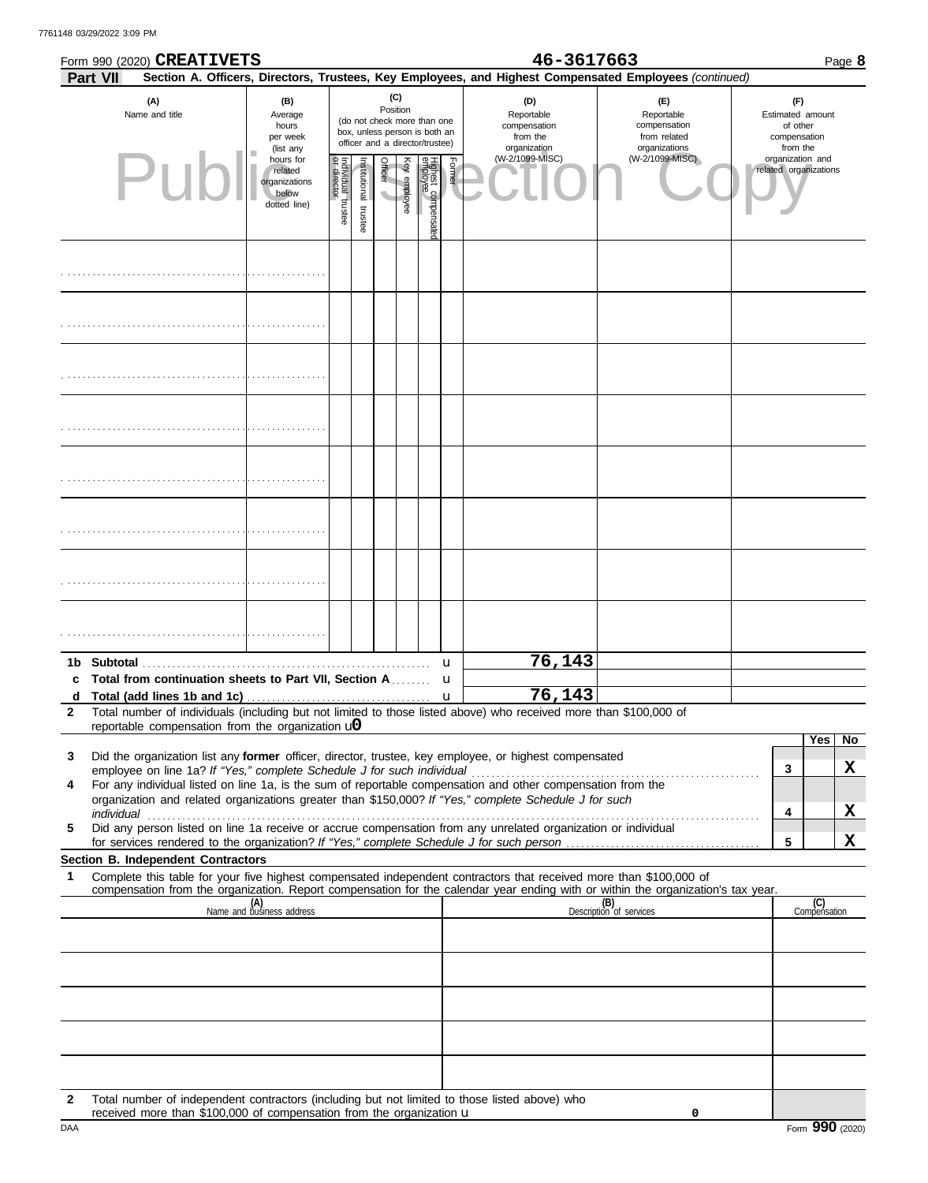Form 990 (2020) **CREATIVETS** **46-3617663** Page **8**

**Part VII** **Section A. Officers, Directors, Trustees, Key Employees, and Highest Compensated Employees** *(continued)*

| (A) Name and title | (B) Average hours per week (list any hours for related organizations below dotted line) | (C) Position: Individual trustee or director | Institutional trustee | Officer | Key employee | Highest compensated employee | Former | (D) Reportable compensation from the organization (W-2/1099-MISC) | (E) Reportable compensation from related organizations (W-2/1099-MISC) | (F) Estimated amount of other compensation from the organization and related organizations |
|---|---|---|---|---|---|---|---|---|---|---|
| | | | | | | | | | | |
| | | | | | | | | | | |
| | | | | | | | | | | |
| | | | | | | | | | | |
| | | | | | | | | | | |
| | | | | | | | | | | |
| | | | | | | | | | | |
| | | | | | | | | | | |

| | | (D) | (E) | (F) |
|---|---|---|---|---|
| **1b** | **Subtotal** | 76,143 | | |
| **c** | **Total from continuation sheets to Part VII, Section A** | | | |
| **d** | **Total (add lines 1b and 1c)** | 76,143 | | |

**2** Total number of individuals (including but not limited to those listed above) who received more than $100,000 of reportable compensation from the organization u 0

| | | | Yes | No |
|---|---|---|---|---|
| **3** | Did the organization list any **former** officer, director, trustee, key employee, or highest compensated employee on line 1a? *If "Yes," complete Schedule J for such individual* | 3 | | X |
| **4** | For any individual listed on line 1a, is the sum of reportable compensation and other compensation from the organization and related organizations greater than $150,000? *If "Yes," complete Schedule J for such individual* | 4 | | X |
| **5** | Did any person listed on line 1a receive or accrue compensation from any unrelated organization or individual for services rendered to the organization? *If "Yes," complete Schedule J for such person* | 5 | | X |

**Section B. Independent Contractors**

**1** Complete this table for your five highest compensated independent contractors that received more than $100,000 of compensation from the organization. Report compensation for the calendar year ending with or within the organization's tax year.

| (A) Name and business address | (B) Description of services | (C) Compensation |
|---|---|---|
| | | |
| | | |
| | | |
| | | |
| | | |

**2** Total number of independent contractors (including but not limited to those listed above) who received more than $100,000 of compensation from the organization u 0

DAA Form **990** (2020)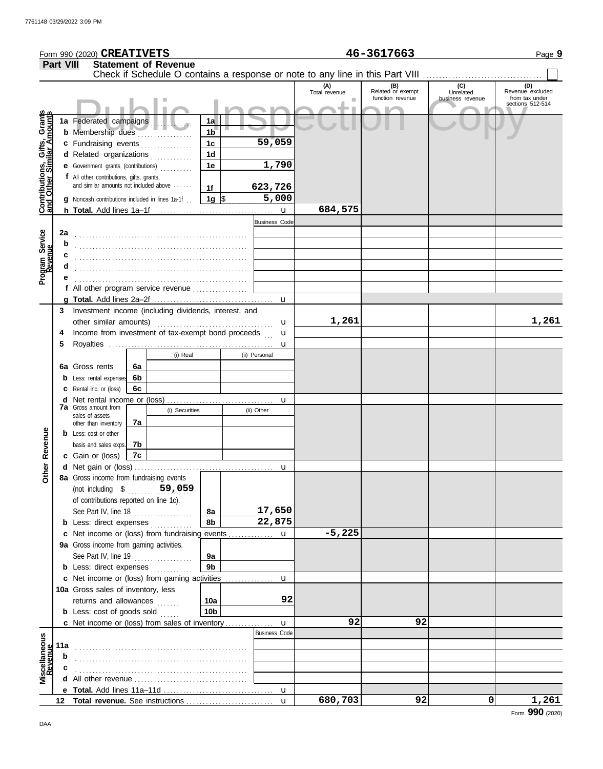Form 990 (2020) **CREATIVETS** **46-3617663** Page **9**

## Part VIII Statement of Revenue

Check if Schedule O contains a response or note to any line in this Part VIII . . . . . . . . . . . . . . . . . . . . . . . . . . . . . . . . . . ☐

Public Inspection Copy

| | | | | (A) Total revenue | (B) Related or exempt function revenue | (C) Unrelated business revenue | (D) Revenue excluded from tax under sections 512-514 |
|---|---|---|---|---|---|---|---|
| **Contributions, Gifts, Grants and Other Similar Amounts** | **1a** Federated campaigns | 1a | | | | | |
| | **b** Membership dues | 1b | | | | | |
| | **c** Fundraising events | 1c | 59,059 | | | | |
| | **d** Related organizations | 1d | | | | | |
| | **e** Government grants (contributions) | 1e | 1,790 | | | | |
| | **f** All other contributions, gifts, grants, and similar amounts not included above | 1f | 623,726 | | | | |
| | **g** Noncash contributions included in lines 1a-1f | 1g | $ 5,000 | | | | |
| | **h Total.** Add lines 1a–1f | | u | 684,575 | | | |
| **Program Service Revenue** | | | Business Code | | | | |
| | **2a** | | | | | | |
| | **b** | | | | | | |
| | **c** | | | | | | |
| | **d** | | | | | | |
| | **e** | | | | | | |
| | **f** All other program service revenue | | | | | | |
| | **g Total.** Add lines 2a–2f | | u | | | | |
| **Other Revenue** | **3** Investment income (including dividends, interest, and other similar amounts) | | u | 1,261 | | | 1,261 |
| | **4** Income from investment of tax-exempt bond proceeds | | u | | | | |
| | **5** Royalties | | u | | | | |
| | | (i) Real | (ii) Personal | | | | |
| | **6a** Gross rents 6a | | | | | | |
| | **b** Less: rental expenses 6b | | | | | | |
| | **c** Rental inc. or (loss) 6c | | | | | | |
| | **d** Net rental income or (loss) | | u | | | | |
| | | (i) Securities | (ii) Other | | | | |
| | **7a** Gross amount from sales of assets other than inventory 7a | | | | | | |
| | **b** Less: cost or other basis and sales exps. 7b | | | | | | |
| | **c** Gain or (loss) 7c | | | | | | |
| | **d** Net gain or (loss) | | u | | | | |
| | **8a** Gross income from fundraising events (not including $ 59,059 of contributions reported on line 1c). See Part IV, line 18 | 8a | 17,650 | | | | |
| | **b** Less: direct expenses | 8b | 22,875 | | | | |
| | **c** Net income or (loss) from fundraising events | | u | -5,225 | | | |
| | **9a** Gross income from gaming activities. See Part IV, line 19 | 9a | | | | | |
| | **b** Less: direct expenses | 9b | | | | | |
| | **c** Net income or (loss) from gaming activities | | u | | | | |
| | **10a** Gross sales of inventory, less returns and allowances | 10a | 92 | | | | |
| | **b** Less: cost of goods sold | 10b | | | | | |
| | **c** Net income or (loss) from sales of inventory | | u | 92 | 92 | | |
| **Miscellaneous Revenue** | | | Business Code | | | | |
| | **11a** | | | | | | |
| | **b** | | | | | | |
| | **c** | | | | | | |
| | **d** All other revenue | | | | | | |
| | **e Total.** Add lines 11a–11d | | u | | | | |
| | **12 Total revenue.** See instructions | | u | 680,703 | 92 | 0 | 1,261 |

Form **990** (2020)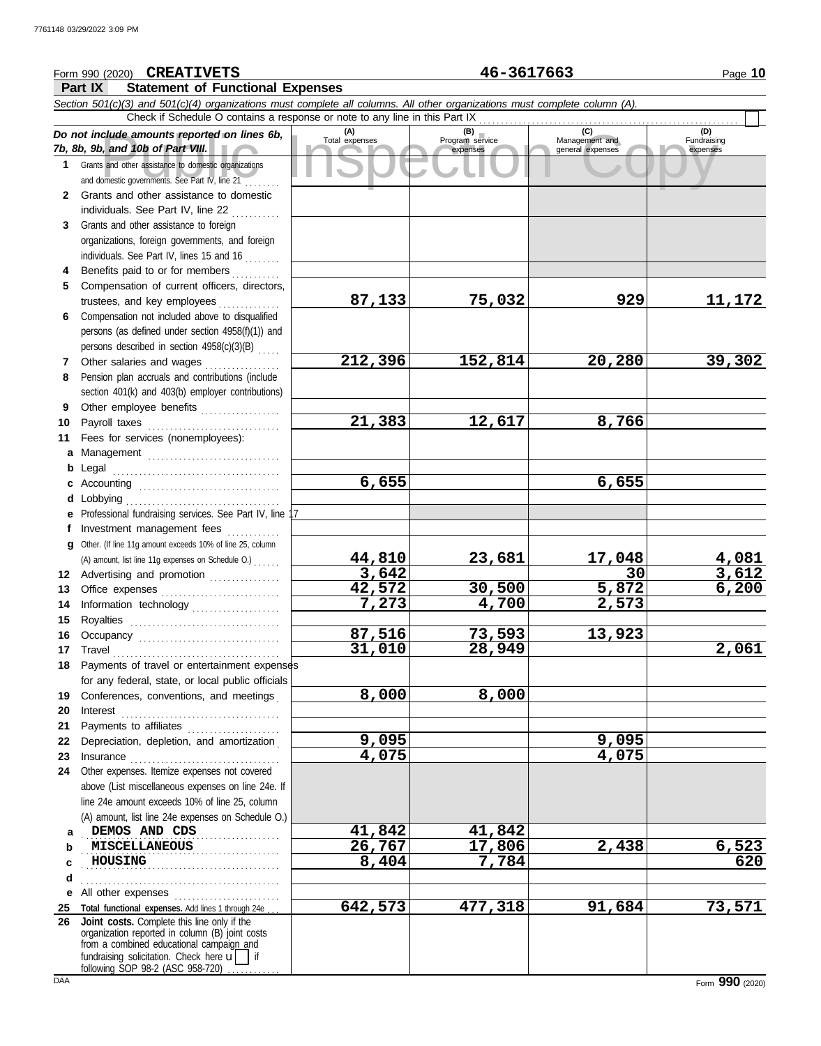Form 990 (2020) **CREATIVETS** **46-3617663** Page **10**

## Part IX Statement of Functional Expenses

*Section 501(c)(3) and 501(c)(4) organizations must complete all columns. All other organizations must complete column (A).*

Check if Schedule O contains a response or note to any line in this Part IX

| *Do not include amounts reported on lines 6b, 7b, 8b, 9b, and 10b of Part VIII.* | (A) Total expenses | (B) Program service expenses | (C) Management and general expenses | (D) Fundraising expenses |
|---|---|---|---|---|
| **1** Grants and other assistance to domestic organizations and domestic governments. See Part IV, line 21 | | | | |
| **2** Grants and other assistance to domestic individuals. See Part IV, line 22 | | | | |
| **3** Grants and other assistance to foreign organizations, foreign governments, and foreign individuals. See Part IV, lines 15 and 16 | | | | |
| **4** Benefits paid to or for members | | | | |
| **5** Compensation of current officers, directors, trustees, and key employees | 87,133 | 75,032 | 929 | 11,172 |
| **6** Compensation not included above to disqualified persons (as defined under section 4958(f)(1)) and persons described in section 4958(c)(3)(B) | | | | |
| **7** Other salaries and wages | 212,396 | 152,814 | 20,280 | 39,302 |
| **8** Pension plan accruals and contributions (include section 401(k) and 403(b) employer contributions) | | | | |
| **9** Other employee benefits | | | | |
| **10** Payroll taxes | 21,383 | 12,617 | 8,766 | |
| **11** Fees for services (nonemployees): | | | | |
| **a** Management | | | | |
| **b** Legal | | | | |
| **c** Accounting | 6,655 | | 6,655 | |
| **d** Lobbying | | | | |
| **e** Professional fundraising services. See Part IV, line 17 | | | | |
| **f** Investment management fees | | | | |
| **g** Other. (If line 11g amount exceeds 10% of line 25, column (A) amount, list line 11g expenses on Schedule O.) | 44,810 | 23,681 | 17,048 | 4,081 |
| **12** Advertising and promotion | 3,642 | | 30 | 3,612 |
| **13** Office expenses | 42,572 | 30,500 | 5,872 | 6,200 |
| **14** Information technology | 7,273 | 4,700 | 2,573 | |
| **15** Royalties | | | | |
| **16** Occupancy | 87,516 | 73,593 | 13,923 | |
| **17** Travel | 31,010 | 28,949 | | 2,061 |
| **18** Payments of travel or entertainment expenses for any federal, state, or local public officials | | | | |
| **19** Conferences, conventions, and meetings | 8,000 | 8,000 | | |
| **20** Interest | | | | |
| **21** Payments to affiliates | | | | |
| **22** Depreciation, depletion, and amortization | 9,095 | | 9,095 | |
| **23** Insurance | 4,075 | | 4,075 | |
| **24** Other expenses. Itemize expenses not covered above (List miscellaneous expenses on line 24e. If line 24e amount exceeds 10% of line 25, column (A) amount, list line 24e expenses on Schedule O.) | | | | |
| **a** DEMOS AND CDS | 41,842 | 41,842 | | |
| **b** MISCELLANEOUS | 26,767 | 17,806 | 2,438 | 6,523 |
| **c** HOUSING | 8,404 | 7,784 | | 620 |
| **d** | | | | |
| **e** All other expenses | | | | |
| **25** **Total functional expenses.** Add lines 1 through 24e | 642,573 | 477,318 | 91,684 | 73,571 |
| **26** **Joint costs.** Complete this line only if the organization reported in column (B) joint costs from a combined educational campaign and fundraising solicitation. Check here ☐ if following SOP 98-2 (ASC 958-720) | | | | |

Form **990** (2020)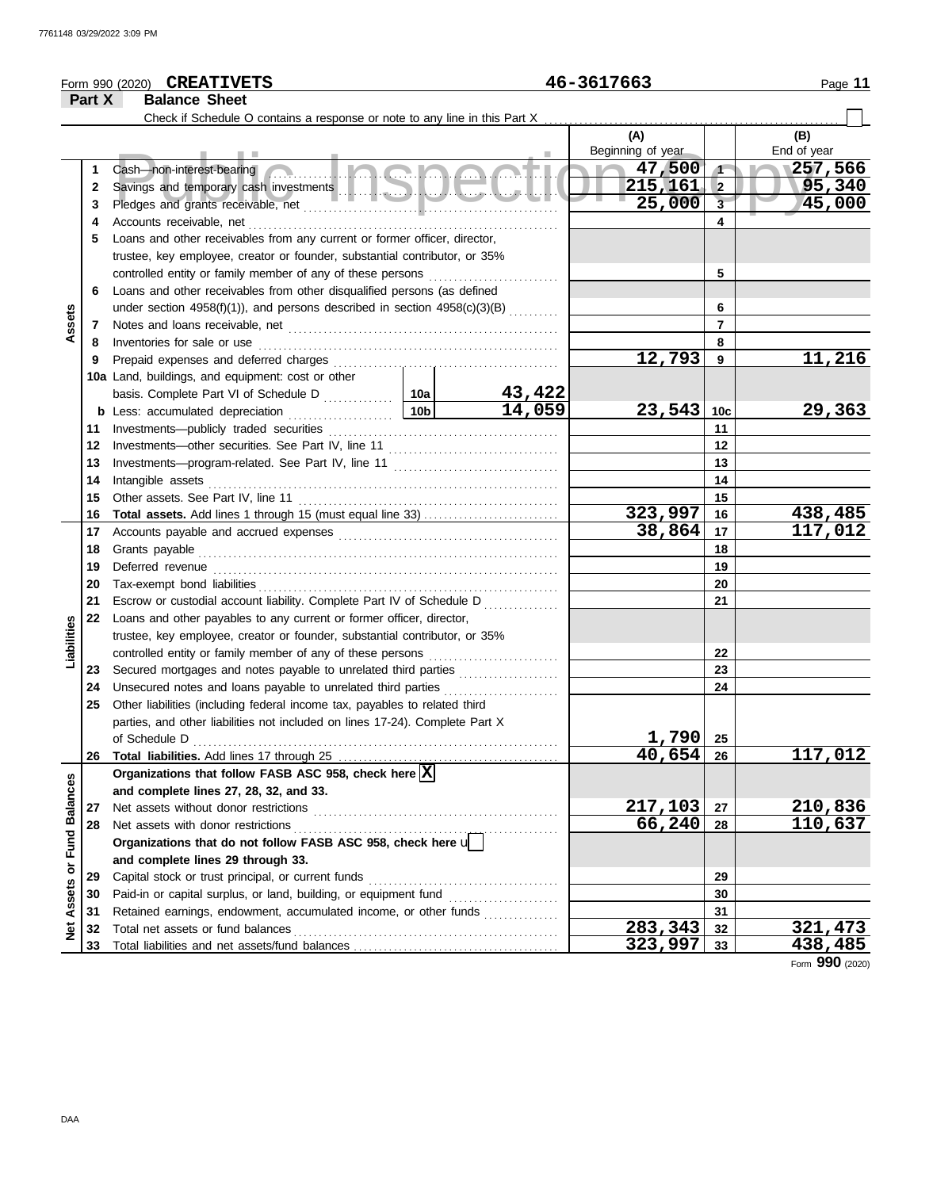Form 990 (2020) **CREATIVETS** 46-3617663

**Part X Balance Sheet**

Check if Schedule O contains a response or note to any line in this Part X ☐

| | | | | (A) Beginning of year | | (B) End of year |
|---|---|---|---|---|---|---|
| **Assets** | 1 | Cash—non-interest-bearing | | 47,500 | 1 | 257,566 |
| | 2 | Savings and temporary cash investments | | 215,161 | 2 | 95,340 |
| | 3 | Pledges and grants receivable, net | | 25,000 | 3 | 45,000 |
| | 4 | Accounts receivable, net | | | 4 | |
| | 5 | Loans and other receivables from any current or former officer, director, trustee, key employee, creator or founder, substantial contributor, or 35% controlled entity or family member of any of these persons | | | 5 | |
| | 6 | Loans and other receivables from other disqualified persons (as defined under section 4958(f)(1)), and persons described in section 4958(c)(3)(B) | | | 6 | |
| | 7 | Notes and loans receivable, net | | | 7 | |
| | 8 | Inventories for sale or use | | | 8 | |
| | 9 | Prepaid expenses and deferred charges | | 12,793 | 9 | 11,216 |
| | 10a | Land, buildings, and equipment: cost or other basis. Complete Part VI of Schedule D | 10a 43,422 | | | |
| | b | Less: accumulated depreciation | 10b 14,059 | 23,543 | 10c | 29,363 |
| | 11 | Investments—publicly traded securities | | | 11 | |
| | 12 | Investments—other securities. See Part IV, line 11 | | | 12 | |
| | 13 | Investments—program-related. See Part IV, line 11 | | | 13 | |
| | 14 | Intangible assets | | | 14 | |
| | 15 | Other assets. See Part IV, line 11 | | | 15 | |
| | 16 | **Total assets.** Add lines 1 through 15 (must equal line 33) | | 323,997 | 16 | 438,485 |
| **Liabilities** | 17 | Accounts payable and accrued expenses | | 38,864 | 17 | 117,012 |
| | 18 | Grants payable | | | 18 | |
| | 19 | Deferred revenue | | | 19 | |
| | 20 | Tax-exempt bond liabilities | | | 20 | |
| | 21 | Escrow or custodial account liability. Complete Part IV of Schedule D | | | 21 | |
| | 22 | Loans and other payables to any current or former officer, director, trustee, key employee, creator or founder, substantial contributor, or 35% controlled entity or family member of any of these persons | | | 22 | |
| | 23 | Secured mortgages and notes payable to unrelated third parties | | | 23 | |
| | 24 | Unsecured notes and loans payable to unrelated third parties | | | 24 | |
| | 25 | Other liabilities (including federal income tax, payables to related third parties, and other liabilities not included on lines 17-24). Complete Part X of Schedule D | | 1,790 | 25 | |
| | 26 | **Total liabilities.** Add lines 17 through 25 | | 40,654 | 26 | 117,012 |
| **Net Assets or Fund Balances** | | **Organizations that follow FASB ASC 958, check here** ☒ **and complete lines 27, 28, 32, and 33.** | | | | |
| | 27 | Net assets without donor restrictions | | 217,103 | 27 | 210,836 |
| | 28 | Net assets with donor restrictions | | 66,240 | 28 | 110,637 |
| | | **Organizations that do not follow FASB ASC 958, check here** ☐ **and complete lines 29 through 33.** | | | | |
| | 29 | Capital stock or trust principal, or current funds | | | 29 | |
| | 30 | Paid-in or capital surplus, or land, building, or equipment fund | | | 30 | |
| | 31 | Retained earnings, endowment, accumulated income, or other funds | | | 31 | |
| | 32 | Total net assets or fund balances | | 283,343 | 32 | 321,473 |
| | 33 | Total liabilities and net assets/fund balances | | 323,997 | 33 | 438,485 |

Form **990** (2020)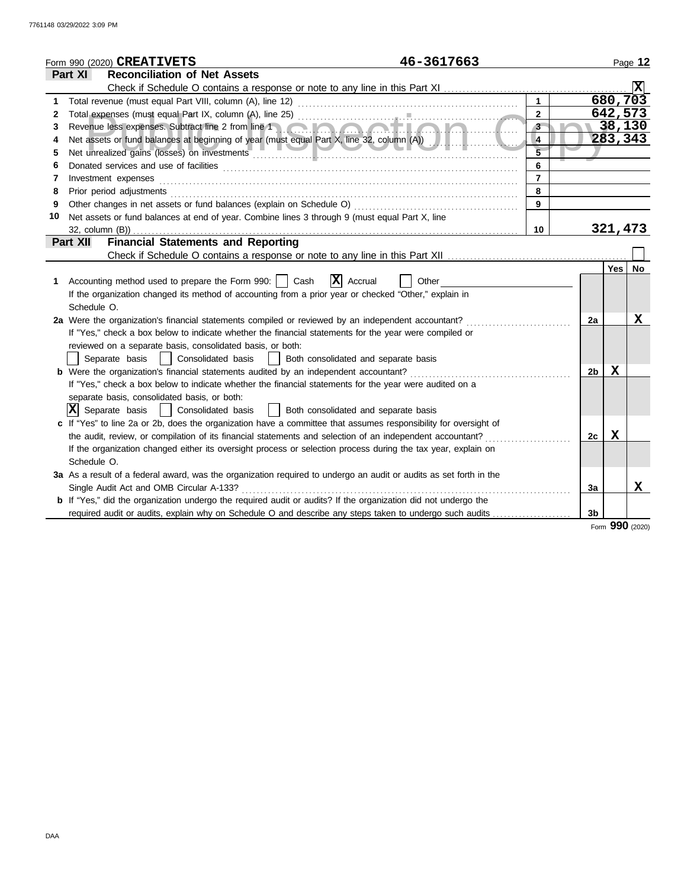Form 990 (2020) **CREATIVETS** 46-3617663 Page 12

## Part XI Reconciliation of Net Assets

Check if Schedule O contains a response or note to any line in this Part XI ..... **X**

| | | | |
|---|---|---|---|
| 1 | Total revenue (must equal Part VIII, column (A), line 12) | 1 | 680,703 |
| 2 | Total expenses (must equal Part IX, column (A), line 25) | 2 | 642,573 |
| 3 | Revenue less expenses. Subtract line 2 from line 1 | 3 | 38,130 |
| 4 | Net assets or fund balances at beginning of year (must equal Part X, line 32, column (A)) | 4 | 283,343 |
| 5 | Net unrealized gains (losses) on investments | 5 | |
| 6 | Donated services and use of facilities | 6 | |
| 7 | Investment expenses | 7 | |
| 8 | Prior period adjustments | 8 | |
| 9 | Other changes in net assets or fund balances (explain on Schedule O) | 9 | |
| 10 | Net assets or fund balances at end of year. Combine lines 3 through 9 (must equal Part X, line 32, column (B)) | 10 | 321,473 |

## Part XII Financial Statements and Reporting

Check if Schedule O contains a response or note to any line in this Part XII ..... ☐

| | | | Yes | No |
|---|---|---|---|---|
| 1 | Accounting method used to prepare the Form 990: ☐ Cash **X** Accrual ☐ Other<br>If the organization changed its method of accounting from a prior year or checked "Other," explain in Schedule O. | | | |
| 2a | Were the organization's financial statements compiled or reviewed by an independent accountant?<br>If "Yes," check a box below to indicate whether the financial statements for the year were compiled or reviewed on a separate basis, consolidated basis, or both:<br>☐ Separate basis ☐ Consolidated basis ☐ Both consolidated and separate basis | 2a | | X |
| b | Were the organization's financial statements audited by an independent accountant?<br>If "Yes," check a box below to indicate whether the financial statements for the year were audited on a separate basis, consolidated basis, or both:<br>**X** Separate basis ☐ Consolidated basis ☐ Both consolidated and separate basis | 2b | X | |
| c | If "Yes" to line 2a or 2b, does the organization have a committee that assumes responsibility for oversight of the audit, review, or compilation of its financial statements and selection of an independent accountant?<br>If the organization changed either its oversight process or selection process during the tax year, explain on Schedule O. | 2c | X | |
| 3a | As a result of a federal award, was the organization required to undergo an audit or audits as set forth in the Single Audit Act and OMB Circular A-133? | 3a | | X |
| b | If "Yes," did the organization undergo the required audit or audits? If the organization did not undergo the required audit or audits, explain why on Schedule O and describe any steps taken to undergo such audits | 3b | | |

Form **990** (2020)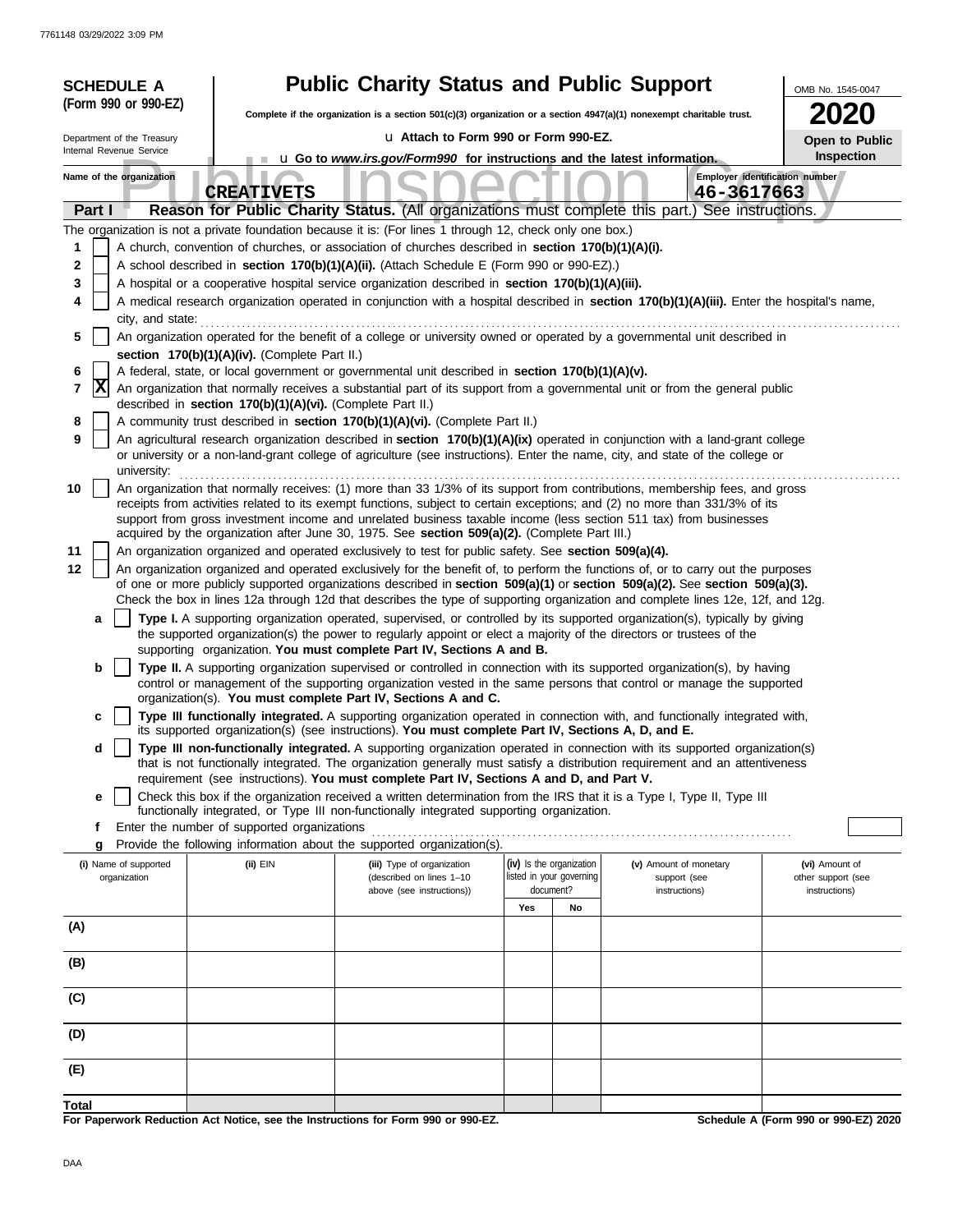**SCHEDULE A (Form 990 or 990-EZ)**

Department of the Treasury
Internal Revenue Service

# Public Charity Status and Public Support

**Complete if the organization is a section 501(c)(3) organization or a section 4947(a)(1) nonexempt charitable trust.**

u Attach to Form 990 or Form 990-EZ.

u Go to *www.irs.gov/Form990* for instructions and the latest information.

OMB No. 1545-0047

**2020**

**Open to Public Inspection**

Name of the organization: **CREATIVETS**

Employer identification number: **46-3617663**

## Part I Reason for Public Charity Status. (All organizations must complete this part.) See instructions.

The organization is not a private foundation because it is: (For lines 1 through 12, check only one box.)

1. [ ] A church, convention of churches, or association of churches described in **section 170(b)(1)(A)(i).**
2. [ ] A school described in **section 170(b)(1)(A)(ii).** (Attach Schedule E (Form 990 or 990-EZ).)
3. [ ] A hospital or a cooperative hospital service organization described in **section 170(b)(1)(A)(iii).**
4. [ ] A medical research organization operated in conjunction with a hospital described in **section 170(b)(1)(A)(iii).** Enter the hospital's name, city, and state:
5. [ ] An organization operated for the benefit of a college or university owned or operated by a governmental unit described in **section 170(b)(1)(A)(iv).** (Complete Part II.)
6. [ ] A federal, state, or local government or governmental unit described in **section 170(b)(1)(A)(v).**
7. [X] An organization that normally receives a substantial part of its support from a governmental unit or from the general public described in **section 170(b)(1)(A)(vi).** (Complete Part II.)
8. [ ] A community trust described in **section 170(b)(1)(A)(vi).** (Complete Part II.)
9. [ ] An agricultural research organization described in **section 170(b)(1)(A)(ix)** operated in conjunction with a land-grant college or university or a non-land-grant college of agriculture (see instructions). Enter the name, city, and state of the college or university:
10. [ ] An organization that normally receives: (1) more than 33 1/3% of its support from contributions, membership fees, and gross receipts from activities related to its exempt functions, subject to certain exceptions; and (2) no more than 331/3% of its support from gross investment income and unrelated business taxable income (less section 511 tax) from businesses acquired by the organization after June 30, 1975. See **section 509(a)(2).** (Complete Part III.)
11. [ ] An organization organized and operated exclusively to test for public safety. See **section 509(a)(4).**
12. [ ] An organization organized and operated exclusively for the benefit of, to perform the functions of, or to carry out the purposes of one or more publicly supported organizations described in **section 509(a)(1)** or **section 509(a)(2).** See **section 509(a)(3).** Check the box in lines 12a through 12d that describes the type of supporting organization and complete lines 12e, 12f, and 12g.

   a. [ ] **Type I.** A supporting organization operated, supervised, or controlled by its supported organization(s), typically by giving the supported organization(s) the power to regularly appoint or elect a majority of the directors or trustees of the supporting organization. **You must complete Part IV, Sections A and B.**

   b. [ ] **Type II.** A supporting organization supervised or controlled in connection with its supported organization(s), by having control or management of the supporting organization vested in the same persons that control or manage the supported organization(s). **You must complete Part IV, Sections A and C.**

   c. [ ] **Type III functionally integrated.** A supporting organization operated in connection with, and functionally integrated with, its supported organization(s) (see instructions). **You must complete Part IV, Sections A, D, and E.**

   d. [ ] **Type III non-functionally integrated.** A supporting organization operated in connection with its supported organization(s) that is not functionally integrated. The organization generally must satisfy a distribution requirement and an attentiveness requirement (see instructions). **You must complete Part IV, Sections A and D, and Part V.**

   e. [ ] Check this box if the organization received a written determination from the IRS that it is a Type I, Type II, Type III functionally integrated, or Type III non-functionally integrated supporting organization.

   f. Enter the number of supported organizations

   g. Provide the following information about the supported organization(s).

| (i) Name of supported organization | (ii) EIN | (iii) Type of organization (described on lines 1–10 above (see instructions)) | (iv) Is the organization listed in your governing document? Yes | No | (v) Amount of monetary support (see instructions) | (vi) Amount of other support (see instructions) |
|---|---|---|---|---|---|---|
| (A) | | | | | | |
| (B) | | | | | | |
| (C) | | | | | | |
| (D) | | | | | | |
| (E) | | | | | | |
| Total | | | | | | |

**For Paperwork Reduction Act Notice, see the Instructions for Form 990 or 990-EZ.**

**Schedule A (Form 990 or 990-EZ) 2020**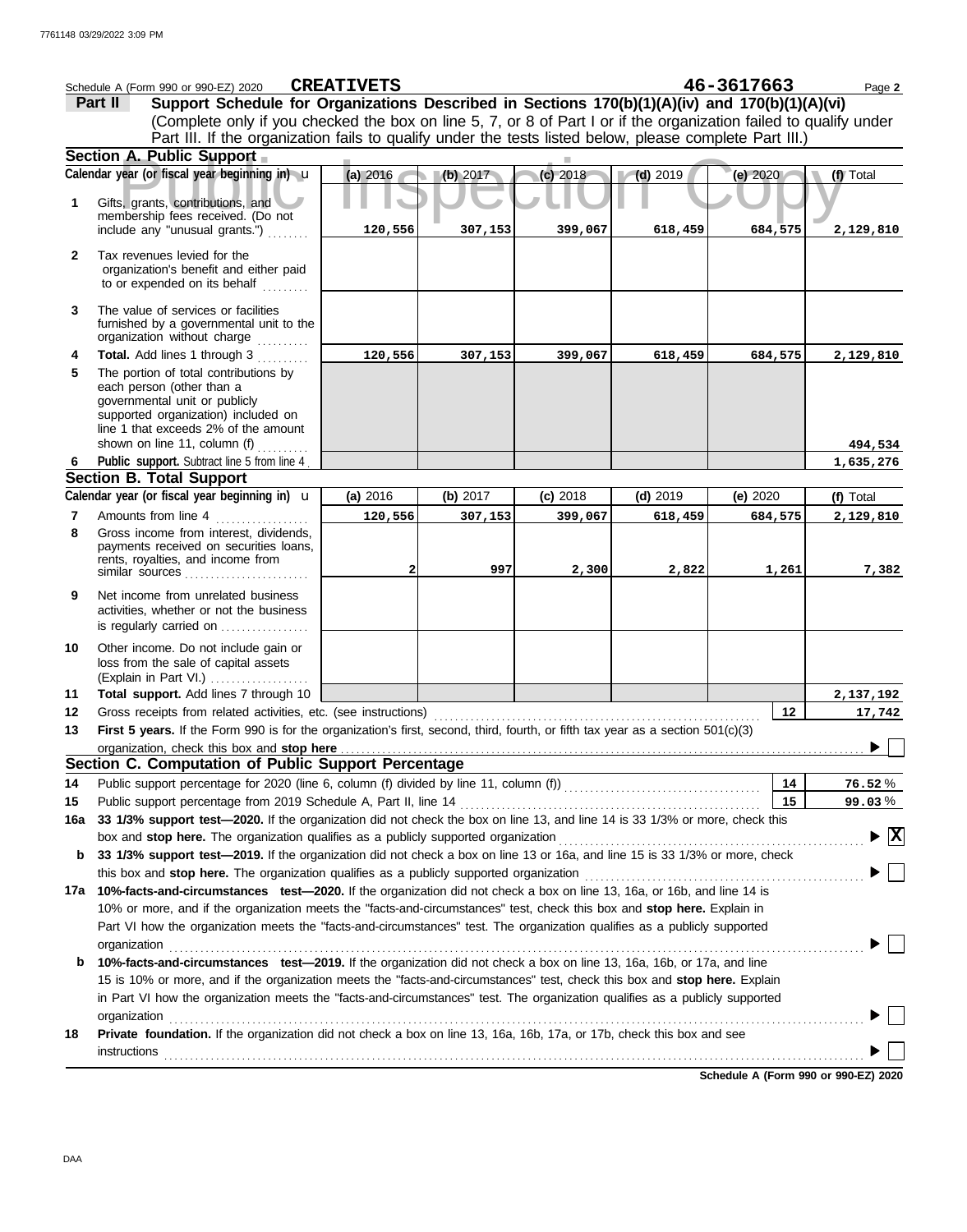Schedule A (Form 990 or 990-EZ) 2020 **CREATIVETS** **46-3617663** Page **2**

**Part II** **Support Schedule for Organizations Described in Sections 170(b)(1)(A)(iv) and 170(b)(1)(A)(vi)**
(Complete only if you checked the box on line 5, 7, or 8 of Part I or if the organization failed to qualify under Part III. If the organization fails to qualify under the tests listed below, please complete Part III.)

**Section A. Public Support**

| | Calendar year (or fiscal year beginning in) | (a) 2016 | (b) 2017 | (c) 2018 | (d) 2019 | (e) 2020 | (f) Total |
|---|---|---|---|---|---|---|---|
| 1 | Gifts, grants, contributions, and membership fees received. (Do not include any "unusual grants.") | 120,556 | 307,153 | 399,067 | 618,459 | 684,575 | 2,129,810 |
| 2 | Tax revenues levied for the organization's benefit and either paid to or expended on its behalf | | | | | | |
| 3 | The value of services or facilities furnished by a governmental unit to the organization without charge | | | | | | |
| 4 | **Total.** Add lines 1 through 3 | 120,556 | 307,153 | 399,067 | 618,459 | 684,575 | 2,129,810 |
| 5 | The portion of total contributions by each person (other than a governmental unit or publicly supported organization) included on line 1 that exceeds 2% of the amount shown on line 11, column (f) | | | | | | 494,534 |
| 6 | **Public support.** Subtract line 5 from line 4 | | | | | | 1,635,276 |

**Section B. Total Support**

| | Calendar year (or fiscal year beginning in) | (a) 2016 | (b) 2017 | (c) 2018 | (d) 2019 | (e) 2020 | (f) Total |
|---|---|---|---|---|---|---|---|
| 7 | Amounts from line 4 | 120,556 | 307,153 | 399,067 | 618,459 | 684,575 | 2,129,810 |
| 8 | Gross income from interest, dividends, payments received on securities loans, rents, royalties, and income from similar sources | 2 | 997 | 2,300 | 2,822 | 1,261 | 7,382 |
| 9 | Net income from unrelated business activities, whether or not the business is regularly carried on | | | | | | |
| 10 | Other income. Do not include gain or loss from the sale of capital assets (Explain in Part VI.) | | | | | | |
| 11 | **Total support.** Add lines 7 through 10 | | | | | | 2,137,192 |

**12** Gross receipts from related activities, etc. (see instructions) **12** 17,742

**13** **First 5 years.** If the Form 990 is for the organization's first, second, third, fourth, or fifth tax year as a section 501(c)(3) organization, check this box and **stop here** ☐

**Section C. Computation of Public Support Percentage**

**14** Public support percentage for 2020 (line 6, column (f) divided by line 11, column (f)) **14** 76.52 %

**15** Public support percentage from 2019 Schedule A, Part II, line 14 **15** 99.03 %

**16a** **33 1/3% support test—2020.** If the organization did not check the box on line 13, and line 14 is 33 1/3% or more, check this box and **stop here.** The organization qualifies as a publicly supported organization ☒

**b** **33 1/3% support test—2019.** If the organization did not check a box on line 13 or 16a, and line 15 is 33 1/3% or more, check this box and **stop here.** The organization qualifies as a publicly supported organization ☐

**17a** **10%-facts-and-circumstances test—2020.** If the organization did not check a box on line 13, 16a, or 16b, and line 14 is 10% or more, and if the organization meets the "facts-and-circumstances" test, check this box and **stop here.** Explain in Part VI how the organization meets the "facts-and-circumstances" test. The organization qualifies as a publicly supported organization ☐

**b** **10%-facts-and-circumstances test—2019.** If the organization did not check a box on line 13, 16a, 16b, or 17a, and line 15 is 10% or more, and if the organization meets the "facts-and-circumstances" test, check this box and **stop here.** Explain in Part VI how the organization meets the "facts-and-circumstances" test. The organization qualifies as a publicly supported organization ☐

**18** **Private foundation.** If the organization did not check a box on line 13, 16a, 16b, 17a, or 17b, check this box and see instructions ☐

**Schedule A (Form 990 or 990-EZ) 2020**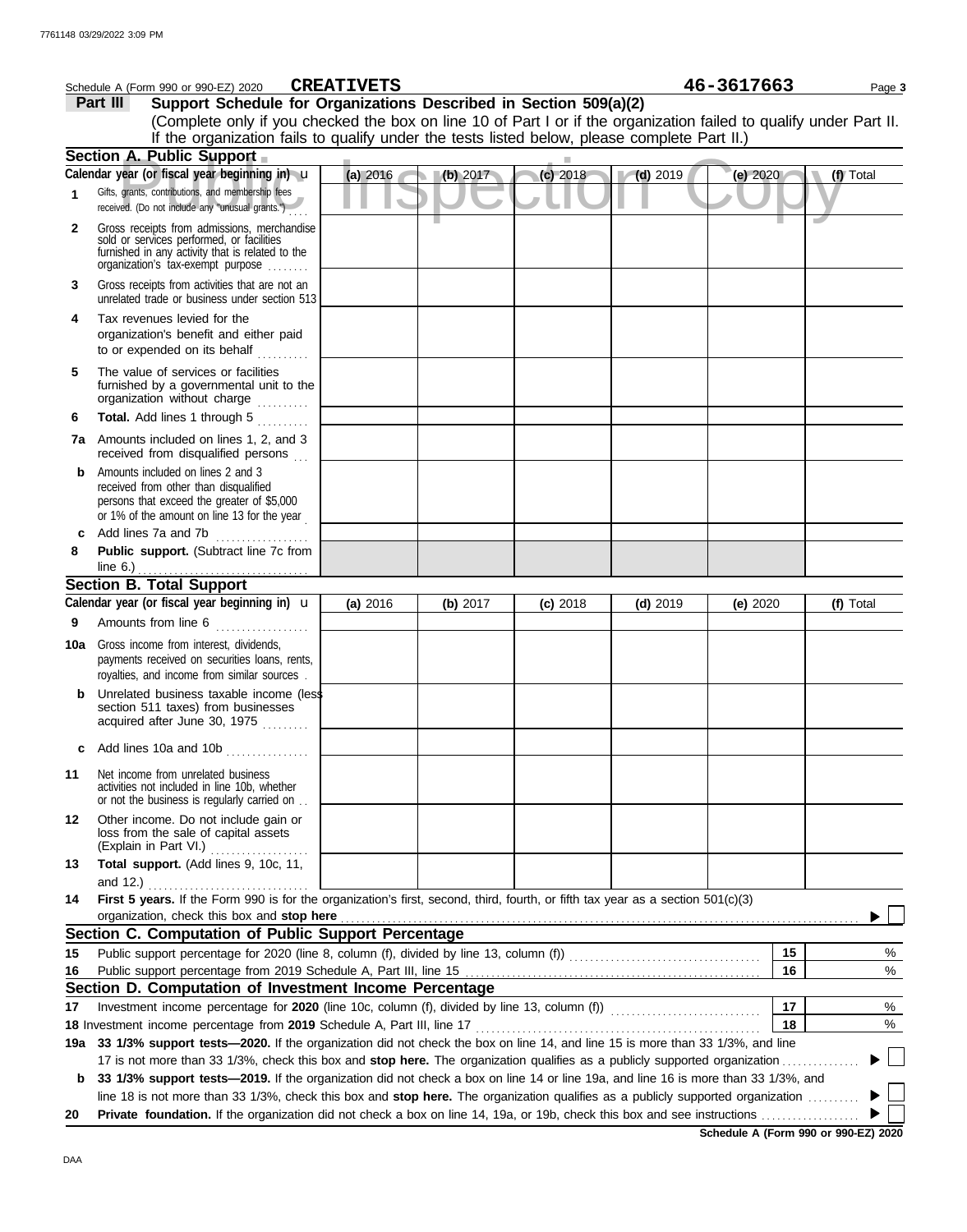Schedule A (Form 990 or 990-EZ) 2020 **CREATIVETS** **46-3617663**

**Part III** **Support Schedule for Organizations Described in Section 509(a)(2)**

(Complete only if you checked the box on line 10 of Part I or if the organization failed to qualify under Part II. If the organization fails to qualify under the tests listed below, please complete Part II.)

**Section A. Public Support**

| Calendar year (or fiscal year beginning in) | (a) 2016 | (b) 2017 | (c) 2018 | (d) 2019 | (e) 2020 | (f) Total |
|---|---|---|---|---|---|---|
| **1** Gifts, grants, contributions, and membership fees received. (Do not include any "unusual grants.") | | | | | | |
| **2** Gross receipts from admissions, merchandise sold or services performed, or facilities furnished in any activity that is related to the organization's tax-exempt purpose | | | | | | |
| **3** Gross receipts from activities that are not an unrelated trade or business under section 513 | | | | | | |
| **4** Tax revenues levied for the organization's benefit and either paid to or expended on its behalf | | | | | | |
| **5** The value of services or facilities furnished by a governmental unit to the organization without charge | | | | | | |
| **6** **Total.** Add lines 1 through 5 | | | | | | |
| **7a** Amounts included on lines 1, 2, and 3 received from disqualified persons | | | | | | |
| **b** Amounts included on lines 2 and 3 received from other than disqualified persons that exceed the greater of $5,000 or 1% of the amount on line 13 for the year | | | | | | |
| **c** Add lines 7a and 7b | | | | | | |
| **8** **Public support.** (Subtract line 7c from line 6.) | | | | | | |

**Section B. Total Support**

| Calendar year (or fiscal year beginning in) | (a) 2016 | (b) 2017 | (c) 2018 | (d) 2019 | (e) 2020 | (f) Total |
|---|---|---|---|---|---|---|
| **9** Amounts from line 6 | | | | | | |
| **10a** Gross income from interest, dividends, payments received on securities loans, rents, royalties, and income from similar sources | | | | | | |
| **b** Unrelated business taxable income (less section 511 taxes) from businesses acquired after June 30, 1975 | | | | | | |
| **c** Add lines 10a and 10b | | | | | | |
| **11** Net income from unrelated business activities not included in line 10b, whether or not the business is regularly carried on | | | | | | |
| **12** Other income. Do not include gain or loss from the sale of capital assets (Explain in Part VI.) | | | | | | |
| **13** **Total support.** (Add lines 9, 10c, 11, and 12.) | | | | | | |

**14** **First 5 years.** If the Form 990 is for the organization's first, second, third, fourth, or fifth tax year as a section 501(c)(3) organization, check this box and **stop here** ☐

**Section C. Computation of Public Support Percentage**

| | | | |
|---|---|---|---|
| **15** | Public support percentage for 2020 (line 8, column (f), divided by line 13, column (f)) | 15 | % |
| **16** | Public support percentage from 2019 Schedule A, Part III, line 15 | 16 | % |

**Section D. Computation of Investment Income Percentage**

| | | | |
|---|---|---|---|
| **17** | Investment income percentage for **2020** (line 10c, column (f), divided by line 13, column (f)) | 17 | % |
| **18** | Investment income percentage from **2019** Schedule A, Part III, line 17 | 18 | % |

**19a** **33 1/3% support tests—2020.** If the organization did not check the box on line 14, and line 15 is more than 33 1/3%, and line 17 is not more than 33 1/3%, check this box and **stop here.** The organization qualifies as a publicly supported organization ☐

**b** **33 1/3% support tests—2019.** If the organization did not check a box on line 14 or line 19a, and line 16 is more than 33 1/3%, and line 18 is not more than 33 1/3%, check this box and **stop here.** The organization qualifies as a publicly supported organization ☐

**20** **Private foundation.** If the organization did not check a box on line 14, 19a, or 19b, check this box and see instructions ☐

**Schedule A (Form 990 or 990-EZ) 2020**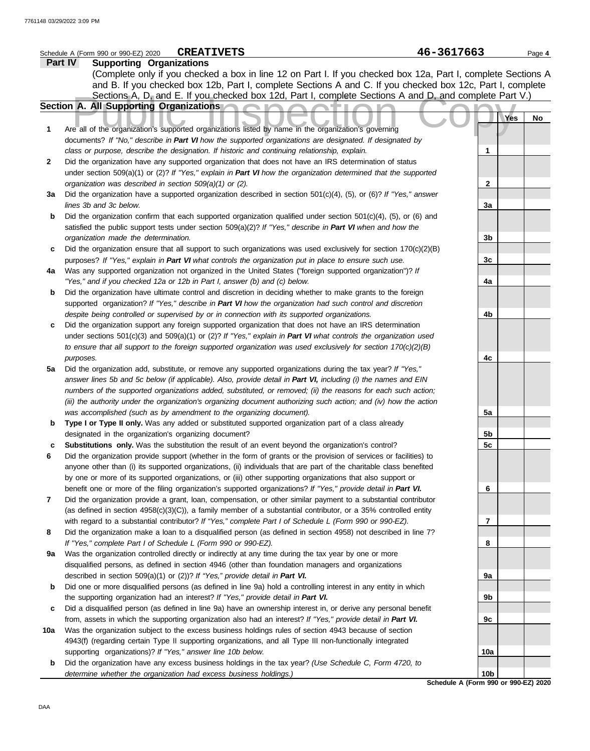Schedule A (Form 990 or 990-EZ) 2020 **CREATIVETS** **46-3617663**

## Part IV Supporting Organizations

(Complete only if you checked a box in line 12 on Part I. If you checked box 12a, Part I, complete Sections A and B. If you checked box 12b, Part I, complete Sections A and C. If you checked box 12c, Part I, complete Sections A, D, and E. If you checked box 12d, Part I, complete Sections A and D, and complete Part V.)

### Section A. All Supporting Organizations

| | | | Yes | No |
|---|---|---|---|---|
| **1** | Are all of the organization's supported organizations listed by name in the organization's governing documents? *If "No," describe in **Part VI** how the supported organizations are designated. If designated by class or purpose, describe the designation. If historic and continuing relationship, explain.* | **1** | | |
| **2** | Did the organization have any supported organization that does not have an IRS determination of status under section 509(a)(1) or (2)? *If "Yes," explain in **Part VI** how the organization determined that the supported organization was described in section 509(a)(1) or (2).* | **2** | | |
| **3a** | Did the organization have a supported organization described in section 501(c)(4), (5), or (6)? *If "Yes," answer lines 3b and 3c below.* | **3a** | | |
| **b** | Did the organization confirm that each supported organization qualified under section 501(c)(4), (5), or (6) and satisfied the public support tests under section 509(a)(2)? *If "Yes," describe in **Part VI** when and how the organization made the determination.* | **3b** | | |
| **c** | Did the organization ensure that all support to such organizations was used exclusively for section 170(c)(2)(B) purposes? *If "Yes," explain in **Part VI** what controls the organization put in place to ensure such use.* | **3c** | | |
| **4a** | Was any supported organization not organized in the United States ("foreign supported organization")? *If "Yes," and if you checked 12a or 12b in Part I, answer (b) and (c) below.* | **4a** | | |
| **b** | Did the organization have ultimate control and discretion in deciding whether to make grants to the foreign supported organization? *If "Yes," describe in **Part VI** how the organization had such control and discretion despite being controlled or supervised by or in connection with its supported organizations.* | **4b** | | |
| **c** | Did the organization support any foreign supported organization that does not have an IRS determination under sections 501(c)(3) and 509(a)(1) or (2)? *If "Yes," explain in **Part VI** what controls the organization used to ensure that all support to the foreign supported organization was used exclusively for section 170(c)(2)(B) purposes.* | **4c** | | |
| **5a** | Did the organization add, substitute, or remove any supported organizations during the tax year? *If "Yes," answer lines 5b and 5c below (if applicable). Also, provide detail in **Part VI,** including (i) the names and EIN numbers of the supported organizations added, substituted, or removed; (ii) the reasons for each such action; (iii) the authority under the organization's organizing document authorizing such action; and (iv) how the action was accomplished (such as by amendment to the organizing document).* | **5a** | | |
| **b** | **Type I or Type II only.** Was any added or substituted supported organization part of a class already designated in the organization's organizing document? | **5b** | | |
| **c** | **Substitutions only.** Was the substitution the result of an event beyond the organization's control? | **5c** | | |
| **6** | Did the organization provide support (whether in the form of grants or the provision of services or facilities) to anyone other than (i) its supported organizations, (ii) individuals that are part of the charitable class benefited by one or more of its supported organizations, or (iii) other supporting organizations that also support or benefit one or more of the filing organization's supported organizations? *If "Yes," provide detail in **Part VI.*** | **6** | | |
| **7** | Did the organization provide a grant, loan, compensation, or other similar payment to a substantial contributor (as defined in section 4958(c)(3)(C)), a family member of a substantial contributor, or a 35% controlled entity with regard to a substantial contributor? *If "Yes," complete Part I of Schedule L (Form 990 or 990-EZ).* | **7** | | |
| **8** | Did the organization make a loan to a disqualified person (as defined in section 4958) not described in line 7? *If "Yes," complete Part I of Schedule L (Form 990 or 990-EZ).* | **8** | | |
| **9a** | Was the organization controlled directly or indirectly at any time during the tax year by one or more disqualified persons, as defined in section 4946 (other than foundation managers and organizations described in section 509(a)(1) or (2))? *If "Yes," provide detail in **Part VI.*** | **9a** | | |
| **b** | Did one or more disqualified persons (as defined in line 9a) hold a controlling interest in any entity in which the supporting organization had an interest? *If "Yes," provide detail in **Part VI.*** | **9b** | | |
| **c** | Did a disqualified person (as defined in line 9a) have an ownership interest in, or derive any personal benefit from, assets in which the supporting organization also had an interest? *If "Yes," provide detail in **Part VI.*** | **9c** | | |
| **10a** | Was the organization subject to the excess business holdings rules of section 4943 because of section 4943(f) (regarding certain Type II supporting organizations, and all Type III non-functionally integrated supporting organizations)? *If "Yes," answer line 10b below.* | **10a** | | |
| **b** | Did the organization have any excess business holdings in the tax year? *(Use Schedule C, Form 4720, to determine whether the organization had excess business holdings.)* | **10b** | | |

**Schedule A (Form 990 or 990-EZ) 2020**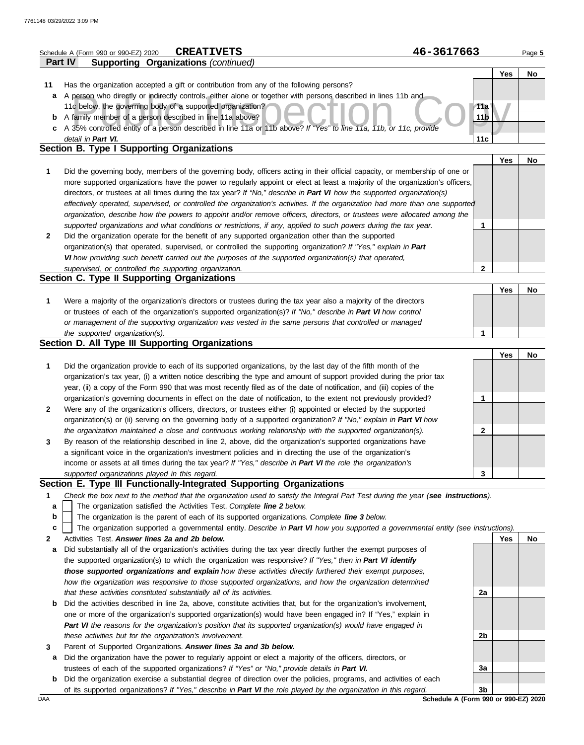Schedule A (Form 990 or 990-EZ) 2020 **CREATIVETS** **46-3617663**

**Part IV Supporting Organizations** *(continued)*

| | | | Yes | No |
|---|---|---|---|---|
| **11** | Has the organization accepted a gift or contribution from any of the following persons? | | | |
| **a** | A person who directly or indirectly controls, either alone or together with persons described in lines 11b and 11c below, the governing body of a supported organization? | **11a** | | |
| **b** | A family member of a person described in line 11a above? | **11b** | | |
| **c** | A 35% controlled entity of a person described in line 11a or 11b above? *If "Yes" to line 11a, 11b, or 11c, provide detail in **Part VI.*** | **11c** | | |

## Section B. Type I Supporting Organizations

| | | | Yes | No |
|---|---|---|---|---|
| **1** | Did the governing body, members of the governing body, officers acting in their official capacity, or membership of one or more supported organizations have the power to regularly appoint or elect at least a majority of the organization's officers, directors, or trustees at all times during the tax year? *If "No," describe in **Part VI** how the supported organization(s) effectively operated, supervised, or controlled the organization's activities. If the organization had more than one supported organization, describe how the powers to appoint and/or remove officers, directors, or trustees were allocated among the supported organizations and what conditions or restrictions, if any, applied to such powers during the tax year.* | **1** | | |
| **2** | Did the organization operate for the benefit of any supported organization other than the supported organization(s) that operated, supervised, or controlled the supporting organization? *If "Yes," explain in **Part VI** how providing such benefit carried out the purposes of the supported organization(s) that operated, supervised, or controlled the supporting organization.* | **2** | | |

## Section C. Type II Supporting Organizations

| | | | Yes | No |
|---|---|---|---|---|
| **1** | Were a majority of the organization's directors or trustees during the tax year also a majority of the directors or trustees of each of the organization's supported organization(s)? *If "No," describe in **Part VI** how control or management of the supporting organization was vested in the same persons that controlled or managed the supported organization(s).* | **1** | | |

## Section D. All Type III Supporting Organizations

| | | | Yes | No |
|---|---|---|---|---|
| **1** | Did the organization provide to each of its supported organizations, by the last day of the fifth month of the organization's tax year, (i) a written notice describing the type and amount of support provided during the prior tax year, (ii) a copy of the Form 990 that was most recently filed as of the date of notification, and (iii) copies of the organization's governing documents in effect on the date of notification, to the extent not previously provided? | **1** | | |
| **2** | Were any of the organization's officers, directors, or trustees either (i) appointed or elected by the supported organization(s) or (ii) serving on the governing body of a supported organization? *If "No," explain in **Part VI** how the organization maintained a close and continuous working relationship with the supported organization(s).* | **2** | | |
| **3** | By reason of the relationship described in line 2, above, did the organization's supported organizations have a significant voice in the organization's investment policies and in directing the use of the organization's income or assets at all times during the tax year? *If "Yes," describe in **Part VI** the role the organization's supported organizations played in this regard.* | **3** | | |

## Section E. Type III Functionally-Integrated Supporting Organizations

**1** *Check the box next to the method that the organization used to satisfy the Integral Part Test during the year (**see instructions**).*

- **a** ☐ The organization satisfied the Activities Test. *Complete **line 2** below.*
- **b** ☐ The organization is the parent of each of its supported organizations. *Complete **line 3** below.*
- **c** ☐ The organization supported a governmental entity. *Describe in **Part VI** how you supported a governmental entity (see instructions).*

| | | | Yes | No |
|---|---|---|---|---|
| **2** | Activities Test. ***Answer lines 2a and 2b below.*** | | | |
| **a** | Did substantially all of the organization's activities during the tax year directly further the exempt purposes of the supported organization(s) to which the organization was responsive? *If "Yes," then in **Part VI identify those supported organizations and explain** how these activities directly furthered their exempt purposes, how the organization was responsive to those supported organizations, and how the organization determined that these activities constituted substantially all of its activities.* | **2a** | | |
| **b** | Did the activities described in line 2a, above, constitute activities that, but for the organization's involvement, one or more of the organization's supported organization(s) would have been engaged in? If "Yes," explain in ***Part VI*** *the reasons for the organization's position that its supported organization(s) would have engaged in these activities but for the organization's involvement.* | **2b** | | |
| **3** | Parent of Supported Organizations. ***Answer lines 3a and 3b below.*** | | | |
| **a** | Did the organization have the power to regularly appoint or elect a majority of the officers, directors, or trustees of each of the supported organizations? *If "Yes" or "No," provide details in **Part VI.*** | **3a** | | |
| **b** | Did the organization exercise a substantial degree of direction over the policies, programs, and activities of each of its supported organizations? *If "Yes," describe in **Part VI** the role played by the organization in this regard.* | **3b** | | |

**Schedule A (Form 990 or 990-EZ) 2020**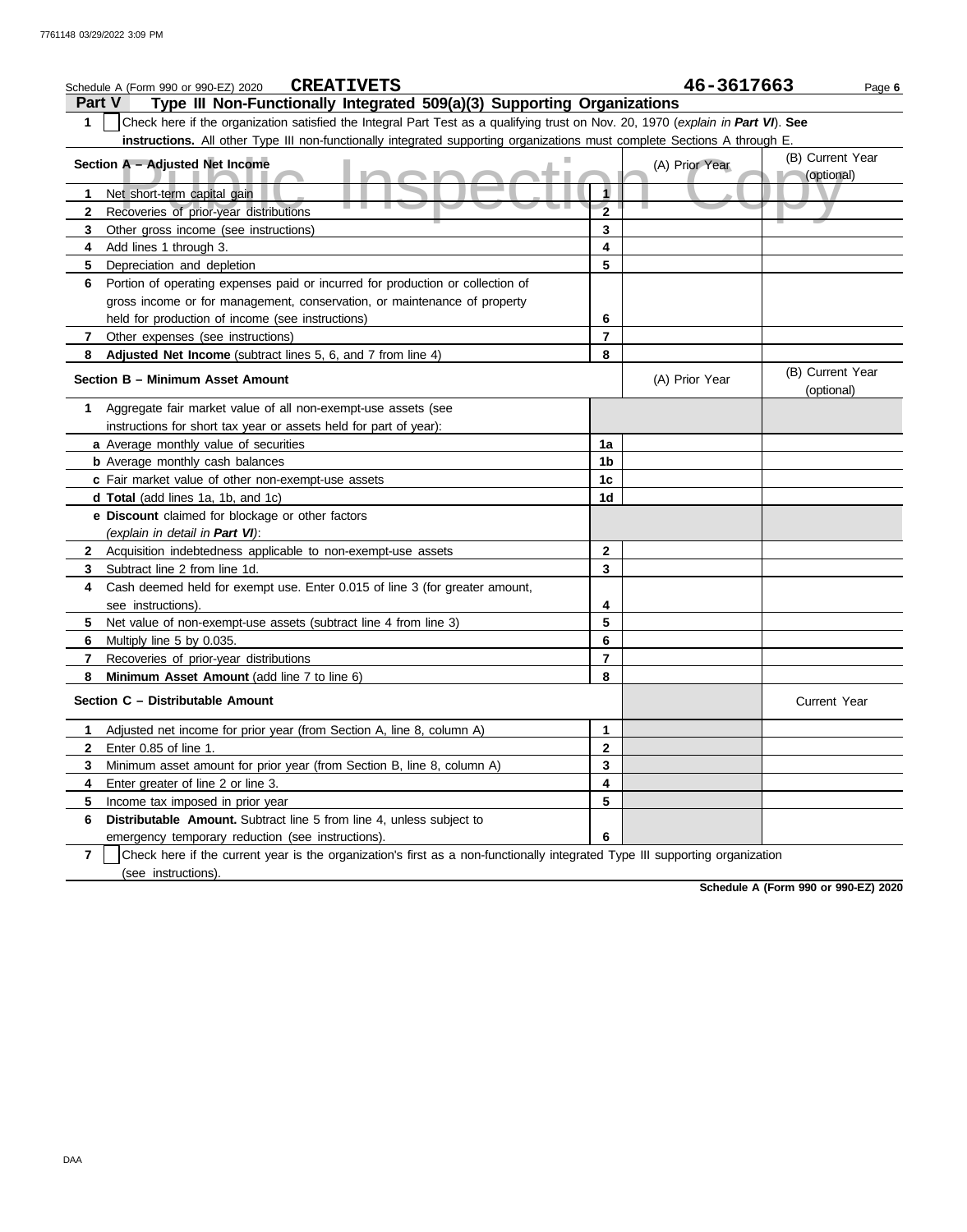Schedule A (Form 990 or 990-EZ) 2020 **CREATIVETS** **46-3617663**

## Part V Type III Non-Functionally Integrated 509(a)(3) Supporting Organizations

**1** ☐ Check here if the organization satisfied the Integral Part Test as a qualifying trust on Nov. 20, 1970 (*explain in **Part VI***). **See instructions.** All other Type III non-functionally integrated supporting organizations must complete Sections A through E.

| **Section A – Adjusted Net Income** | | (A) Prior Year | (B) Current Year (optional) |
|---|---|---|---|
| **1** Net short-term capital gain | **1** | | |
| **2** Recoveries of prior-year distributions | **2** | | |
| **3** Other gross income (see instructions) | **3** | | |
| **4** Add lines 1 through 3. | **4** | | |
| **5** Depreciation and depletion | **5** | | |
| **6** Portion of operating expenses paid or incurred for production or collection of gross income or for management, conservation, or maintenance of property held for production of income (see instructions) | **6** | | |
| **7** Other expenses (see instructions) | **7** | | |
| **8** **Adjusted Net Income** (subtract lines 5, 6, and 7 from line 4) | **8** | | |

| **Section B – Minimum Asset Amount** | | (A) Prior Year | (B) Current Year (optional) |
|---|---|---|---|
| **1** Aggregate fair market value of all non-exempt-use assets (see instructions for short tax year or assets held for part of year): | | | |
| **a** Average monthly value of securities | **1a** | | |
| **b** Average monthly cash balances | **1b** | | |
| **c** Fair market value of other non-exempt-use assets | **1c** | | |
| **d** **Total** (add lines 1a, 1b, and 1c) | **1d** | | |
| **e** **Discount** claimed for blockage or other factors (*explain in detail in **Part VI***): | | | |
| **2** Acquisition indebtedness applicable to non-exempt-use assets | **2** | | |
| **3** Subtract line 2 from line 1d. | **3** | | |
| **4** Cash deemed held for exempt use. Enter 0.015 of line 3 (for greater amount, see instructions). | **4** | | |
| **5** Net value of non-exempt-use assets (subtract line 4 from line 3) | **5** | | |
| **6** Multiply line 5 by 0.035. | **6** | | |
| **7** Recoveries of prior-year distributions | **7** | | |
| **8** **Minimum Asset Amount** (add line 7 to line 6) | **8** | | |

| **Section C – Distributable Amount** | | | Current Year |
|---|---|---|---|
| **1** Adjusted net income for prior year (from Section A, line 8, column A) | **1** | | |
| **2** Enter 0.85 of line 1. | **2** | | |
| **3** Minimum asset amount for prior year (from Section B, line 8, column A) | **3** | | |
| **4** Enter greater of line 2 or line 3. | **4** | | |
| **5** Income tax imposed in prior year | **5** | | |
| **6** **Distributable Amount.** Subtract line 5 from line 4, unless subject to emergency temporary reduction (see instructions). | **6** | | |

**7** ☐ Check here if the current year is the organization's first as a non-functionally integrated Type III supporting organization (see instructions).

**Schedule A (Form 990 or 990-EZ) 2020**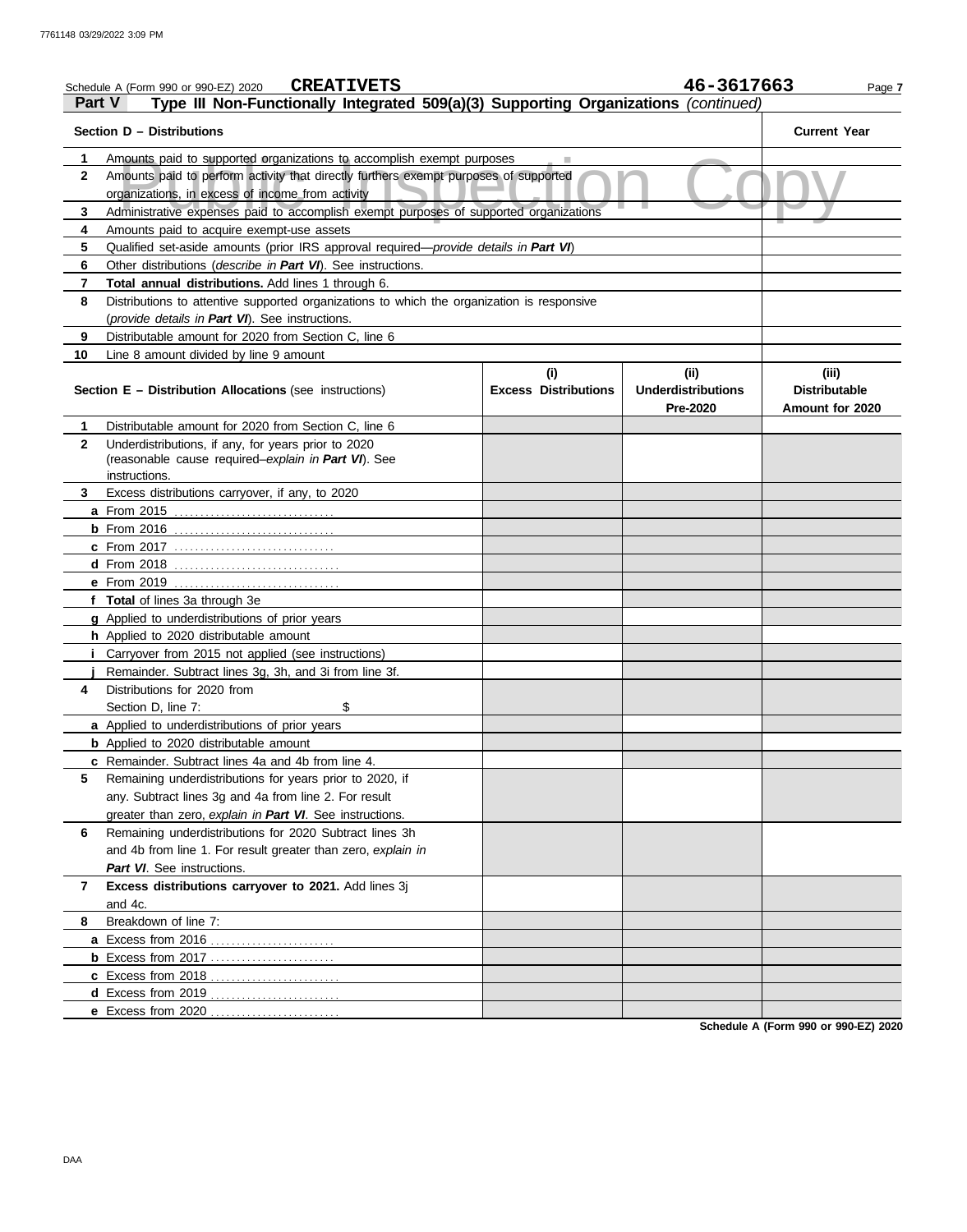Schedule A (Form 990 or 990-EZ) 2020 **CREATIVETS** **46-3617663**

## Part V Type III Non-Functionally Integrated 509(a)(3) Supporting Organizations *(continued)*

| Section D – Distributions | | Current Year |
|---|---|---|
| 1 | Amounts paid to supported organizations to accomplish exempt purposes | |
| 2 | Amounts paid to perform activity that directly furthers exempt purposes of supported organizations, in excess of income from activity | |
| 3 | Administrative expenses paid to accomplish exempt purposes of supported organizations | |
| 4 | Amounts paid to acquire exempt-use assets | |
| 5 | Qualified set-aside amounts (prior IRS approval required—*provide details in **Part VI***) | |
| 6 | Other distributions (*describe in **Part VI***). See instructions. | |
| 7 | **Total annual distributions.** Add lines 1 through 6. | |
| 8 | Distributions to attentive supported organizations to which the organization is responsive (*provide details in **Part VI***). See instructions. | |
| 9 | Distributable amount for 2020 from Section C, line 6 | |
| 10 | Line 8 amount divided by line 9 amount | |

| | Section E – Distribution Allocations (see instructions) | (i) Excess Distributions | (ii) Underdistributions Pre-2020 | (iii) Distributable Amount for 2020 |
|---|---|---|---|---|
| 1 | Distributable amount for 2020 from Section C, line 6 | | | |
| 2 | Underdistributions, if any, for years prior to 2020 (reasonable cause required–*explain in **Part VI***). See instructions. | | | |
| 3 | Excess distributions carryover, if any, to 2020 | | | |
| a | From 2015 | | | |
| b | From 2016 | | | |
| c | From 2017 | | | |
| d | From 2018 | | | |
| e | From 2019 | | | |
| f | **Total** of lines 3a through 3e | | | |
| g | Applied to underdistributions of prior years | | | |
| h | Applied to 2020 distributable amount | | | |
| i | Carryover from 2015 not applied (see instructions) | | | |
| j | Remainder. Subtract lines 3g, 3h, and 3i from line 3f. | | | |
| 4 | Distributions for 2020 from Section D, line 7: $ | | | |
| a | Applied to underdistributions of prior years | | | |
| b | Applied to 2020 distributable amount | | | |
| c | Remainder. Subtract lines 4a and 4b from line 4. | | | |
| 5 | Remaining underdistributions for years prior to 2020, if any. Subtract lines 3g and 4a from line 2. For result greater than zero, *explain in **Part VI***. See instructions. | | | |
| 6 | Remaining underdistributions for 2020 Subtract lines 3h and 4b from line 1. For result greater than zero, *explain in **Part VI***. See instructions. | | | |
| 7 | **Excess distributions carryover to 2021.** Add lines 3j and 4c. | | | |
| 8 | Breakdown of line 7: | | | |
| a | Excess from 2016 | | | |
| b | Excess from 2017 | | | |
| c | Excess from 2018 | | | |
| d | Excess from 2019 | | | |
| e | Excess from 2020 | | | |

**Schedule A (Form 990 or 990-EZ) 2020**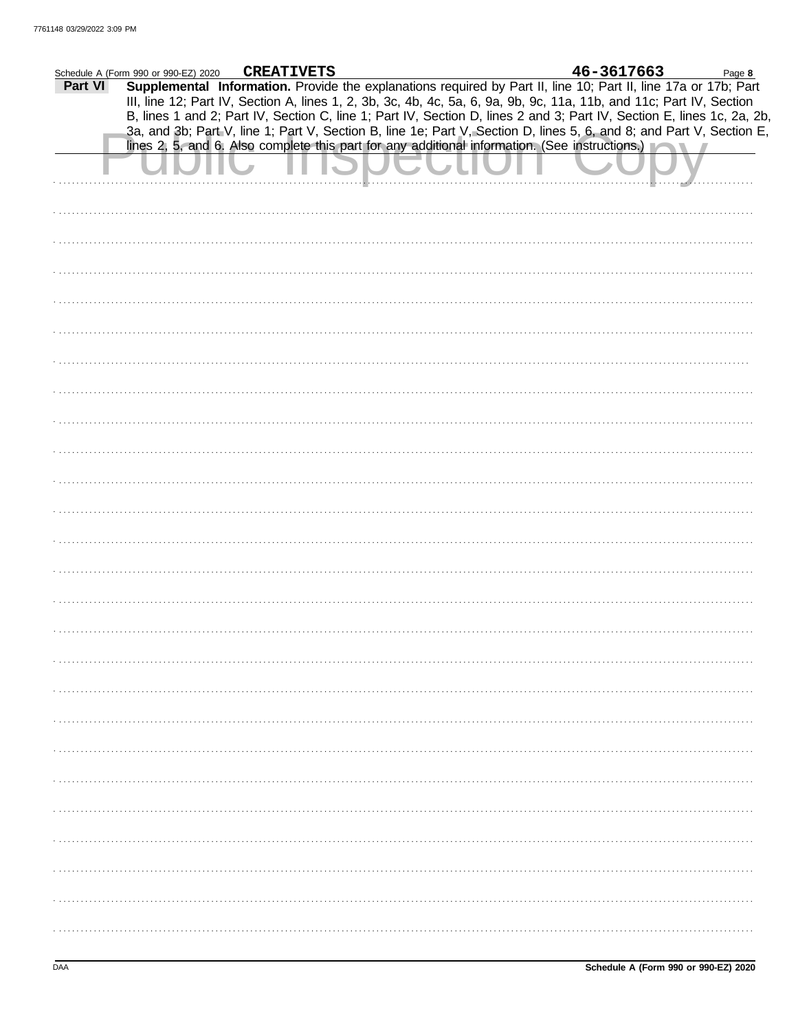Schedule A (Form 990 or 990-EZ) 2020 **CREATIVETS** **46-3617663**

**Part VI** **Supplemental Information.** Provide the explanations required by Part II, line 10; Part II, line 17a or 17b; Part III, line 12; Part IV, Section A, lines 1, 2, 3b, 3c, 4b, 4c, 5a, 6, 9a, 9b, 9c, 11a, 11b, and 11c; Part IV, Section B, lines 1 and 2; Part IV, Section C, line 1; Part IV, Section D, lines 2 and 3; Part IV, Section E, lines 1c, 2a, 2b, 3a, and 3b; Part V, line 1; Part V, Section B, line 1e; Part V, Section D, lines 5, 6, and 8; and Part V, Section E, lines 2, 5, and 6. Also complete this part for any additional information. (See instructions.)

Public Inspection Copy

**Schedule A (Form 990 or 990-EZ) 2020**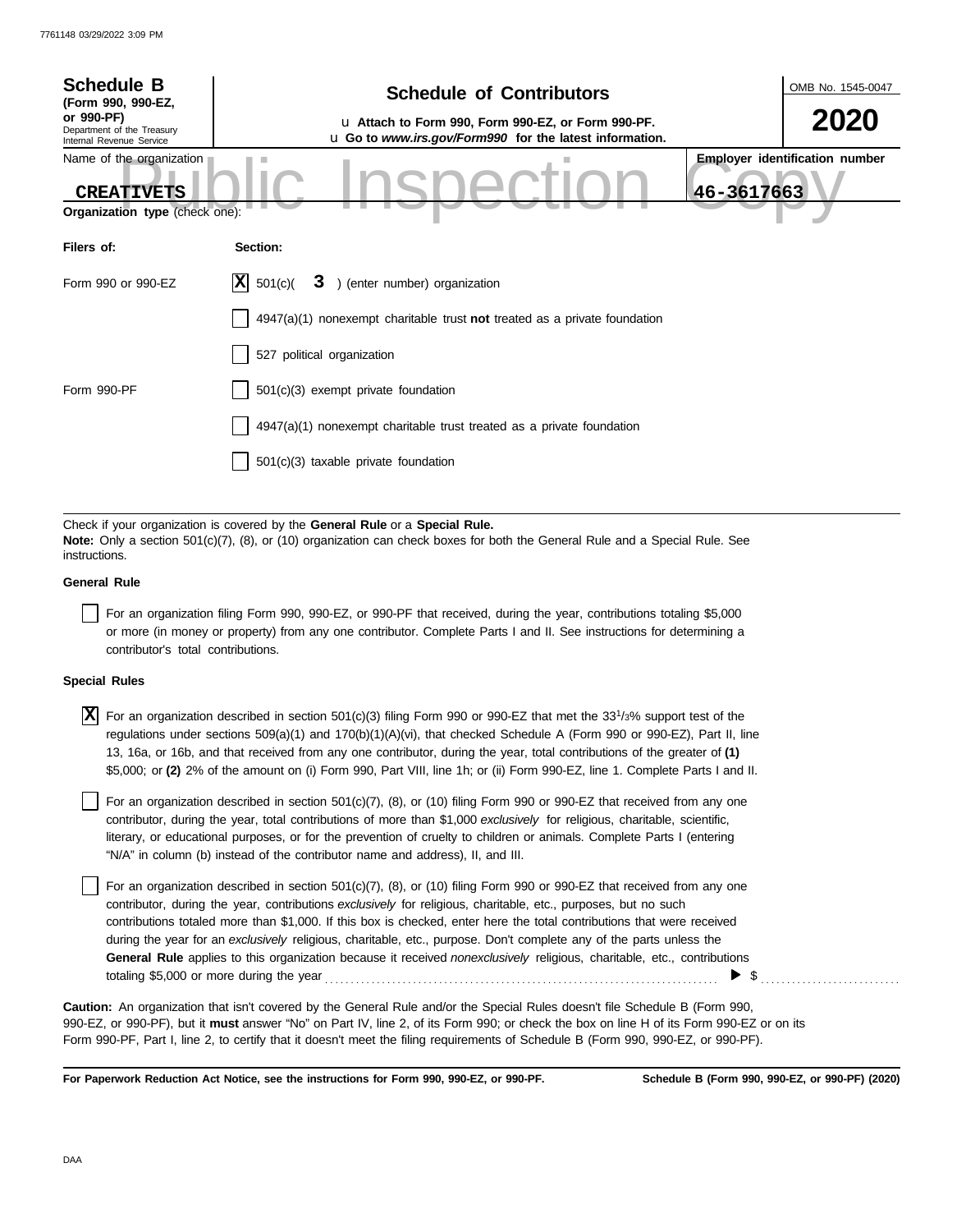**Schedule B**
**(Form 990, 990-EZ, or 990-PF)**
Department of the Treasury
Internal Revenue Service

# Schedule of Contributors

u **Attach to Form 990, Form 990-EZ, or Form 990-PF.**
u **Go to *www.irs.gov/Form990* for the latest information.**

OMB No. 1545-0047

**2020**

Name of the organization: **CREATIVETS**

**Employer identification number:** **46-3617663**

**Organization type** (check one):

| **Filers of:** | **Section:** |
|---|---|
| Form 990 or 990-EZ | [X] 501(c)( **3** ) (enter number) organization |
| | [ ] 4947(a)(1) nonexempt charitable trust **not** treated as a private foundation |
| | [ ] 527 political organization |
| Form 990-PF | [ ] 501(c)(3) exempt private foundation |
| | [ ] 4947(a)(1) nonexempt charitable trust treated as a private foundation |
| | [ ] 501(c)(3) taxable private foundation |

Check if your organization is covered by the **General Rule** or a **Special Rule.**
**Note:** Only a section 501(c)(7), (8), or (10) organization can check boxes for both the General Rule and a Special Rule. See instructions.

**General Rule**

[ ] For an organization filing Form 990, 990-EZ, or 990-PF that received, during the year, contributions totaling $5,000 or more (in money or property) from any one contributor. Complete Parts I and II. See instructions for determining a contributor's total contributions.

**Special Rules**

[X] For an organization described in section 501(c)(3) filing Form 990 or 990-EZ that met the $33\frac{1}{3}$% support test of the regulations under sections 509(a)(1) and 170(b)(1)(A)(vi), that checked Schedule A (Form 990 or 990-EZ), Part II, line 13, 16a, or 16b, and that received from any one contributor, during the year, total contributions of the greater of **(1)** $5,000; or **(2)** 2% of the amount on (i) Form 990, Part VIII, line 1h; or (ii) Form 990-EZ, line 1. Complete Parts I and II.

[ ] For an organization described in section 501(c)(7), (8), or (10) filing Form 990 or 990-EZ that received from any one contributor, during the year, total contributions of more than $1,000 *exclusively* for religious, charitable, scientific, literary, or educational purposes, or for the prevention of cruelty to children or animals. Complete Parts I (entering "N/A" in column (b) instead of the contributor name and address), II, and III.

[ ] For an organization described in section 501(c)(7), (8), or (10) filing Form 990 or 990-EZ that received from any one contributor, during the year, contributions *exclusively* for religious, charitable, etc., purposes, but no such contributions totaled more than $1,000. If this box is checked, enter here the total contributions that were received during the year for an *exclusively* religious, charitable, etc., purpose. Don't complete any of the parts unless the **General Rule** applies to this organization because it received *nonexclusively* religious, charitable, etc., contributions totaling $5,000 or more during the year ........ ▶ $ ..........

**Caution:** An organization that isn't covered by the General Rule and/or the Special Rules doesn't file Schedule B (Form 990, 990-EZ, or 990-PF), but it **must** answer "No" on Part IV, line 2, of its Form 990; or check the box on line H of its Form 990-EZ or on its Form 990-PF, Part I, line 2, to certify that it doesn't meet the filing requirements of Schedule B (Form 990, 990-EZ, or 990-PF).

**For Paperwork Reduction Act Notice, see the instructions for Form 990, 990-EZ, or 990-PF.** **Schedule B (Form 990, 990-EZ, or 990-PF) (2020)**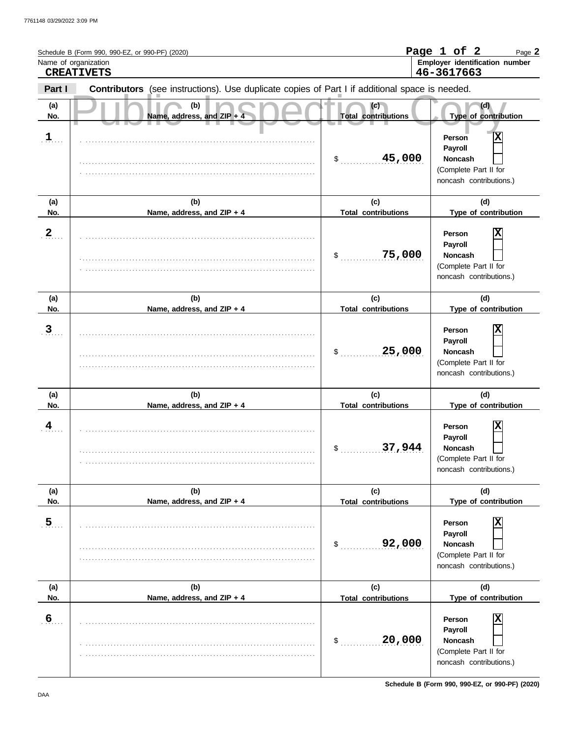Schedule B (Form 990, 990-EZ, or 990-PF) (2020)

Page 1 of 2

Name of organization

**CREATIVETS**

Employer identification number

**46-3617663**

**Part I** **Contributors** (see instructions). Use duplicate copies of Part I if additional space is needed.

Public Inspection Copy

| (a) No. | (b) Name, address, and ZIP + 4 | (c) Total contributions | (d) Type of contribution |
|---|---|---|---|
| 1 | | $ 45,000 | Person [X] Payroll [ ] Noncash [ ] (Complete Part II for noncash contributions.) |
| 2 | | $ 75,000 | Person [X] Payroll [ ] Noncash [ ] (Complete Part II for noncash contributions.) |
| 3 | | $ 25,000 | Person [X] Payroll [ ] Noncash [ ] (Complete Part II for noncash contributions.) |
| 4 | | $ 37,944 | Person [X] Payroll [ ] Noncash [ ] (Complete Part II for noncash contributions.) |
| 5 | | $ 92,000 | Person [X] Payroll [ ] Noncash [ ] (Complete Part II for noncash contributions.) |
| 6 | | $ 20,000 | Person [X] Payroll [ ] Noncash [ ] (Complete Part II for noncash contributions.) |

Schedule B (Form 990, 990-EZ, or 990-PF) (2020)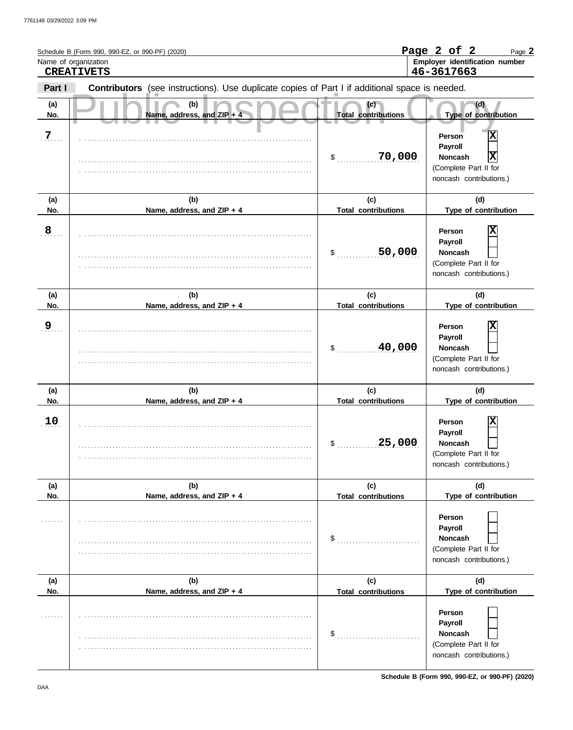Schedule B (Form 990, 990-EZ, or 990-PF) (2020)

Page 2 of 2

Name of organization: **CREATIVETS**

Employer identification number: **46-3617663**

**Part I** **Contributors** (see instructions). Use duplicate copies of Part I if additional space is needed.

Public Inspection Copy

| (a) No. | (b) Name, address, and ZIP + 4 | (c) Total contributions | (d) Type of contribution |
|---|---|---|---|
| 7 | | $ 70,000 | Person [X] Payroll [ ] Noncash [X] (Complete Part II for noncash contributions.) |
| 8 | | $ 50,000 | Person [X] Payroll [ ] Noncash [ ] (Complete Part II for noncash contributions.) |
| 9 | | $ 40,000 | Person [X] Payroll [ ] Noncash [ ] (Complete Part II for noncash contributions.) |
| 10 | | $ 25,000 | Person [X] Payroll [ ] Noncash [ ] (Complete Part II for noncash contributions.) |
| | | $ | Person [ ] Payroll [ ] Noncash [ ] (Complete Part II for noncash contributions.) |
| | | $ | Person [ ] Payroll [ ] Noncash [ ] (Complete Part II for noncash contributions.) |

Schedule B (Form 990, 990-EZ, or 990-PF) (2020)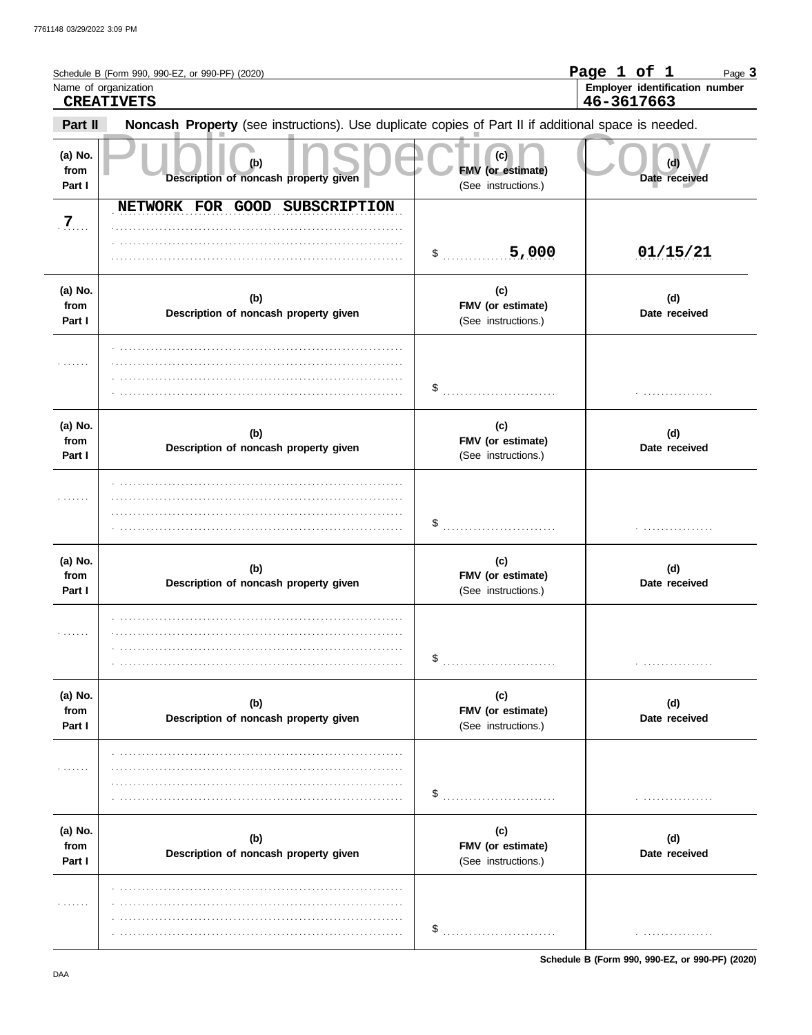Schedule B (Form 990, 990-EZ, or 990-PF) (2020)

Name of organization: **CREATIVETS**

Employer identification number: **46-3617663**

**Part II** **Noncash Property** (see instructions). Use duplicate copies of Part II if additional space is needed.

| (a) No. from Part I | (b) Description of noncash property given | (c) FMV (or estimate) (See instructions.) | (d) Date received |
|---|---|---|---|
| 7 | NETWORK FOR GOOD SUBSCRIPTION | $ 5,000 | 01/15/21 |

| (a) No. from Part I | (b) Description of noncash property given | (c) FMV (or estimate) (See instructions.) | (d) Date received |
|---|---|---|---|
| | | $ | |

| (a) No. from Part I | (b) Description of noncash property given | (c) FMV (or estimate) (See instructions.) | (d) Date received |
|---|---|---|---|
| | | $ | |

| (a) No. from Part I | (b) Description of noncash property given | (c) FMV (or estimate) (See instructions.) | (d) Date received |
|---|---|---|---|
| | | $ | |

| (a) No. from Part I | (b) Description of noncash property given | (c) FMV (or estimate) (See instructions.) | (d) Date received |
|---|---|---|---|
| | | $ | |

| (a) No. from Part I | (b) Description of noncash property given | (c) FMV (or estimate) (See instructions.) | (d) Date received |
|---|---|---|---|
| | | $ | |

Schedule B (Form 990, 990-EZ, or 990-PF) (2020)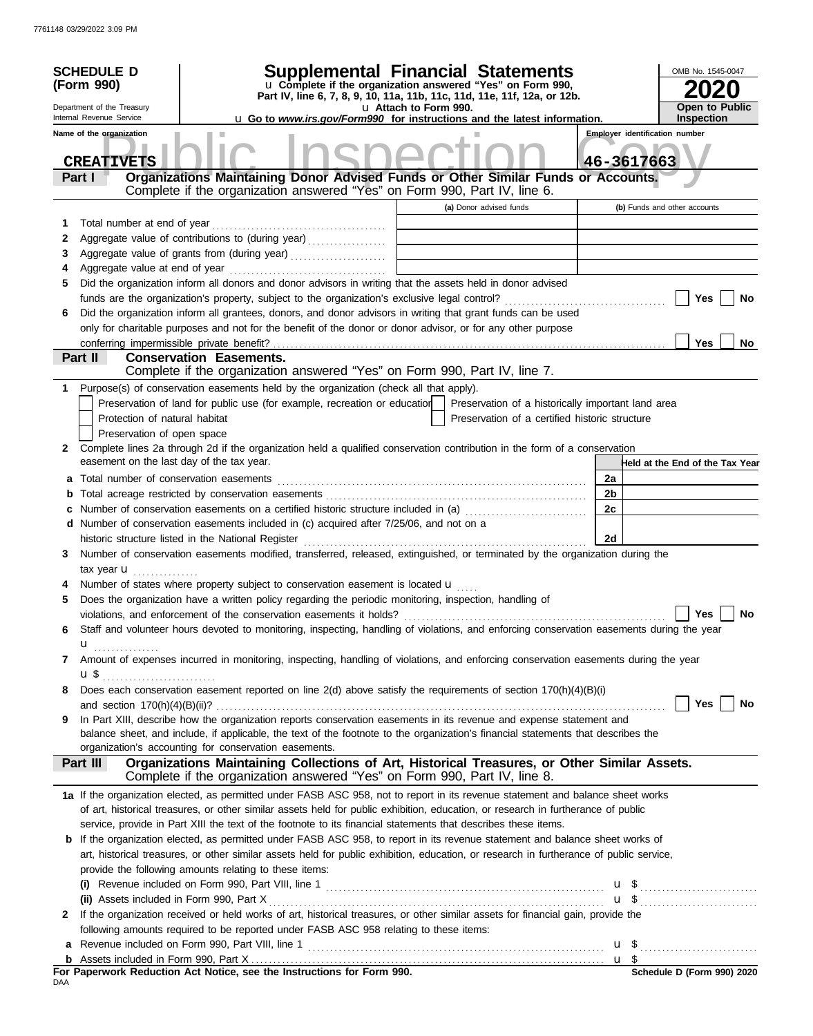7761148 03/29/2022 3:09 PM

# SCHEDULE D (Form 990)

Department of the Treasury
Internal Revenue Service

# Supplemental Financial Statements

u Complete if the organization answered "Yes" on Form 990, Part IV, line 6, 7, 8, 9, 10, 11a, 11b, 11c, 11d, 11e, 11f, 12a, or 12b.
u Attach to Form 990.
u Go to *www.irs.gov/Form990* for instructions and the latest information.

OMB No. 1545-0047

**2020**

**Open to Public Inspection**

Name of the organization: **CREATIVETS**

Employer identification number: **46-3617663**

Public Inspection Copy

## Part I — Organizations Maintaining Donor Advised Funds or Other Similar Funds or Accounts.

Complete if the organization answered "Yes" on Form 990, Part IV, line 6.

| | | (a) Donor advised funds | (b) Funds and other accounts |
|---|---|---|---|
| 1 | Total number at end of year | | |
| 2 | Aggregate value of contributions to (during year) | | |
| 3 | Aggregate value of grants from (during year) | | |
| 4 | Aggregate value at end of year | | |

5 Did the organization inform all donors and donor advisors in writing that the assets held in donor advised funds are the organization's property, subject to the organization's exclusive legal control? ☐ Yes ☐ No

6 Did the organization inform all grantees, donors, and donor advisors in writing that grant funds can be used only for charitable purposes and not for the benefit of the donor or donor advisor, or for any other purpose conferring impermissible private benefit? ☐ Yes ☐ No

## Part II — Conservation Easements.

Complete if the organization answered "Yes" on Form 990, Part IV, line 7.

1 Purpose(s) of conservation easements held by the organization (check all that apply).

- ☐ Preservation of land for public use (for example, recreation or education)
- ☐ Protection of natural habitat
- ☐ Preservation of open space
- ☐ Preservation of a historically important land area
- ☐ Preservation of a certified historic structure

2 Complete lines 2a through 2d if the organization held a qualified conservation contribution in the form of a conservation easement on the last day of the tax year.

| | | | Held at the End of the Tax Year |
|---|---|---|---|
| a | Total number of conservation easements | 2a | |
| b | Total acreage restricted by conservation easements | 2b | |
| c | Number of conservation easements on a certified historic structure included in (a) | 2c | |
| d | Number of conservation easements included in (c) acquired after 7/25/06, and not on a historic structure listed in the National Register | 2d | |

3 Number of conservation easements modified, transferred, released, extinguished, or terminated by the organization during the tax year u

4 Number of states where property subject to conservation easement is located u

5 Does the organization have a written policy regarding the periodic monitoring, inspection, handling of violations, and enforcement of the conservation easements it holds? ☐ Yes ☐ No

6 Staff and volunteer hours devoted to monitoring, inspecting, handling of violations, and enforcing conservation easements during the year u

7 Amount of expenses incurred in monitoring, inspecting, handling of violations, and enforcing conservation easements during the year u $

8 Does each conservation easement reported on line 2(d) above satisfy the requirements of section 170(h)(4)(B)(i) and section 170(h)(4)(B)(ii)? ☐ Yes ☐ No

9 In Part XIII, describe how the organization reports conservation easements in its revenue and expense statement and balance sheet, and include, if applicable, the text of the footnote to the organization's financial statements that describes the organization's accounting for conservation easements.

## Part III — Organizations Maintaining Collections of Art, Historical Treasures, or Other Similar Assets.

Complete if the organization answered "Yes" on Form 990, Part IV, line 8.

1a If the organization elected, as permitted under FASB ASC 958, not to report in its revenue statement and balance sheet works of art, historical treasures, or other similar assets held for public exhibition, education, or research in furtherance of public service, provide in Part XIII the text of the footnote to its financial statements that describes these items.

b If the organization elected, as permitted under FASB ASC 958, to report in its revenue statement and balance sheet works of art, historical treasures, or other similar assets held for public exhibition, education, or research in furtherance of public service, provide the following amounts relating to these items:

(i) Revenue included on Form 990, Part VIII, line 1 u $

(ii) Assets included in Form 990, Part X u $

2 If the organization received or held works of art, historical treasures, or other similar assets for financial gain, provide the following amounts required to be reported under FASB ASC 958 relating to these items:

a Revenue included on Form 990, Part VIII, line 1 u $

b Assets included in Form 990, Part X u $

**For Paperwork Reduction Act Notice, see the Instructions for Form 990.**

DAA

**Schedule D (Form 990) 2020**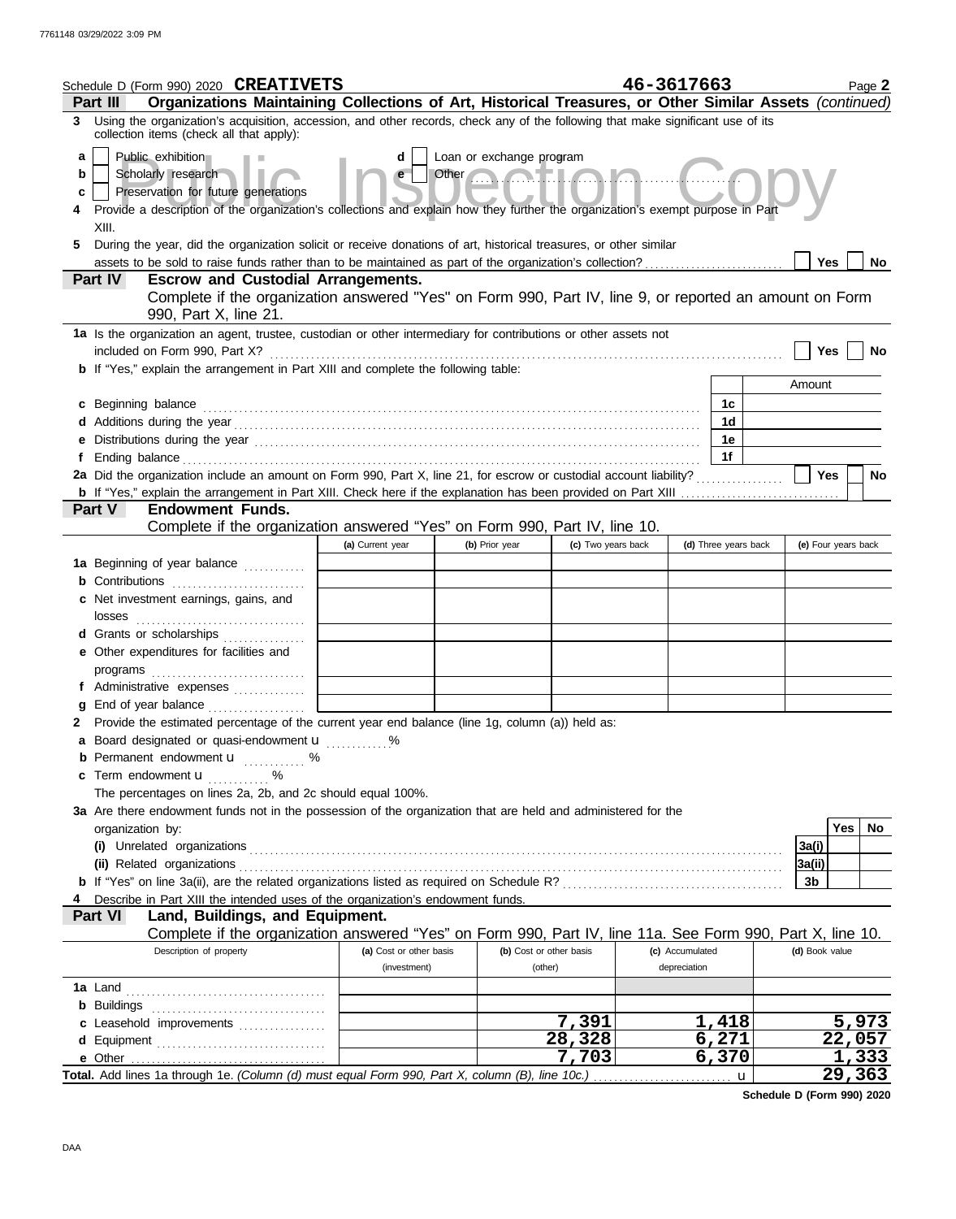Schedule D (Form 990) 2020 **CREATIVETS** 46-3617663 Page **2**

**Part III** **Organizations Maintaining Collections of Art, Historical Treasures, or Other Similar Assets** *(continued)*

**3** Using the organization's acquisition, accession, and other records, check any of the following that make significant use of its collection items (check all that apply):

- **a** [ ] Public exhibition
- **b** [ ] Scholarly research
- **c** [ ] Preservation for future generations
- **d** [ ] Loan or exchange program
- **e** [ ] Other

**4** Provide a description of the organization's collections and explain how they further the organization's exempt purpose in Part XIII.

**5** During the year, did the organization solicit or receive donations of art, historical treasures, or other similar assets to be sold to raise funds rather than to be maintained as part of the organization's collection? [ ] Yes [ ] No

**Part IV** **Escrow and Custodial Arrangements.**
Complete if the organization answered "Yes" on Form 990, Part IV, line 9, or reported an amount on Form 990, Part X, line 21.

**1a** Is the organization an agent, trustee, custodian or other intermediary for contributions or other assets not included on Form 990, Part X? [ ] Yes [ ] No

**b** If "Yes," explain the arrangement in Part XIII and complete the following table:

| | | Amount |
|---|---|---|
| **c** Beginning balance | 1c | |
| **d** Additions during the year | 1d | |
| **e** Distributions during the year | 1e | |
| **f** Ending balance | 1f | |

**2a** Did the organization include an amount on Form 990, Part X, line 21, for escrow or custodial account liability? [ ] Yes [ ] No

**b** If "Yes," explain the arrangement in Part XIII. Check here if the explanation has been provided on Part XIII [ ]

**Part V** **Endowment Funds.**
Complete if the organization answered "Yes" on Form 990, Part IV, line 10.

| | (a) Current year | (b) Prior year | (c) Two years back | (d) Three years back | (e) Four years back |
|---|---|---|---|---|---|
| **1a** Beginning of year balance | | | | | |
| **b** Contributions | | | | | |
| **c** Net investment earnings, gains, and losses | | | | | |
| **d** Grants or scholarships | | | | | |
| **e** Other expenditures for facilities and programs | | | | | |
| **f** Administrative expenses | | | | | |
| **g** End of year balance | | | | | |

**2** Provide the estimated percentage of the current year end balance (line 1g, column (a)) held as:

- **a** Board designated or quasi-endowment u ______ %
- **b** Permanent endowment u ______ %
- **c** Term endowment u ______ %

The percentages on lines 2a, 2b, and 2c should equal 100%.

**3a** Are there endowment funds not in the possession of the organization that are held and administered for the organization by:

| | | Yes | No |
|---|---|---|---|
| **(i)** Unrelated organizations | 3a(i) | | |
| **(ii)** Related organizations | 3a(ii) | | |
| **b** If "Yes" on line 3a(ii), are the related organizations listed as required on Schedule R? | 3b | | |

**4** Describe in Part XIII the intended uses of the organization's endowment funds.

**Part VI** **Land, Buildings, and Equipment.**
Complete if the organization answered "Yes" on Form 990, Part IV, line 11a. See Form 990, Part X, line 10.

| Description of property | (a) Cost or other basis (investment) | (b) Cost or other basis (other) | (c) Accumulated depreciation | (d) Book value |
|---|---|---|---|---|
| **1a** Land | | | | |
| **b** Buildings | | | | |
| **c** Leasehold improvements | | 7,391 | 1,418 | 5,973 |
| **d** Equipment | | 28,328 | 6,271 | 22,057 |
| **e** Other | | 7,703 | 6,370 | 1,333 |
| **Total.** Add lines 1a through 1e. *(Column (d) must equal Form 990, Part X, column (B), line 10c.)* u | | | | 29,363 |

**Schedule D (Form 990) 2020**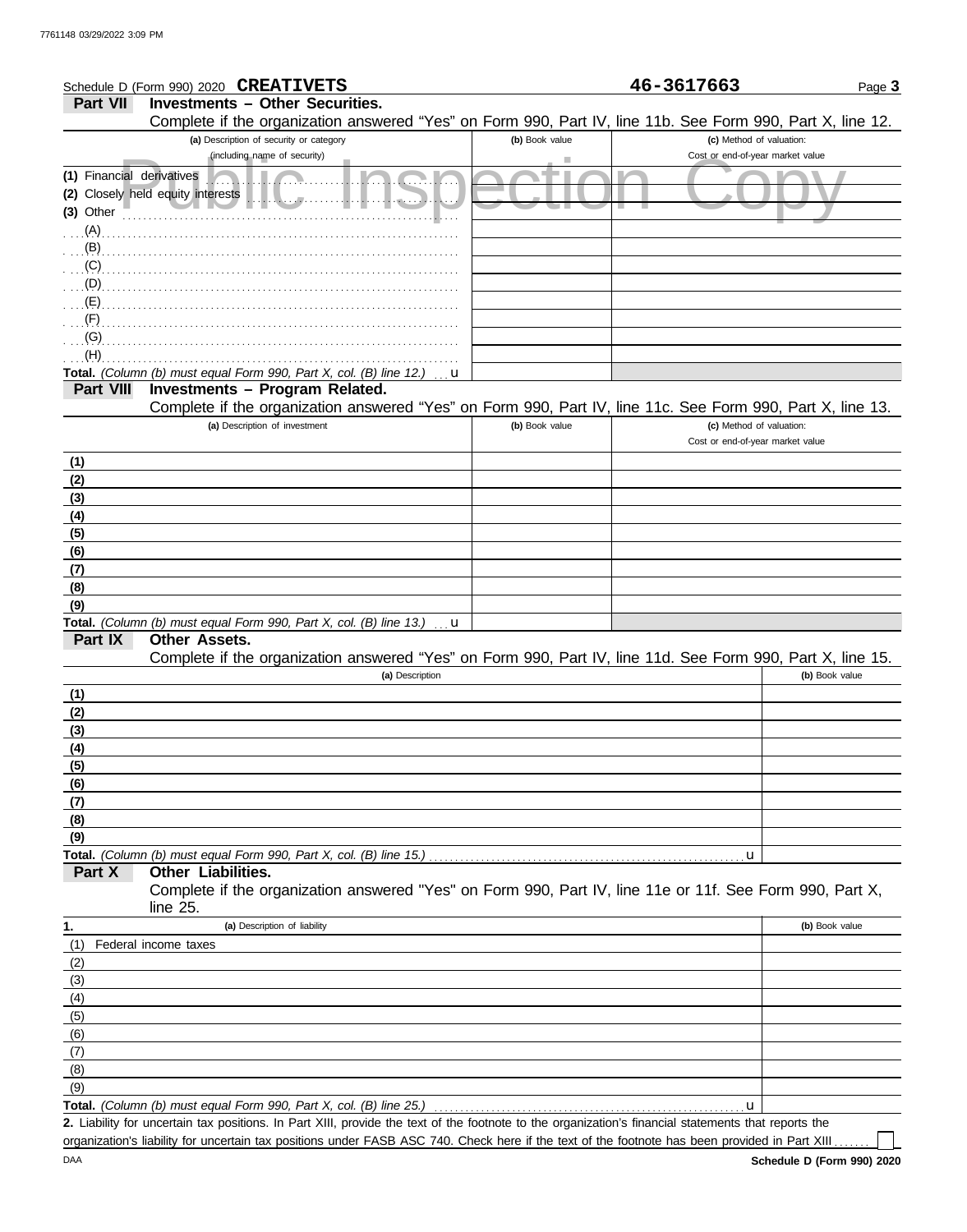Schedule D (Form 990) 2020 **CREATIVETS** **46-3617663**

## Part VII Investments – Other Securities.

Complete if the organization answered "Yes" on Form 990, Part IV, line 11b. See Form 990, Part X, line 12.

| (a) Description of security or category (including name of security) | (b) Book value | (c) Method of valuation: Cost or end-of-year market value |
|---|---|---|
| (1) Financial derivatives | | |
| (2) Closely held equity interests | | |
| (3) Other | | |
| (A) | | |
| (B) | | |
| (C) | | |
| (D) | | |
| (E) | | |
| (F) | | |
| (G) | | |
| (H) | | |
| **Total.** *(Column (b) must equal Form 990, Part X, col. (B) line 12.)* u | | |

## Part VIII Investments – Program Related.

Complete if the organization answered "Yes" on Form 990, Part IV, line 11c. See Form 990, Part X, line 13.

| (a) Description of investment | (b) Book value | (c) Method of valuation: Cost or end-of-year market value |
|---|---|---|
| (1) | | |
| (2) | | |
| (3) | | |
| (4) | | |
| (5) | | |
| (6) | | |
| (7) | | |
| (8) | | |
| (9) | | |
| **Total.** *(Column (b) must equal Form 990, Part X, col. (B) line 13.)* u | | |

## Part IX Other Assets.

Complete if the organization answered "Yes" on Form 990, Part IV, line 11d. See Form 990, Part X, line 15.

| (a) Description | (b) Book value |
|---|---|
| (1) | |
| (2) | |
| (3) | |
| (4) | |
| (5) | |
| (6) | |
| (7) | |
| (8) | |
| (9) | |
| **Total.** *(Column (b) must equal Form 990, Part X, col. (B) line 15.)* u | |

## Part X Other Liabilities.

Complete if the organization answered "Yes" on Form 990, Part IV, line 11e or 11f. See Form 990, Part X, line 25.

| 1. (a) Description of liability | (b) Book value |
|---|---|
| (1) Federal income taxes | |
| (2) | |
| (3) | |
| (4) | |
| (5) | |
| (6) | |
| (7) | |
| (8) | |
| (9) | |
| **Total.** *(Column (b) must equal Form 990, Part X, col. (B) line 25.)* u | |

**2.** Liability for uncertain tax positions. In Part XIII, provide the text of the footnote to the organization's financial statements that reports the organization's liability for uncertain tax positions under FASB ASC 740. Check here if the text of the footnote has been provided in Part XIII ☐

DAA **Schedule D (Form 990) 2020**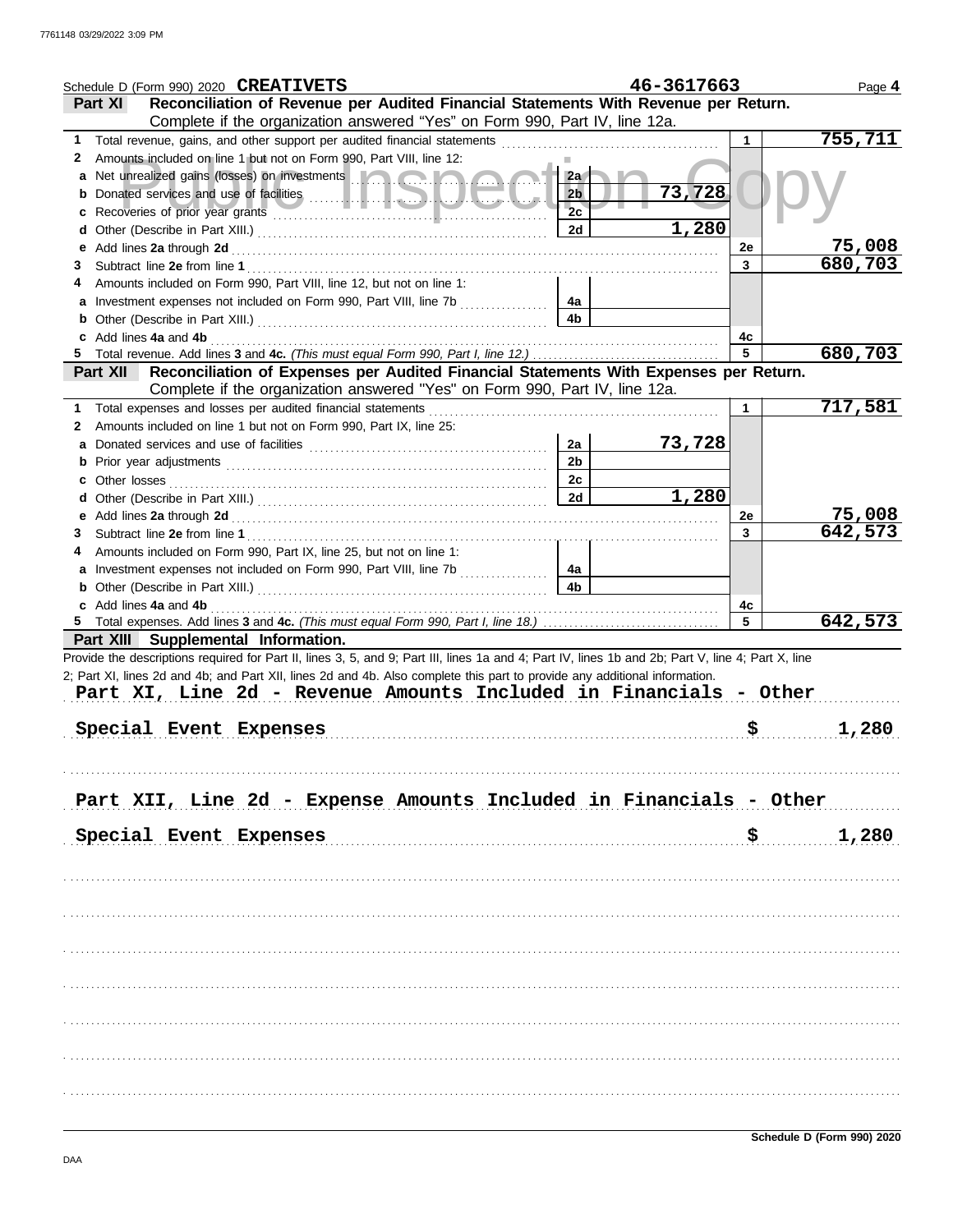Schedule D (Form 990) 2020 **CREATIVETS** 46-3617663 Page **4**

## Part XI Reconciliation of Revenue per Audited Financial Statements With Revenue per Return.

Complete if the organization answered "Yes" on Form 990, Part IV, line 12a.

| | | | | | |
|---|---|---|---|---|---|
| **1** | Total revenue, gains, and other support per audited financial statements | | | 1 | 755,711 |
| **2** | Amounts included on line 1 but not on Form 990, Part VIII, line 12: | | | | |
| **a** | Net unrealized gains (losses) on investments | 2a | | | |
| **b** | Donated services and use of facilities | 2b | 73,728 | | |
| **c** | Recoveries of prior year grants | 2c | | | |
| **d** | Other (Describe in Part XIII.) | 2d | 1,280 | | |
| **e** | Add lines **2a** through **2d** | | | 2e | 75,008 |
| **3** | Subtract line **2e** from line **1** | | | 3 | 680,703 |
| **4** | Amounts included on Form 990, Part VIII, line 12, but not on line 1: | | | | |
| **a** | Investment expenses not included on Form 990, Part VIII, line 7b | 4a | | | |
| **b** | Other (Describe in Part XIII.) | 4b | | | |
| **c** | Add lines **4a** and **4b** | | | 4c | |
| **5** | Total revenue. Add lines **3** and **4c.** *(This must equal Form 990, Part I, line 12.)* | | | 5 | 680,703 |

## Part XII Reconciliation of Expenses per Audited Financial Statements With Expenses per Return.

Complete if the organization answered "Yes" on Form 990, Part IV, line 12a.

| | | | | | |
|---|---|---|---|---|---|
| **1** | Total expenses and losses per audited financial statements | | | 1 | 717,581 |
| **2** | Amounts included on line 1 but not on Form 990, Part IX, line 25: | | | | |
| **a** | Donated services and use of facilities | 2a | 73,728 | | |
| **b** | Prior year adjustments | 2b | | | |
| **c** | Other losses | 2c | | | |
| **d** | Other (Describe in Part XIII.) | 2d | 1,280 | | |
| **e** | Add lines **2a** through **2d** | | | 2e | 75,008 |
| **3** | Subtract line **2e** from line **1** | | | 3 | 642,573 |
| **4** | Amounts included on Form 990, Part IX, line 25, but not on line 1: | | | | |
| **a** | Investment expenses not included on Form 990, Part VIII, line 7b | 4a | | | |
| **b** | Other (Describe in Part XIII.) | 4b | | | |
| **c** | Add lines **4a** and **4b** | | | 4c | |
| **5** | Total expenses. Add lines **3** and **4c.** *(This must equal Form 990, Part I, line 18.)* | | | 5 | 642,573 |

## Part XIII Supplemental Information.

Provide the descriptions required for Part II, lines 3, 5, and 9; Part III, lines 1a and 4; Part IV, lines 1b and 2b; Part V, line 4; Part X, line 2; Part XI, lines 2d and 4b; and Part XII, lines 2d and 4b. Also complete this part to provide any additional information.

**Part XI, Line 2d - Revenue Amounts Included in Financials - Other**

Special Event Expenses $ 1,280

**Part XII, Line 2d - Expense Amounts Included in Financials - Other**

Special Event Expenses $ 1,280

Schedule D (Form 990) 2020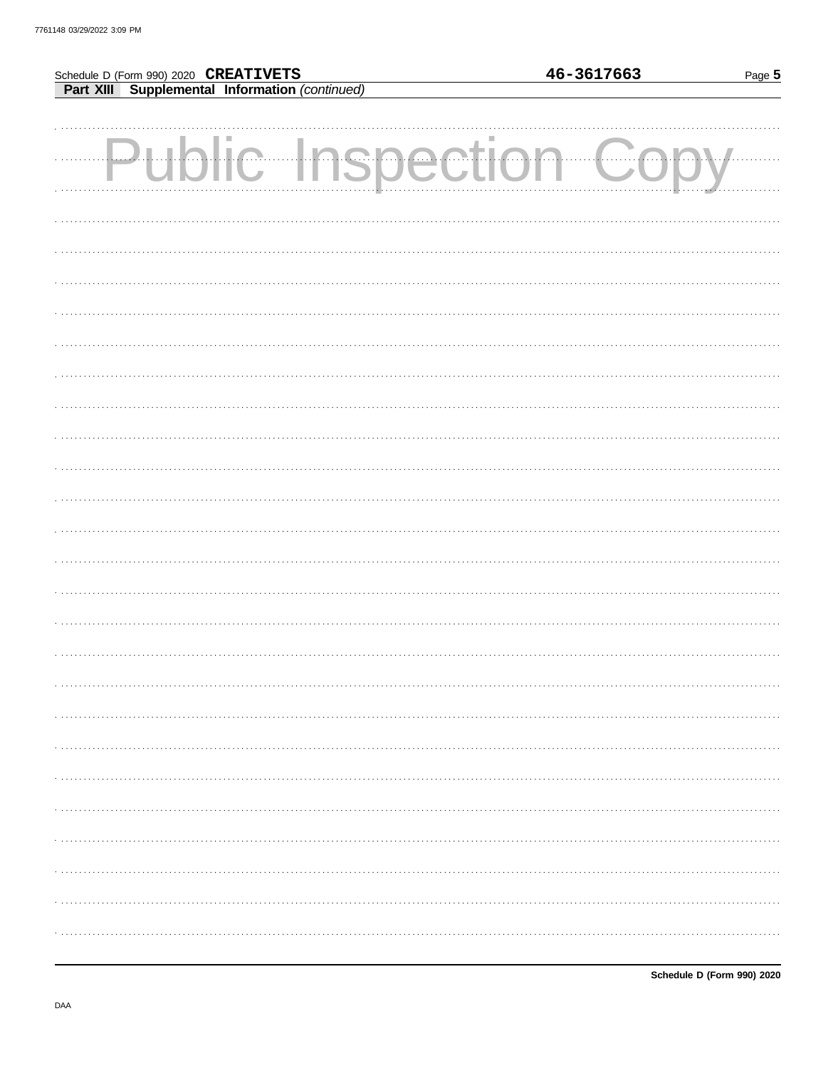Schedule D (Form 990) 2020 **CREATIVETS** **46-3617663**

**Part XIII** **Supplemental Information** *(continued)*

Public Inspection Copy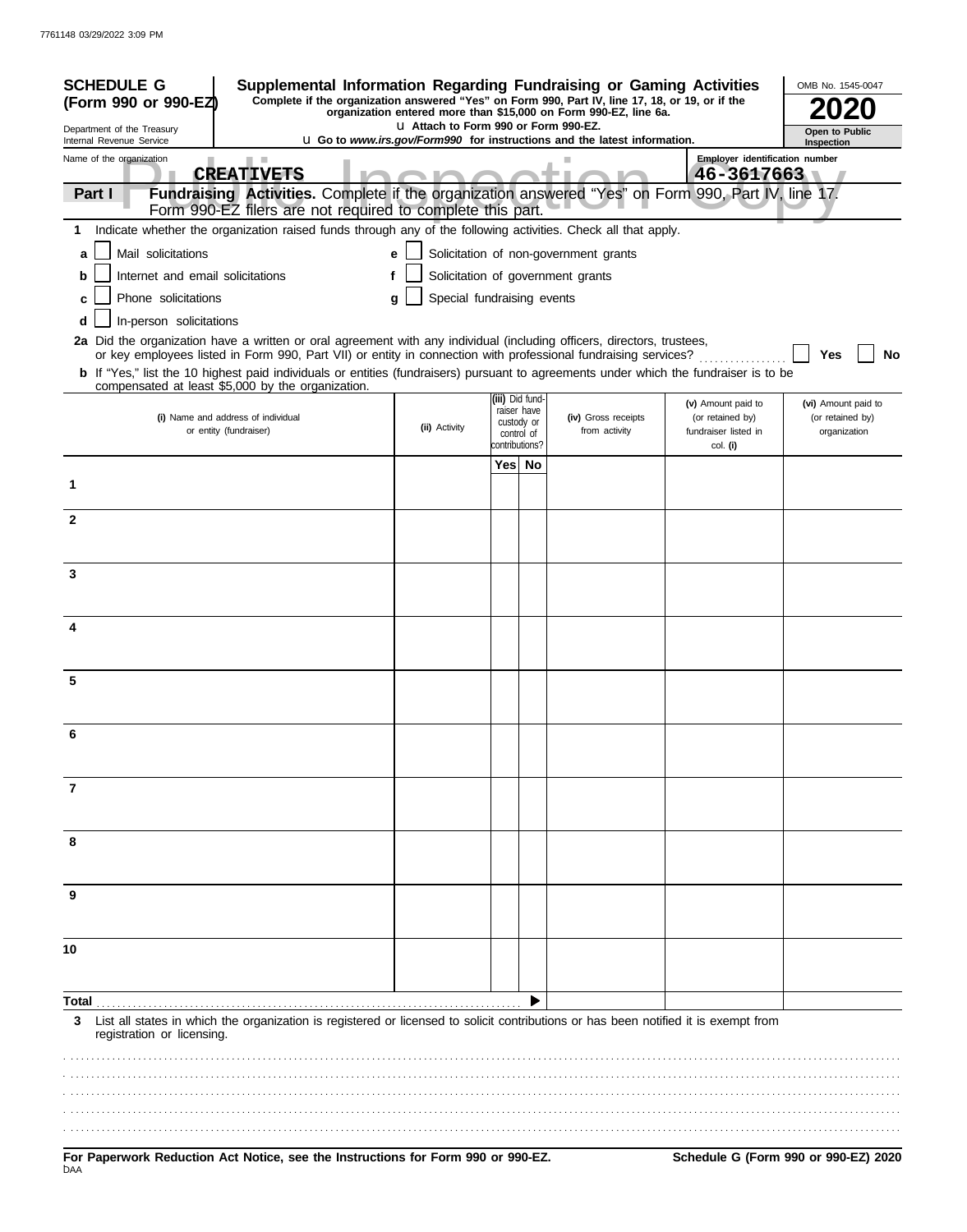**SCHEDULE G (Form 990 or 990-EZ)**

Department of the Treasury
Internal Revenue Service

# Supplemental Information Regarding Fundraising or Gaming Activities

**Complete if the organization answered "Yes" on Form 990, Part IV, line 17, 18, or 19, or if the organization entered more than $15,000 on Form 990-EZ, line 6a.**

**u Attach to Form 990 or Form 990-EZ.**

**u Go to *www.irs.gov/Form990* for instructions and the latest information.**

OMB No. 1545-0047

**2020**

**Open to Public Inspection**

Name of the organization: **CREATIVETS**

Employer identification number: **46-3617663**

**Part I** **Fundraising Activities.** Complete if the organization answered "Yes" on Form 990, Part IV, line 17. Form 990-EZ filers are not required to complete this part.

**1** Indicate whether the organization raised funds through any of the following activities. Check all that apply.

- **a** ☐ Mail solicitations
- **b** ☐ Internet and email solicitations
- **c** ☐ Phone solicitations
- **d** ☐ In-person solicitations
- **e** ☐ Solicitation of non-government grants
- **f** ☐ Solicitation of government grants
- **g** ☐ Special fundraising events

**2a** Did the organization have a written or oral agreement with any individual (including officers, directors, trustees, or key employees listed in Form 990, Part VII) or entity in connection with professional fundraising services? ☐ **Yes** ☐ **No**

**b** If "Yes," list the 10 highest paid individuals or entities (fundraisers) pursuant to agreements under which the fundraiser is to be compensated at least $5,000 by the organization.

| | (i) Name and address of individual or entity (fundraiser) | (ii) Activity | (iii) Did fund-raiser have custody or control of contributions? Yes | No | (iv) Gross receipts from activity | (v) Amount paid to (or retained by) fundraiser listed in col. (i) | (vi) Amount paid to (or retained by) organization |
|---|---|---|---|---|---|---|---|
| 1 | | | | | | | |
| 2 | | | | | | | |
| 3 | | | | | | | |
| 4 | | | | | | | |
| 5 | | | | | | | |
| 6 | | | | | | | |
| 7 | | | | | | | |
| 8 | | | | | | | |
| 9 | | | | | | | |
| 10 | | | | | | | |
| **Total** | | | | ▶ | | | |

**3** List all states in which the organization is registered or licensed to solicit contributions or has been notified it is exempt from registration or licensing.

**For Paperwork Reduction Act Notice, see the Instructions for Form 990 or 990-EZ.**

**Schedule G (Form 990 or 990-EZ) 2020**

DAA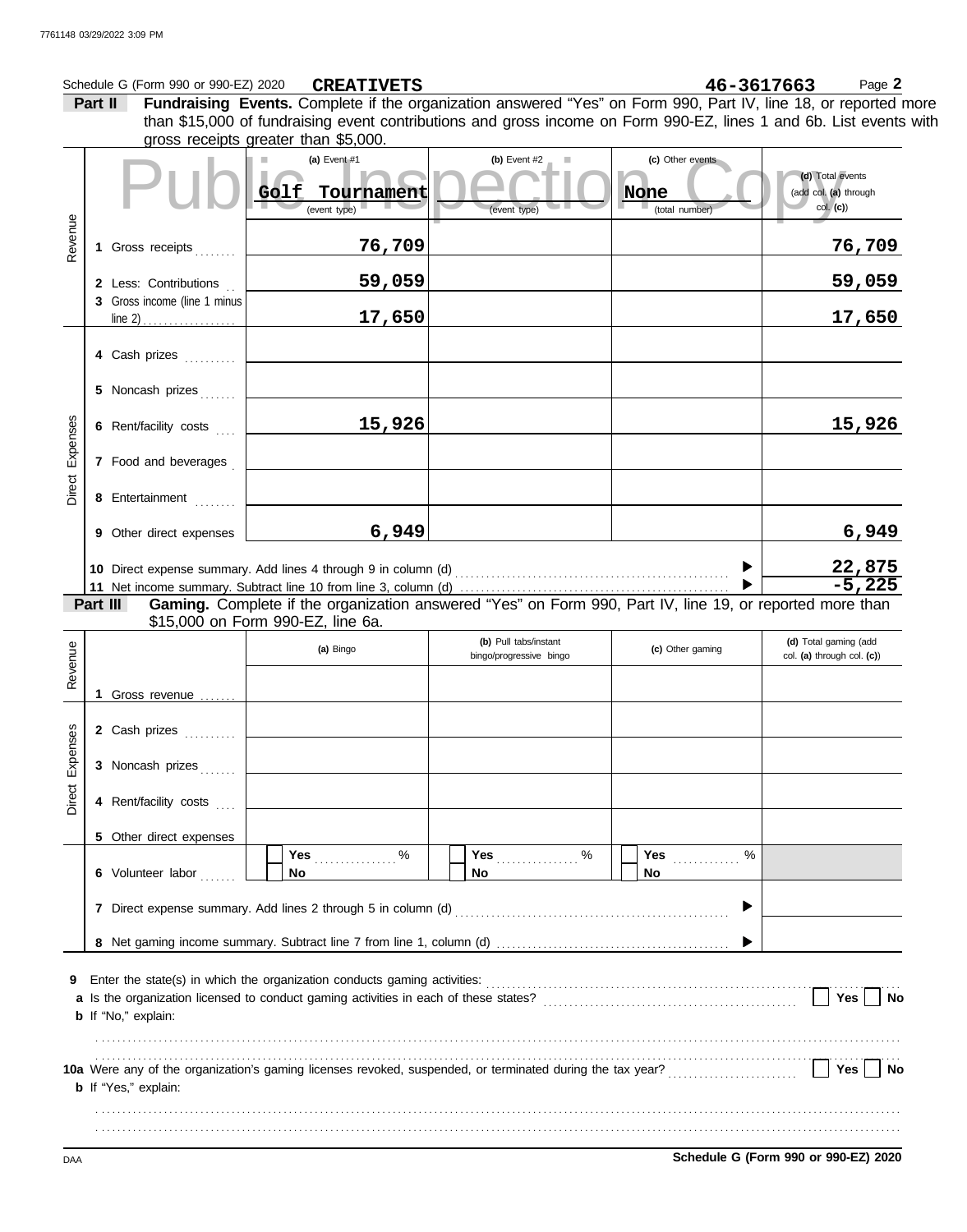Schedule G (Form 990 or 990-EZ) 2020 **CREATIVETS** **46-3617663** Page **2**

**Part II** **Fundraising Events.** Complete if the organization answered "Yes" on Form 990, Part IV, line 18, or reported more than $15,000 of fundraising event contributions and gross income on Form 990-EZ, lines 1 and 6b. List events with gross receipts greater than $5,000.

Public Inspection Copy

| | | (a) Event #1 | (b) Event #2 | (c) Other events | (d) Total events (add col. (a) through col. (c)) |
|---|---|---|---|---|---|
| | | Golf Tournament (event type) | (event type) | None (total number) | |
| Revenue | 1 Gross receipts | 76,709 | | | 76,709 |
| | 2 Less: Contributions | 59,059 | | | 59,059 |
| | 3 Gross income (line 1 minus line 2) | 17,650 | | | 17,650 |
| Direct Expenses | 4 Cash prizes | | | | |
| | 5 Noncash prizes | | | | |
| | 6 Rent/facility costs | 15,926 | | | 15,926 |
| | 7 Food and beverages | | | | |
| | 8 Entertainment | | | | |
| | 9 Other direct expenses | 6,949 | | | 6,949 |
| | 10 Direct expense summary. Add lines 4 through 9 in column (d) | | | | 22,875 |
| | 11 Net income summary. Subtract line 10 from line 3, column (d) | | | | -5,225 |

**Part III** **Gaming.** Complete if the organization answered "Yes" on Form 990, Part IV, line 19, or reported more than $15,000 on Form 990-EZ, line 6a.

| | | (a) Bingo | (b) Pull tabs/instant bingo/progressive bingo | (c) Other gaming | (d) Total gaming (add col. (a) through col. (c)) |
|---|---|---|---|---|---|
| Revenue | 1 Gross revenue | | | | |
| Direct Expenses | 2 Cash prizes | | | | |
| | 3 Noncash prizes | | | | |
| | 4 Rent/facility costs | | | | |
| | 5 Other direct expenses | | | | |
| | 6 Volunteer labor | Yes ____ % No | Yes ____ % No | Yes ____ % No | |
| | 7 Direct expense summary. Add lines 2 through 5 in column (d) | | | | |
| | 8 Net gaming income summary. Subtract line 7 from line 1, column (d) | | | | |

**9** Enter the state(s) in which the organization conducts gaming activities: ..........

**a** Is the organization licensed to conduct gaming activities in each of these states? .......... Yes ☐ No ☐

**b** If "No," explain:

..........

**10a** Were any of the organization's gaming licenses revoked, suspended, or terminated during the tax year? .......... Yes ☐ No ☐

**b** If "Yes," explain:

..........

DAA **Schedule G (Form 990 or 990-EZ) 2020**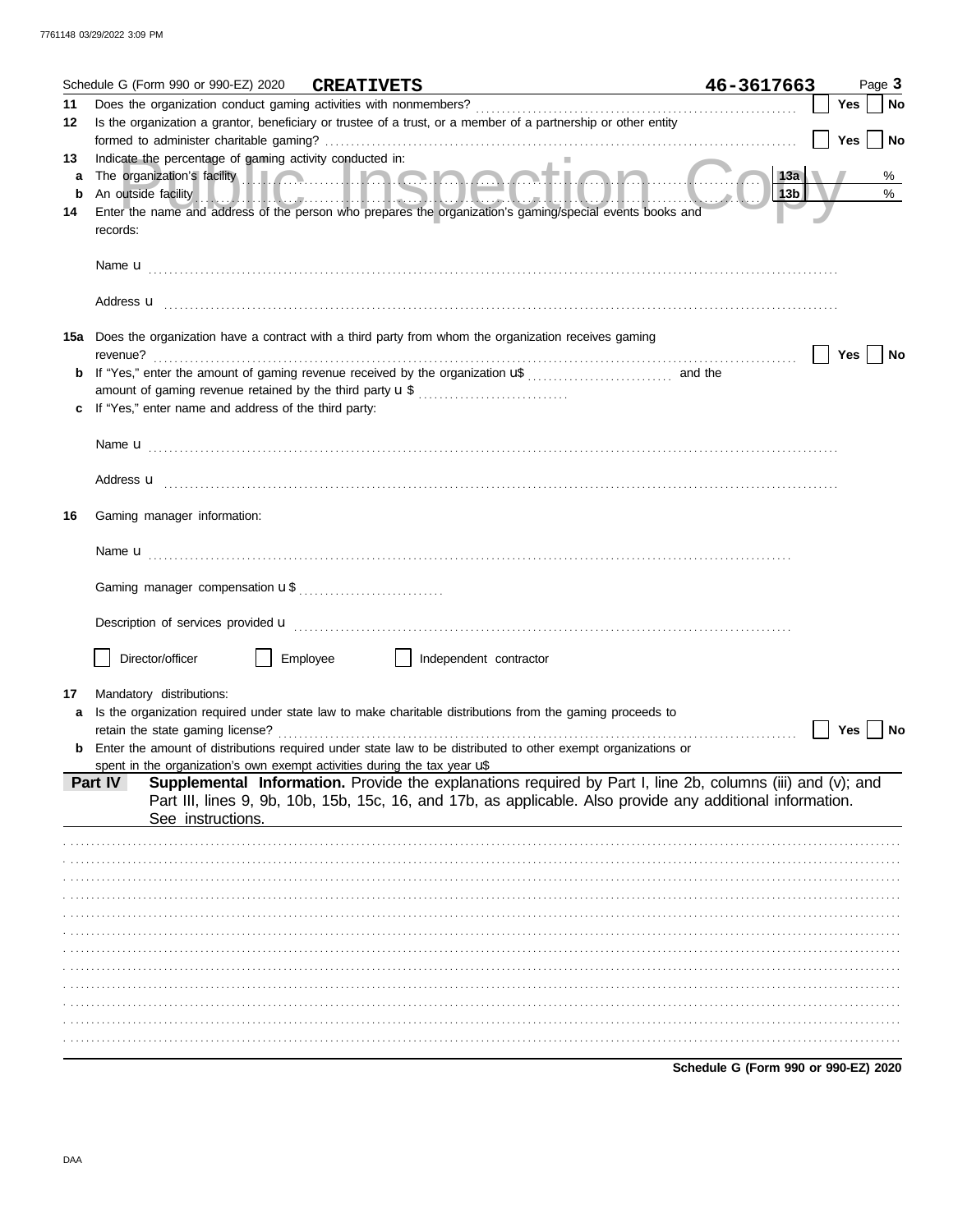Schedule G (Form 990 or 990-EZ) 2020 **CREATIVETS** **46-3617663** Page **3**

**11** Does the organization conduct gaming activities with nonmembers? ☐ Yes ☐ No

**12** Is the organization a grantor, beneficiary or trustee of a trust, or a member of a partnership or other entity formed to administer charitable gaming? ☐ Yes ☐ No

**13** Indicate the percentage of gaming activity conducted in:

**a** The organization's facility **13a** %

**b** An outside facility **13b** %

**14** Enter the name and address of the person who prepares the organization's gaming/special events books and records:

Name u

Address u

**15a** Does the organization have a contract with a third party from whom the organization receives gaming revenue? ☐ Yes ☐ No

**b** If "Yes," enter the amount of gaming revenue received by the organization u$ and the amount of gaming revenue retained by the third party u $

**c** If "Yes," enter name and address of the third party:

Name u

Address u

**16** Gaming manager information:

Name u

Gaming manager compensation u $

Description of services provided u

☐ Director/officer ☐ Employee ☐ Independent contractor

**17** Mandatory distributions:

**a** Is the organization required under state law to make charitable distributions from the gaming proceeds to retain the state gaming license? ☐ Yes ☐ No

**b** Enter the amount of distributions required under state law to be distributed to other exempt organizations or spent in the organization's own exempt activities during the tax year u$

**Part IV** **Supplemental Information.** Provide the explanations required by Part I, line 2b, columns (iii) and (v); and Part III, lines 9, 9b, 10b, 15b, 15c, 16, and 17b, as applicable. Also provide any additional information. See instructions.

**Schedule G (Form 990 or 990-EZ) 2020**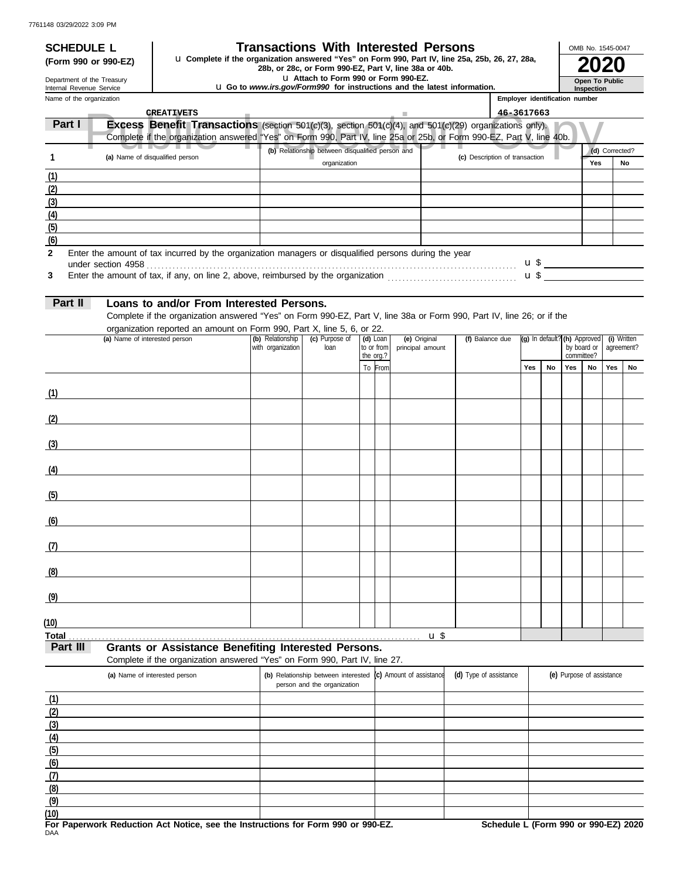**SCHEDULE L (Form 990 or 990-EZ)**

Department of the Treasury
Internal Revenue Service

# Transactions With Interested Persons

u Complete if the organization answered "Yes" on Form 990, Part IV, line 25a, 25b, 26, 27, 28a, 28b, or 28c, or Form 990-EZ, Part V, line 38a or 40b.
u Attach to Form 990 or Form 990-EZ.
u Go to *www.irs.gov/Form990* for instructions and the latest information.

OMB No. 1545-0047

**2020**

**Open To Public Inspection**

Name of the organization: CREATIVETS

Employer identification number: 46-3617663

## Part I Excess Benefit Transactions (section 501(c)(3), section 501(c)(4), and 501(c)(29) organizations only).

Complete if the organization answered "Yes" on Form 990, Part IV, line 25a or 25b, or Form 990-EZ, Part V, line 40b.

| 1 | (a) Name of disqualified person | (b) Relationship between disqualified person and organization | (c) Description of transaction | (d) Corrected? Yes | No |
|---|---|---|---|---|---|
| (1) | | | | | |
| (2) | | | | | |
| (3) | | | | | |
| (4) | | | | | |
| (5) | | | | | |
| (6) | | | | | |

2 Enter the amount of tax incurred by the organization managers or disqualified persons during the year under section 4958 . . . u $

3 Enter the amount of tax, if any, on line 2, above, reimbursed by the organization . . . u $

## Part II Loans to and/or From Interested Persons.

Complete if the organization answered "Yes" on Form 990-EZ, Part V, line 38a or Form 990, Part IV, line 26; or if the organization reported an amount on Form 990, Part X, line 5, 6, or 22.

| | (a) Name of interested person | (b) Relationship with organization | (c) Purpose of loan | (d) Loan to or from the org.? | | (e) Original principal amount | (f) Balance due | (g) In default? | | (h) Approved by board or committee? | | (i) Written agreement? | |
|---|---|---|---|---|---|---|---|---|---|---|---|---|---|
| | | | | To | From | | | Yes | No | Yes | No | Yes | No |
| (1) | | | | | | | | | | | | | |
| (2) | | | | | | | | | | | | | |
| (3) | | | | | | | | | | | | | |
| (4) | | | | | | | | | | | | | |
| (5) | | | | | | | | | | | | | |
| (6) | | | | | | | | | | | | | |
| (7) | | | | | | | | | | | | | |
| (8) | | | | | | | | | | | | | |
| (9) | | | | | | | | | | | | | |
| (10) | | | | | | | | | | | | | |
| Total | | | | | | u $ | | | | | | | |

## Part III Grants or Assistance Benefiting Interested Persons.

Complete if the organization answered "Yes" on Form 990, Part IV, line 27.

| | (a) Name of interested person | (b) Relationship between interested person and the organization | (c) Amount of assistance | (d) Type of assistance | (e) Purpose of assistance |
|---|---|---|---|---|---|
| (1) | | | | | |
| (2) | | | | | |
| (3) | | | | | |
| (4) | | | | | |
| (5) | | | | | |
| (6) | | | | | |
| (7) | | | | | |
| (8) | | | | | |
| (9) | | | | | |
| (10) | | | | | |

**For Paperwork Reduction Act Notice, see the Instructions for Form 990 or 990-EZ.**

DAA

**Schedule L (Form 990 or 990-EZ) 2020**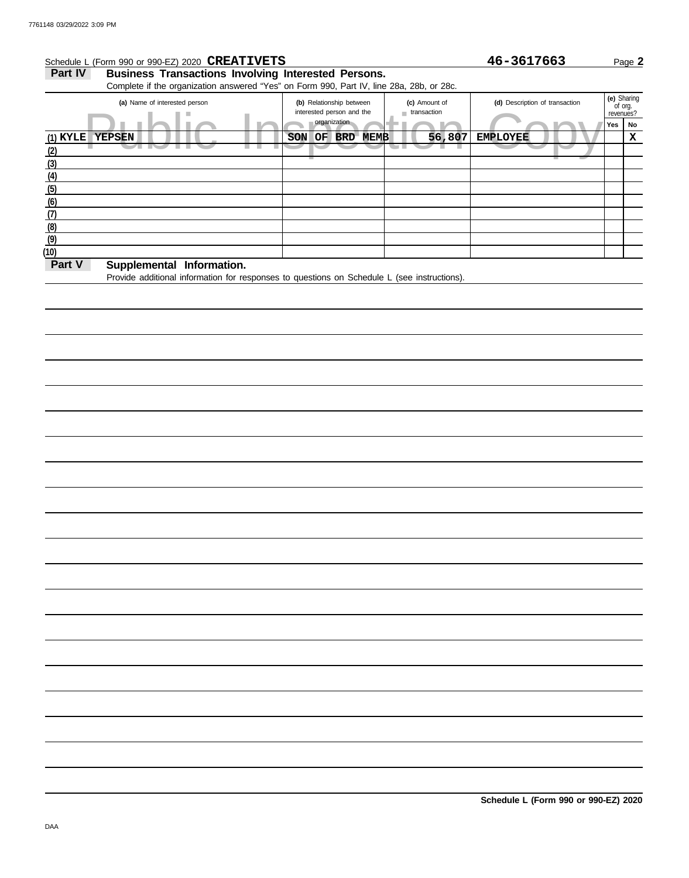Schedule L (Form 990 or 990-EZ) 2020 **CREATIVETS** **46-3617663**

## Part IV Business Transactions Involving Interested Persons.

Complete if the organization answered "Yes" on Form 990, Part IV, line 28a, 28b, or 28c.

| | (a) Name of interested person | (b) Relationship between interested person and the organization | (c) Amount of transaction | (d) Description of transaction | (e) Sharing of org. revenues? Yes | No |
|---|---|---|---|---|---|---|
| (1) | KYLE YEPSEN | SON OF BRD MEMB | 56,807 | EMPLOYEE | | X |
| (2) | | | | | | |
| (3) | | | | | | |
| (4) | | | | | | |
| (5) | | | | | | |
| (6) | | | | | | |
| (7) | | | | | | |
| (8) | | | | | | |
| (9) | | | | | | |
| (10) | | | | | | |

## Part V Supplemental Information.

Provide additional information for responses to questions on Schedule L (see instructions).

**Schedule L (Form 990 or 990-EZ) 2020**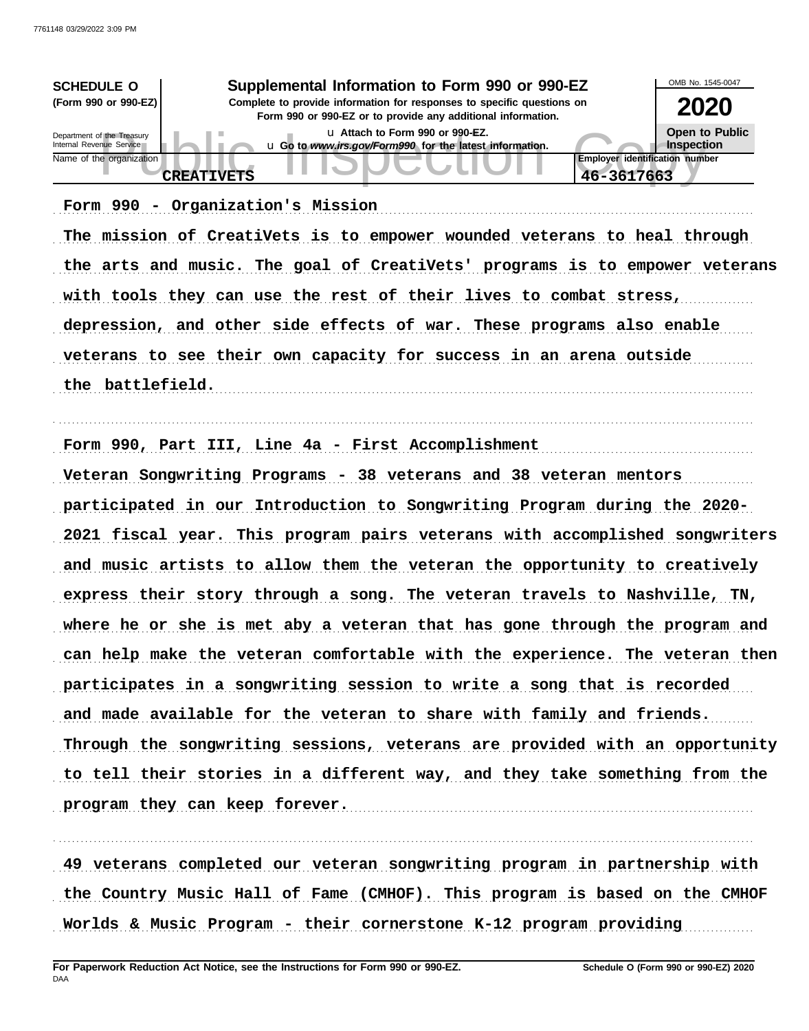**SCHEDULE O (Form 990 or 990-EZ)**

Department of the Treasury
Internal Revenue Service

# Supplemental Information to Form 990 or 990-EZ

**Complete to provide information for responses to specific questions on Form 990 or 990-EZ or to provide any additional information.**

u Attach to Form 990 or 990-EZ.

u Go to *www.irs.gov/Form990* for the latest information.

OMB No. 1545-0047

**2020**

**Open to Public Inspection**

| Name of the organization | Employer identification number |
|---|---|
| CREATIVETS | 46-3617663 |

Form 990 - Organization's Mission

The mission of CreatiVets is to empower wounded veterans to heal through the arts and music. The goal of CreatiVets' programs is to empower veterans with tools they can use the rest of their lives to combat stress, depression, and other side effects of war. These programs also enable veterans to see their own capacity for success in an arena outside the battlefield.

Form 990, Part III, Line 4a - First Accomplishment

Veteran Songwriting Programs - 38 veterans and 38 veteran mentors participated in our Introduction to Songwriting Program during the 2020-2021 fiscal year. This program pairs veterans with accomplished songwriters and music artists to allow them the veteran the opportunity to creatively express their story through a song. The veteran travels to Nashville, TN, where he or she is met aby a veteran that has gone through the program and can help make the veteran comfortable with the experience. The veteran then participates in a songwriting session to write a song that is recorded and made available for the veteran to share with family and friends. Through the songwriting sessions, veterans are provided with an opportunity to tell their stories in a different way, and they take something from the program they can keep forever.

49 veterans completed our veteran songwriting program in partnership with the Country Music Hall of Fame (CMHOF). This program is based on the CMHOF Worlds & Music Program - their cornerstone K-12 program providing

**For Paperwork Reduction Act Notice, see the Instructions for Form 990 or 990-EZ.**

DAA

**Schedule O (Form 990 or 990-EZ) 2020**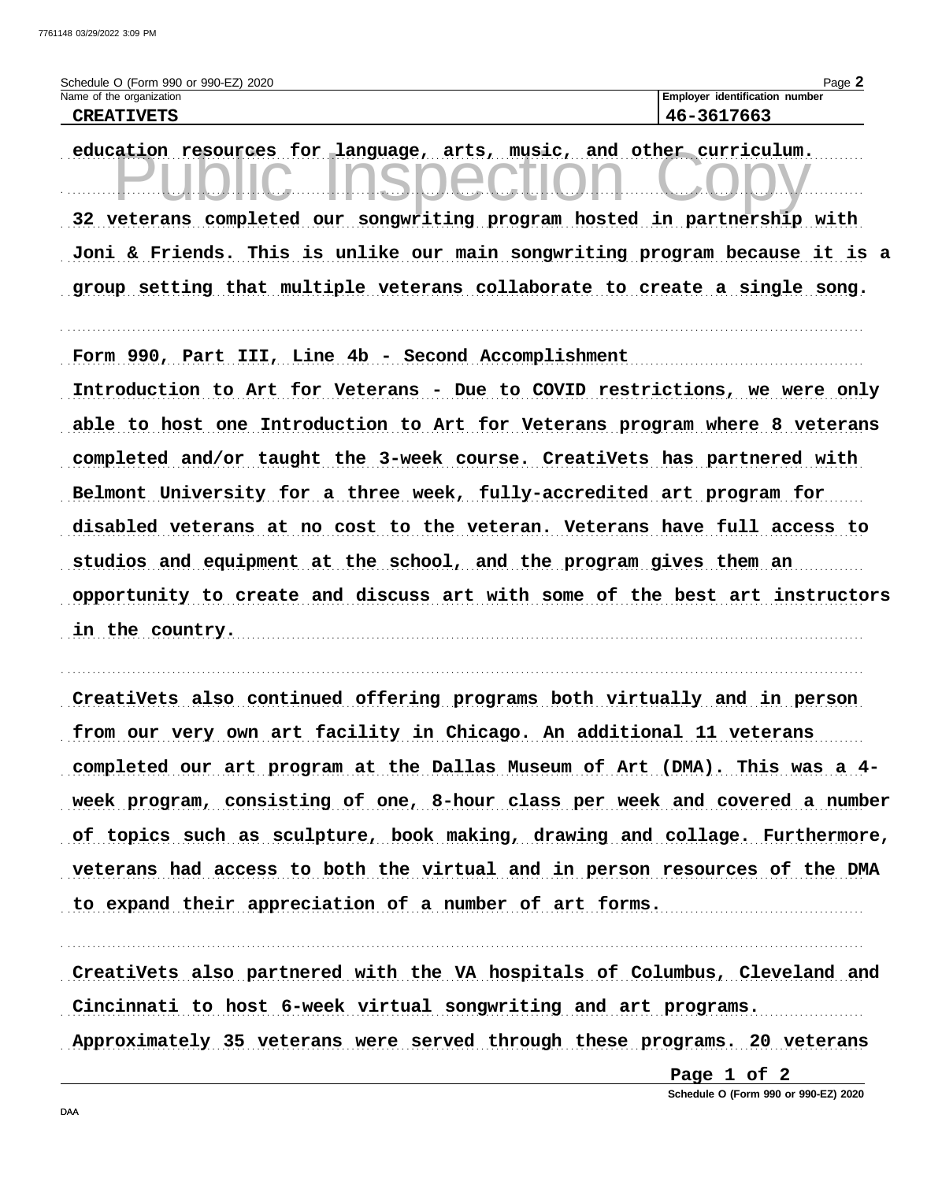education resources for language, arts, music, and other curriculum.

32 veterans completed our songwriting program hosted in partnership with Joni & Friends. This is unlike our main songwriting program because it is a group setting that multiple veterans collaborate to create a single song.

Form 990, Part III, Line 4b - Second Accomplishment

Introduction to Art for Veterans - Due to COVID restrictions, we were only able to host one Introduction to Art for Veterans program where 8 veterans completed and/or taught the 3-week course. CreatiVets has partnered with Belmont University for a three week, fully-accredited art program for disabled veterans at no cost to the veteran. Veterans have full access to studios and equipment at the school, and the program gives them an opportunity to create and discuss art with some of the best art instructors in the country.

CreatiVets also continued offering programs both virtually and in person from our very own art facility in Chicago. An additional 11 veterans completed our art program at the Dallas Museum of Art (DMA). This was a 4-week program, consisting of one, 8-hour class per week and covered a number of topics such as sculpture, book making, drawing and collage. Furthermore, veterans had access to both the virtual and in person resources of the DMA to expand their appreciation of a number of art forms.

CreatiVets also partnered with the VA hospitals of Columbus, Cleveland and Cincinnati to host 6-week virtual songwriting and art programs. Approximately 35 veterans were served through these programs. 20 veterans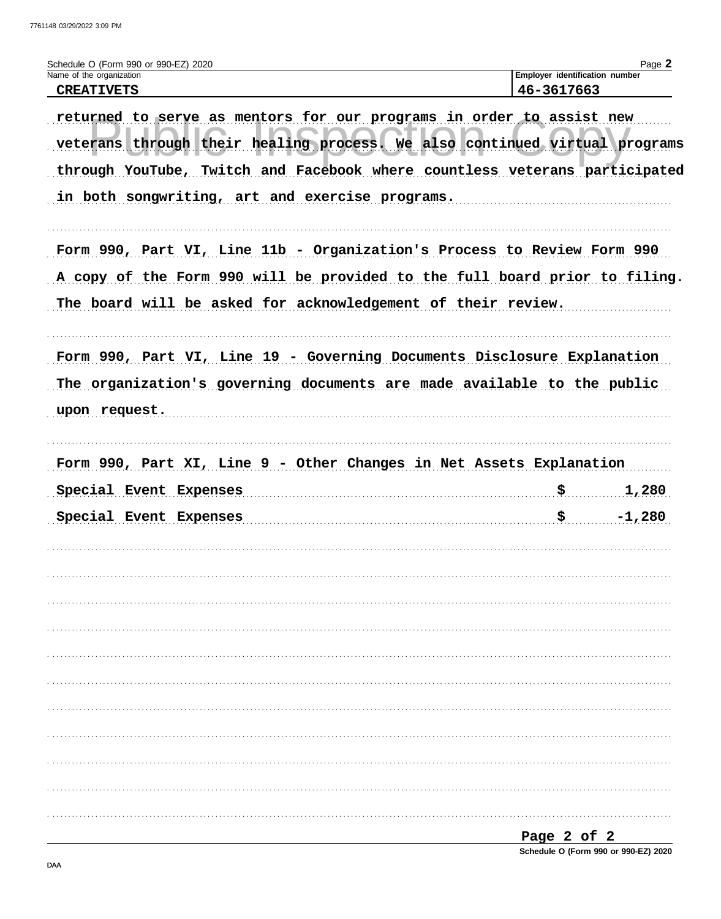Schedule O (Form 990 or 990-EZ) 2020

Name of the organization: **CREATIVETS**

Employer identification number: **46-3617663**

returned to serve as mentors for our programs in order to assist new veterans through their healing process. We also continued virtual programs through YouTube, Twitch and Facebook where countless veterans participated in both songwriting, art and exercise programs.

Form 990, Part VI, Line 11b - Organization's Process to Review Form 990

A copy of the Form 990 will be provided to the full board prior to filing. The board will be asked for acknowledgement of their review.

Form 990, Part VI, Line 19 - Governing Documents Disclosure Explanation

The organization's governing documents are made available to the public upon request.

Form 990, Part XI, Line 9 - Other Changes in Net Assets Explanation

| | |
|---|---|
| Special Event Expenses | $ 1,280 |
| Special Event Expenses | $ -1,280 |

Schedule O (Form 990 or 990-EZ) 2020